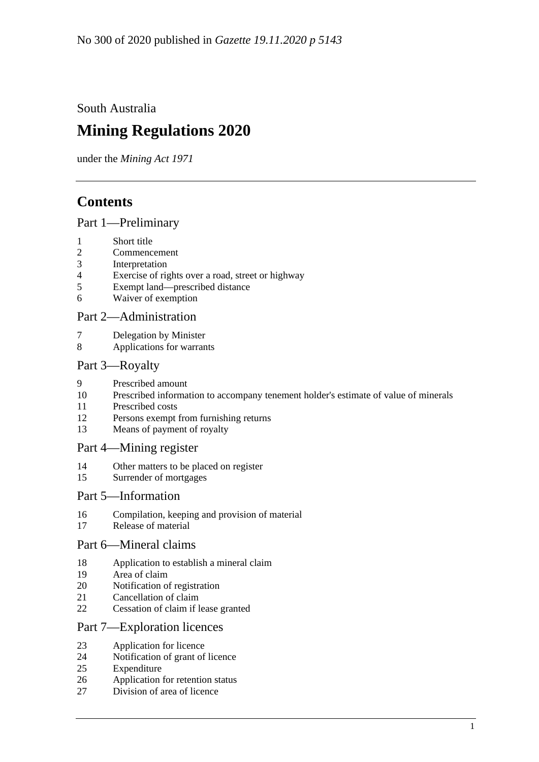No 300 of 2020 published in *Gazette 19.11.2020 p 5143*

South Australia

# Mining Regulations 2020

under the *Mining Act 1971*

## Contents

### Part 1—Preliminary

1 Short title
2 Commencement
3 Interpretation
4 Exercise of rights over a road, street or highway
5 Exempt land—prescribed distance
6 Waiver of exemption

### Part 2—Administration

7 Delegation by Minister
8 Applications for warrants

### Part 3—Royalty

9 Prescribed amount
10 Prescribed information to accompany tenement holder's estimate of value of minerals
11 Prescribed costs
12 Persons exempt from furnishing returns
13 Means of payment of royalty

### Part 4—Mining register

14 Other matters to be placed on register
15 Surrender of mortgages

### Part 5—Information

16 Compilation, keeping and provision of material
17 Release of material

### Part 6—Mineral claims

18 Application to establish a mineral claim
19 Area of claim
20 Notification of registration
21 Cancellation of claim
22 Cessation of claim if lease granted

### Part 7—Exploration licences

23 Application for licence
24 Notification of grant of licence
25 Expenditure
26 Application for retention status
27 Division of area of licence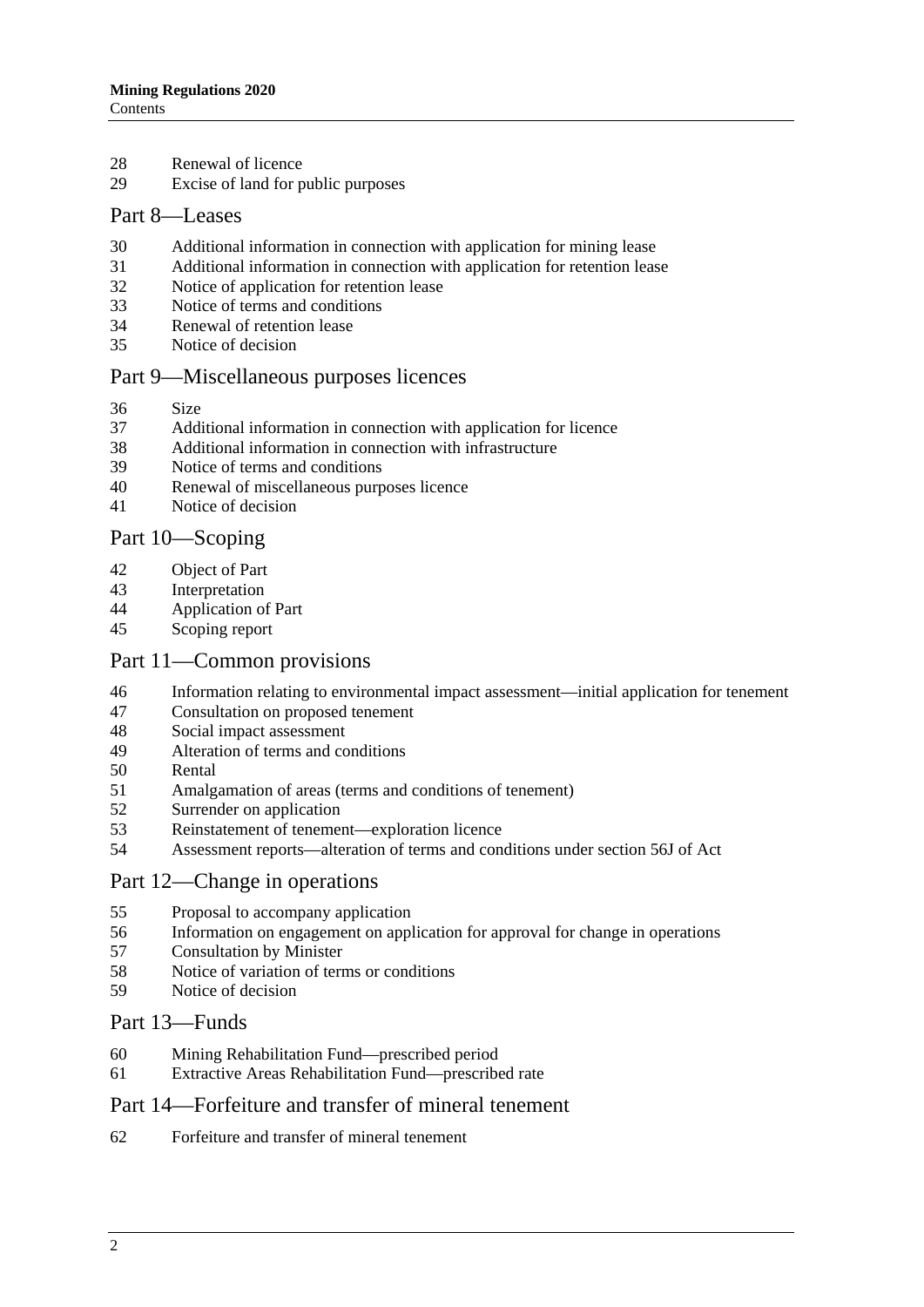28 Renewal of licence
29 Excise of land for public purposes

## Part 8—Leases

30 Additional information in connection with application for mining lease
31 Additional information in connection with application for retention lease
32 Notice of application for retention lease
33 Notice of terms and conditions
34 Renewal of retention lease
35 Notice of decision

## Part 9—Miscellaneous purposes licences

36 Size
37 Additional information in connection with application for licence
38 Additional information in connection with infrastructure
39 Notice of terms and conditions
40 Renewal of miscellaneous purposes licence
41 Notice of decision

## Part 10—Scoping

42 Object of Part
43 Interpretation
44 Application of Part
45 Scoping report

## Part 11—Common provisions

46 Information relating to environmental impact assessment—initial application for tenement
47 Consultation on proposed tenement
48 Social impact assessment
49 Alteration of terms and conditions
50 Rental
51 Amalgamation of areas (terms and conditions of tenement)
52 Surrender on application
53 Reinstatement of tenement—exploration licence
54 Assessment reports—alteration of terms and conditions under section 56J of Act

## Part 12—Change in operations

55 Proposal to accompany application
56 Information on engagement on application for approval for change in operations
57 Consultation by Minister
58 Notice of variation of terms or conditions
59 Notice of decision

## Part 13—Funds

60 Mining Rehabilitation Fund—prescribed period
61 Extractive Areas Rehabilitation Fund—prescribed rate

## Part 14—Forfeiture and transfer of mineral tenement

62 Forfeiture and transfer of mineral tenement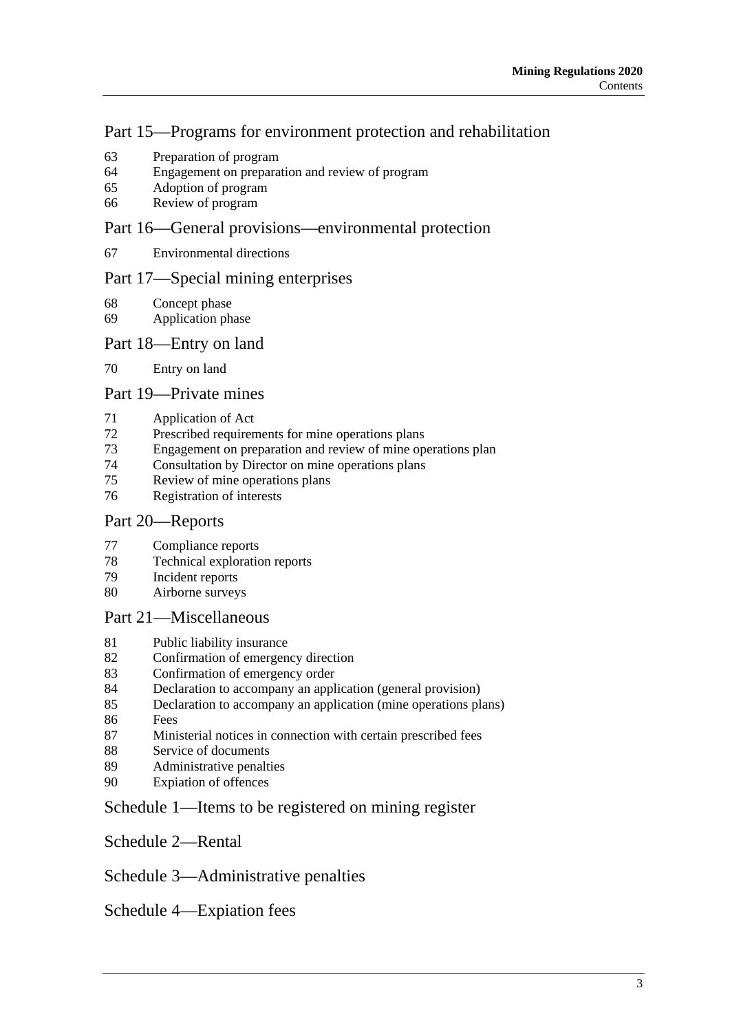## Part 15—Programs for environment protection and rehabilitation

63 Preparation of program
64 Engagement on preparation and review of program
65 Adoption of program
66 Review of program

## Part 16—General provisions—environmental protection

67 Environmental directions

## Part 17—Special mining enterprises

68 Concept phase
69 Application phase

## Part 18—Entry on land

70 Entry on land

## Part 19—Private mines

71 Application of Act
72 Prescribed requirements for mine operations plans
73 Engagement on preparation and review of mine operations plan
74 Consultation by Director on mine operations plans
75 Review of mine operations plans
76 Registration of interests

## Part 20—Reports

77 Compliance reports
78 Technical exploration reports
79 Incident reports
80 Airborne surveys

## Part 21—Miscellaneous

81 Public liability insurance
82 Confirmation of emergency direction
83 Confirmation of emergency order
84 Declaration to accompany an application (general provision)
85 Declaration to accompany an application (mine operations plans)
86 Fees
87 Ministerial notices in connection with certain prescribed fees
88 Service of documents
89 Administrative penalties
90 Expiation of offences

## Schedule 1—Items to be registered on mining register

## Schedule 2—Rental

## Schedule 3—Administrative penalties

## Schedule 4—Expiation fees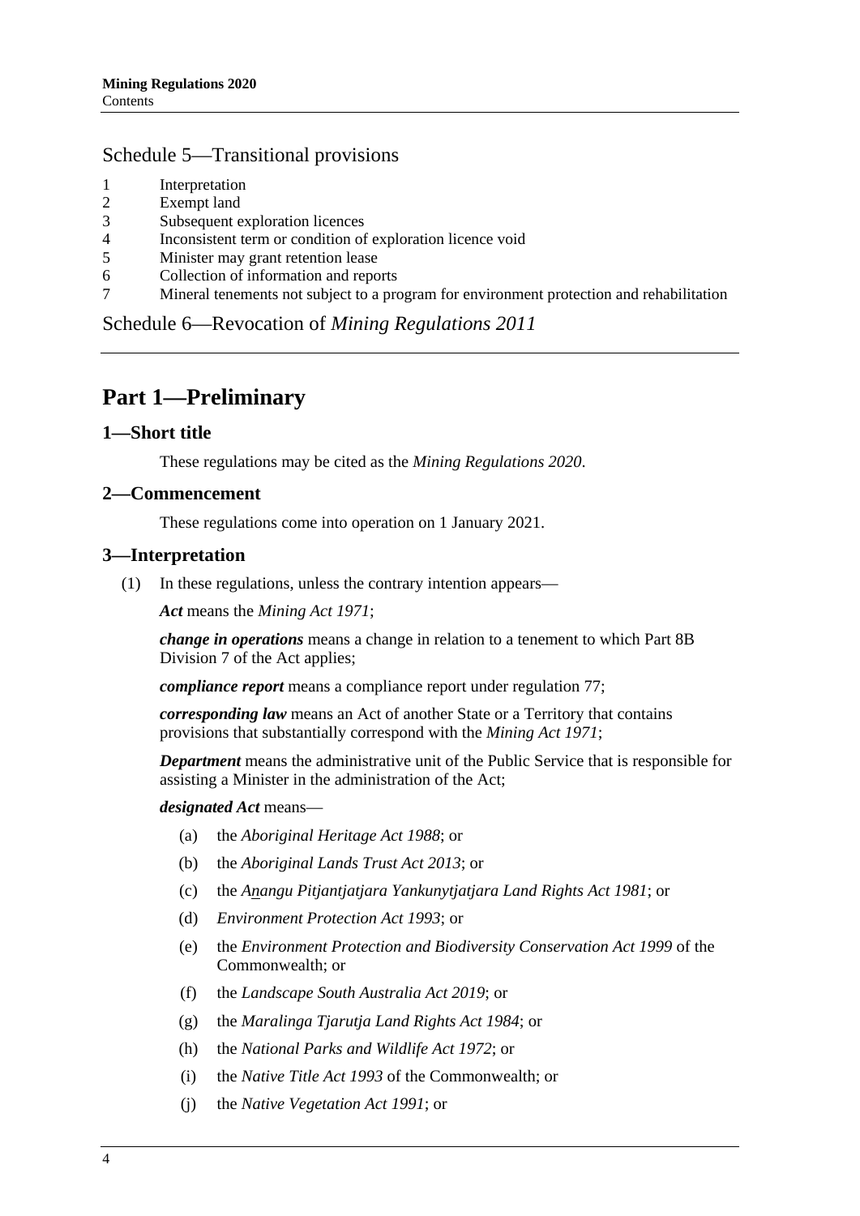## Schedule 5—Transitional provisions

1 Interpretation
2 Exempt land
3 Subsequent exploration licences
4 Inconsistent term or condition of exploration licence void
5 Minister may grant retention lease
6 Collection of information and reports
7 Mineral tenements not subject to a program for environment protection and rehabilitation

## Schedule 6—Revocation of *Mining Regulations 2011*

# Part 1—Preliminary

## 1—Short title

These regulations may be cited as the *Mining Regulations 2020*.

## 2—Commencement

These regulations come into operation on 1 January 2021.

## 3—Interpretation

(1) In these regulations, unless the contrary intention appears—

***Act*** means the *Mining Act 1971*;

***change in operations*** means a change in relation to a tenement to which Part 8B Division 7 of the Act applies;

***compliance report*** means a compliance report under regulation 77;

***corresponding law*** means an Act of another State or a Territory that contains provisions that substantially correspond with the *Mining Act 1971*;

***Department*** means the administrative unit of the Public Service that is responsible for assisting a Minister in the administration of the Act;

***designated Act*** means—

(a) the *Aboriginal Heritage Act 1988*; or

(b) the *Aboriginal Lands Trust Act 2013*; or

(c) the *Anangu Pitjantjatjara Yankunytjatjara Land Rights Act 1981*; or

(d) *Environment Protection Act 1993*; or

(e) the *Environment Protection and Biodiversity Conservation Act 1999* of the Commonwealth; or

(f) the *Landscape South Australia Act 2019*; or

(g) the *Maralinga Tjarutja Land Rights Act 1984*; or

(h) the *National Parks and Wildlife Act 1972*; or

(i) the *Native Title Act 1993* of the Commonwealth; or

(j) the *Native Vegetation Act 1991*; or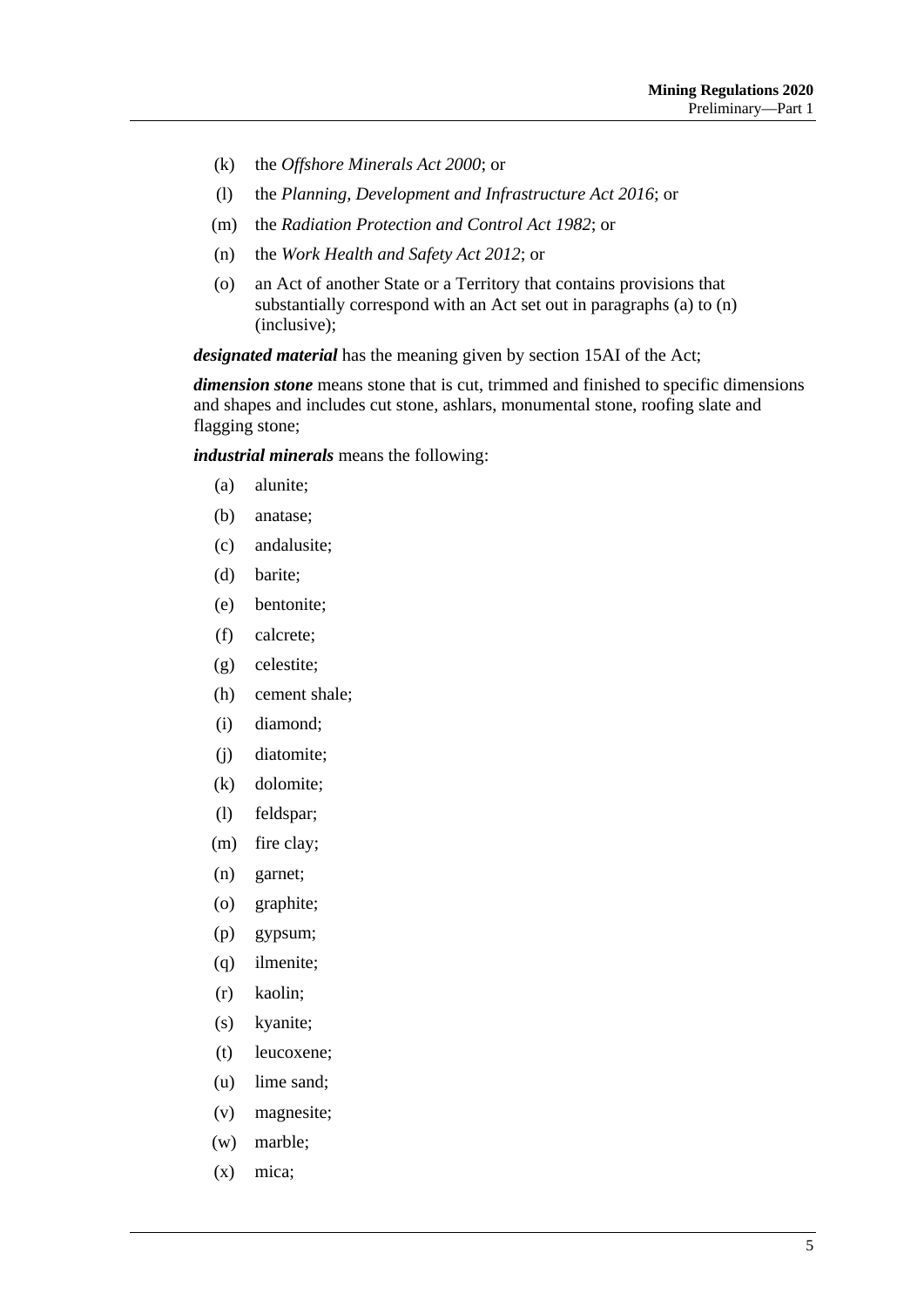(k) the *Offshore Minerals Act 2000*; or

(l) the *Planning, Development and Infrastructure Act 2016*; or

(m) the *Radiation Protection and Control Act 1982*; or

(n) the *Work Health and Safety Act 2012*; or

(o) an Act of another State or a Territory that contains provisions that substantially correspond with an Act set out in paragraphs (a) to (n) (inclusive);

***designated material*** has the meaning given by section 15AI of the Act;

***dimension stone*** means stone that is cut, trimmed and finished to specific dimensions and shapes and includes cut stone, ashlars, monumental stone, roofing slate and flagging stone;

***industrial minerals*** means the following:

(a) alunite;

(b) anatase;

(c) andalusite;

(d) barite;

(e) bentonite;

(f) calcrete;

(g) celestite;

(h) cement shale;

(i) diamond;

(j) diatomite;

(k) dolomite;

(l) feldspar;

(m) fire clay;

(n) garnet;

(o) graphite;

(p) gypsum;

(q) ilmenite;

(r) kaolin;

(s) kyanite;

(t) leucoxene;

(u) lime sand;

(v) magnesite;

(w) marble;

(x) mica;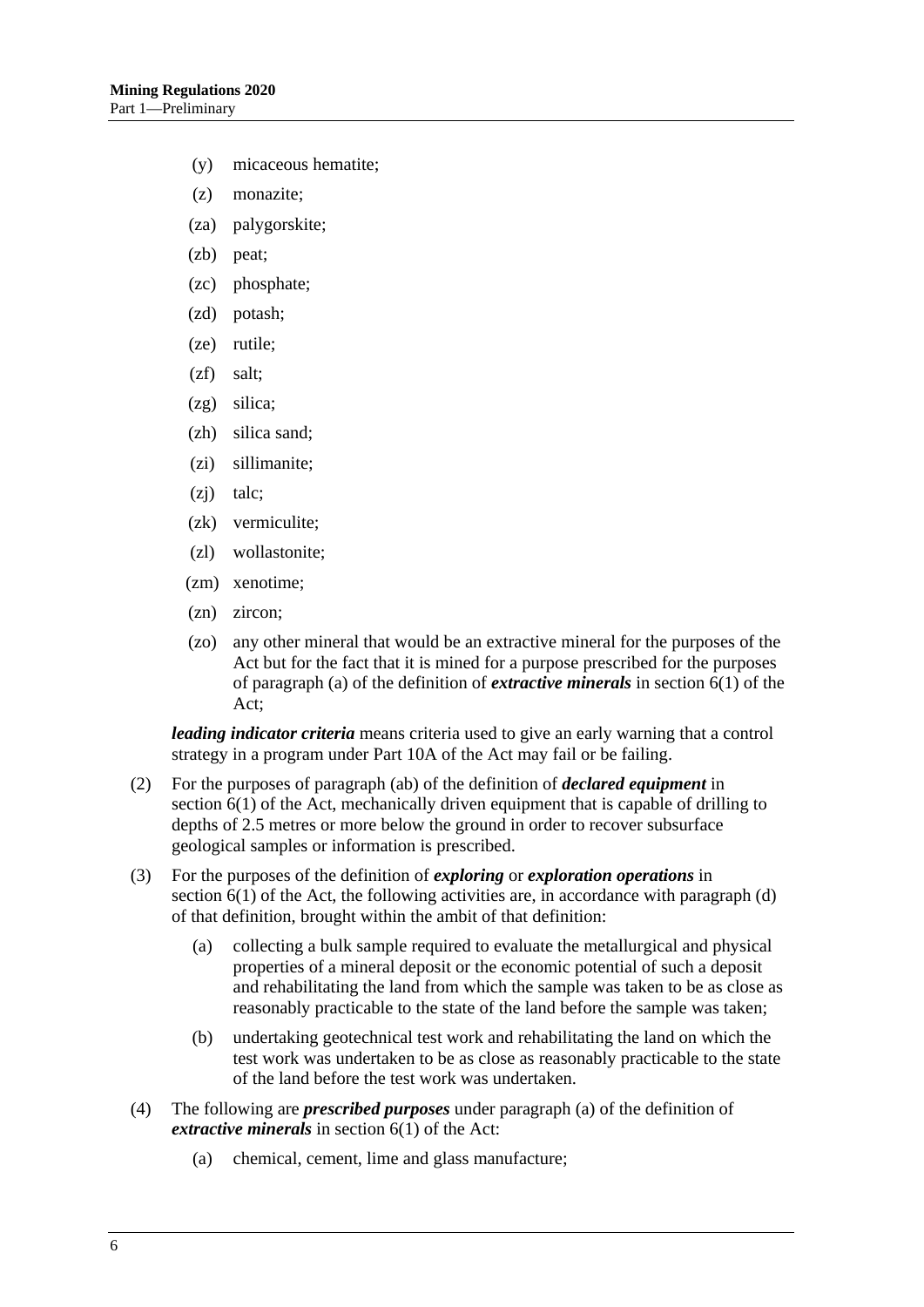(y) micaceous hematite;

(z) monazite;

(za) palygorskite;

(zb) peat;

(zc) phosphate;

(zd) potash;

(ze) rutile;

(zf) salt;

(zg) silica;

(zh) silica sand;

(zi) sillimanite;

(zj) talc;

(zk) vermiculite;

(zl) wollastonite;

(zm) xenotime;

(zn) zircon;

(zo) any other mineral that would be an extractive mineral for the purposes of the Act but for the fact that it is mined for a purpose prescribed for the purposes of paragraph (a) of the definition of ***extractive minerals*** in section 6(1) of the Act;

***leading indicator criteria*** means criteria used to give an early warning that a control strategy in a program under Part 10A of the Act may fail or be failing.

(2) For the purposes of paragraph (ab) of the definition of ***declared equipment*** in section 6(1) of the Act, mechanically driven equipment that is capable of drilling to depths of 2.5 metres or more below the ground in order to recover subsurface geological samples or information is prescribed.

(3) For the purposes of the definition of ***exploring*** or ***exploration operations*** in section 6(1) of the Act, the following activities are, in accordance with paragraph (d) of that definition, brought within the ambit of that definition:

(a) collecting a bulk sample required to evaluate the metallurgical and physical properties of a mineral deposit or the economic potential of such a deposit and rehabilitating the land from which the sample was taken to be as close as reasonably practicable to the state of the land before the sample was taken;

(b) undertaking geotechnical test work and rehabilitating the land on which the test work was undertaken to be as close as reasonably practicable to the state of the land before the test work was undertaken.

(4) The following are ***prescribed purposes*** under paragraph (a) of the definition of ***extractive minerals*** in section 6(1) of the Act:

(a) chemical, cement, lime and glass manufacture;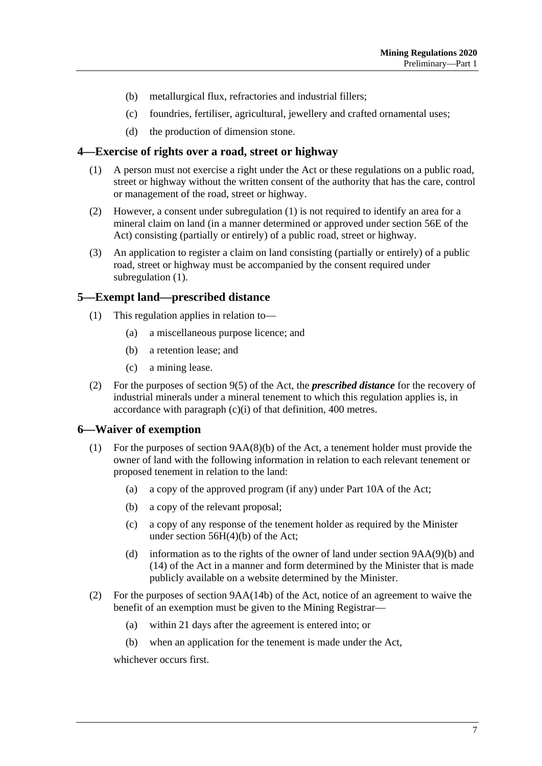(b) metallurgical flux, refractories and industrial fillers;

(c) foundries, fertiliser, agricultural, jewellery and crafted ornamental uses;

(d) the production of dimension stone.

## 4—Exercise of rights over a road, street or highway

(1) A person must not exercise a right under the Act or these regulations on a public road, street or highway without the written consent of the authority that has the care, control or management of the road, street or highway.

(2) However, a consent under subregulation (1) is not required to identify an area for a mineral claim on land (in a manner determined or approved under section 56E of the Act) consisting (partially or entirely) of a public road, street or highway.

(3) An application to register a claim on land consisting (partially or entirely) of a public road, street or highway must be accompanied by the consent required under subregulation (1).

## 5—Exempt land—prescribed distance

(1) This regulation applies in relation to—

(a) a miscellaneous purpose licence; and

(b) a retention lease; and

(c) a mining lease.

(2) For the purposes of section 9(5) of the Act, the ***prescribed distance*** for the recovery of industrial minerals under a mineral tenement to which this regulation applies is, in accordance with paragraph (c)(i) of that definition, 400 metres.

## 6—Waiver of exemption

(1) For the purposes of section 9AA(8)(b) of the Act, a tenement holder must provide the owner of land with the following information in relation to each relevant tenement or proposed tenement in relation to the land:

(a) a copy of the approved program (if any) under Part 10A of the Act;

(b) a copy of the relevant proposal;

(c) a copy of any response of the tenement holder as required by the Minister under section 56H(4)(b) of the Act;

(d) information as to the rights of the owner of land under section 9AA(9)(b) and (14) of the Act in a manner and form determined by the Minister that is made publicly available on a website determined by the Minister.

(2) For the purposes of section 9AA(14b) of the Act, notice of an agreement to waive the benefit of an exemption must be given to the Mining Registrar—

(a) within 21 days after the agreement is entered into; or

(b) when an application for the tenement is made under the Act,

whichever occurs first.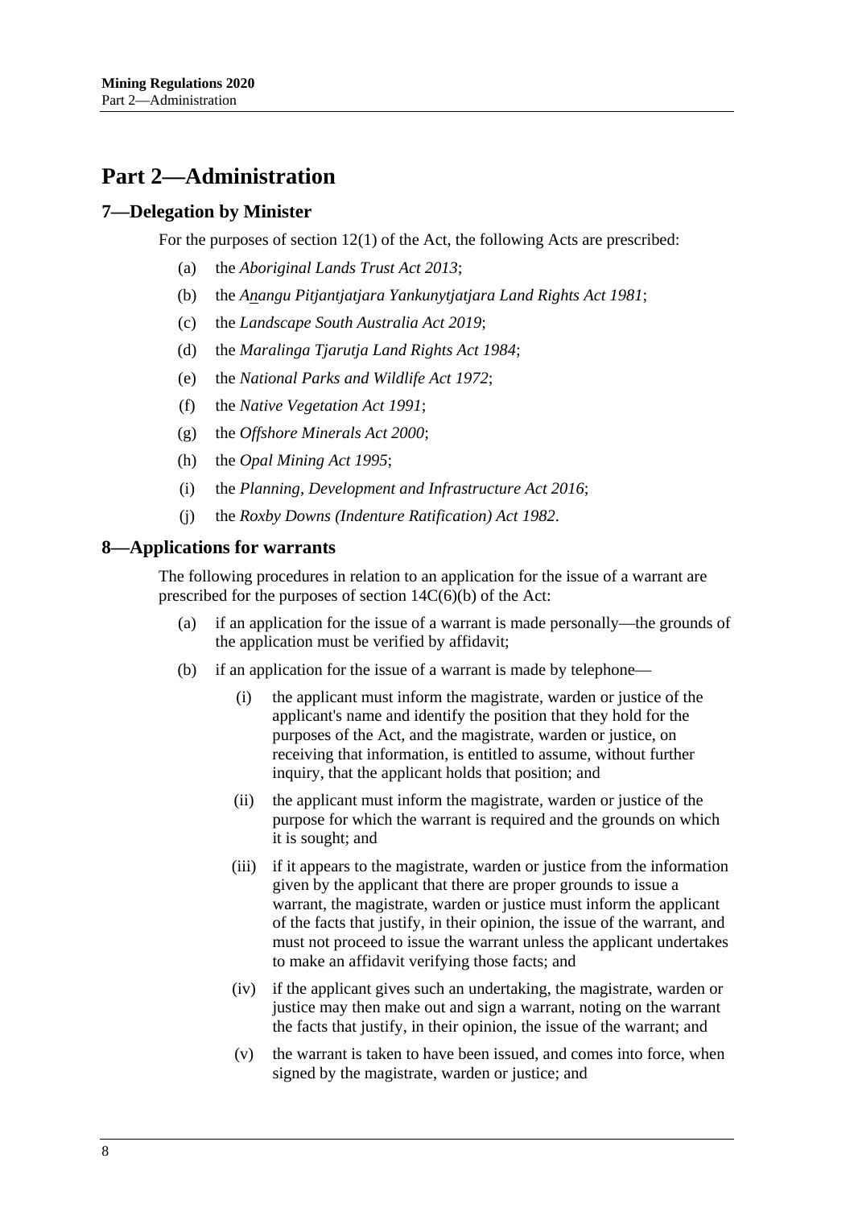# Part 2—Administration

## 7—Delegation by Minister

For the purposes of section 12(1) of the Act, the following Acts are prescribed:

- (a) the *Aboriginal Lands Trust Act 2013*;
- (b) the *Anangu Pitjantjatjara Yankunytjatjara Land Rights Act 1981*;
- (c) the *Landscape South Australia Act 2019*;
- (d) the *Maralinga Tjarutja Land Rights Act 1984*;
- (e) the *National Parks and Wildlife Act 1972*;
- (f) the *Native Vegetation Act 1991*;
- (g) the *Offshore Minerals Act 2000*;
- (h) the *Opal Mining Act 1995*;
- (i) the *Planning, Development and Infrastructure Act 2016*;
- (j) the *Roxby Downs (Indenture Ratification) Act 1982*.

## 8—Applications for warrants

The following procedures in relation to an application for the issue of a warrant are prescribed for the purposes of section 14C(6)(b) of the Act:

- (a) if an application for the issue of a warrant is made personally—the grounds of the application must be verified by affidavit;
- (b) if an application for the issue of a warrant is made by telephone—
  - (i) the applicant must inform the magistrate, warden or justice of the applicant's name and identify the position that they hold for the purposes of the Act, and the magistrate, warden or justice, on receiving that information, is entitled to assume, without further inquiry, that the applicant holds that position; and
  - (ii) the applicant must inform the magistrate, warden or justice of the purpose for which the warrant is required and the grounds on which it is sought; and
  - (iii) if it appears to the magistrate, warden or justice from the information given by the applicant that there are proper grounds to issue a warrant, the magistrate, warden or justice must inform the applicant of the facts that justify, in their opinion, the issue of the warrant, and must not proceed to issue the warrant unless the applicant undertakes to make an affidavit verifying those facts; and
  - (iv) if the applicant gives such an undertaking, the magistrate, warden or justice may then make out and sign a warrant, noting on the warrant the facts that justify, in their opinion, the issue of the warrant; and
  - (v) the warrant is taken to have been issued, and comes into force, when signed by the magistrate, warden or justice; and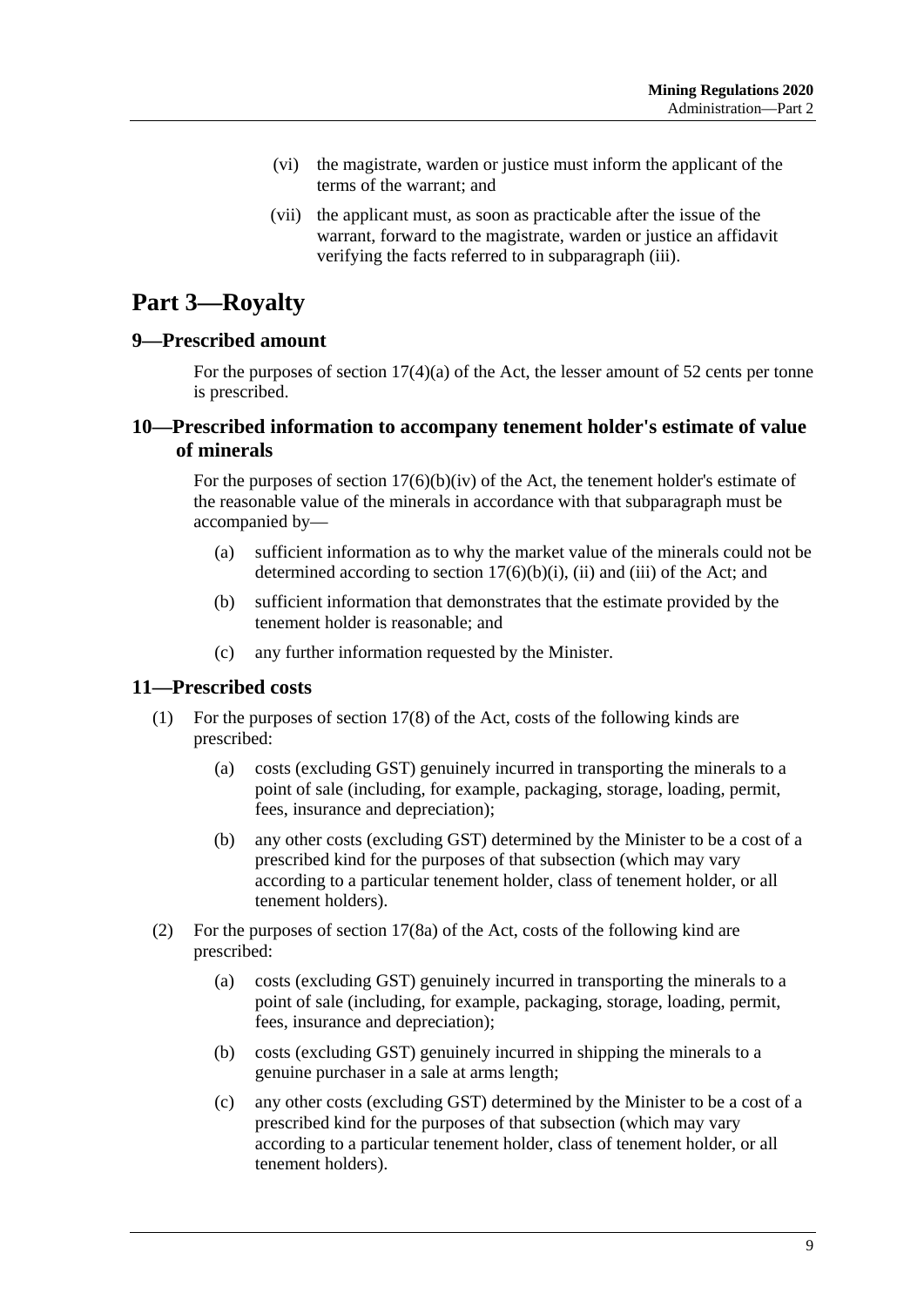(vi) the magistrate, warden or justice must inform the applicant of the terms of the warrant; and

(vii) the applicant must, as soon as practicable after the issue of the warrant, forward to the magistrate, warden or justice an affidavit verifying the facts referred to in subparagraph (iii).

# Part 3—Royalty

## 9—Prescribed amount

For the purposes of section 17(4)(a) of the Act, the lesser amount of 52 cents per tonne is prescribed.

## 10—Prescribed information to accompany tenement holder's estimate of value of minerals

For the purposes of section 17(6)(b)(iv) of the Act, the tenement holder's estimate of the reasonable value of the minerals in accordance with that subparagraph must be accompanied by—

(a) sufficient information as to why the market value of the minerals could not be determined according to section 17(6)(b)(i), (ii) and (iii) of the Act; and

(b) sufficient information that demonstrates that the estimate provided by the tenement holder is reasonable; and

(c) any further information requested by the Minister.

## 11—Prescribed costs

(1) For the purposes of section 17(8) of the Act, costs of the following kinds are prescribed:

(a) costs (excluding GST) genuinely incurred in transporting the minerals to a point of sale (including, for example, packaging, storage, loading, permit, fees, insurance and depreciation);

(b) any other costs (excluding GST) determined by the Minister to be a cost of a prescribed kind for the purposes of that subsection (which may vary according to a particular tenement holder, class of tenement holder, or all tenement holders).

(2) For the purposes of section 17(8a) of the Act, costs of the following kind are prescribed:

(a) costs (excluding GST) genuinely incurred in transporting the minerals to a point of sale (including, for example, packaging, storage, loading, permit, fees, insurance and depreciation);

(b) costs (excluding GST) genuinely incurred in shipping the minerals to a genuine purchaser in a sale at arms length;

(c) any other costs (excluding GST) determined by the Minister to be a cost of a prescribed kind for the purposes of that subsection (which may vary according to a particular tenement holder, class of tenement holder, or all tenement holders).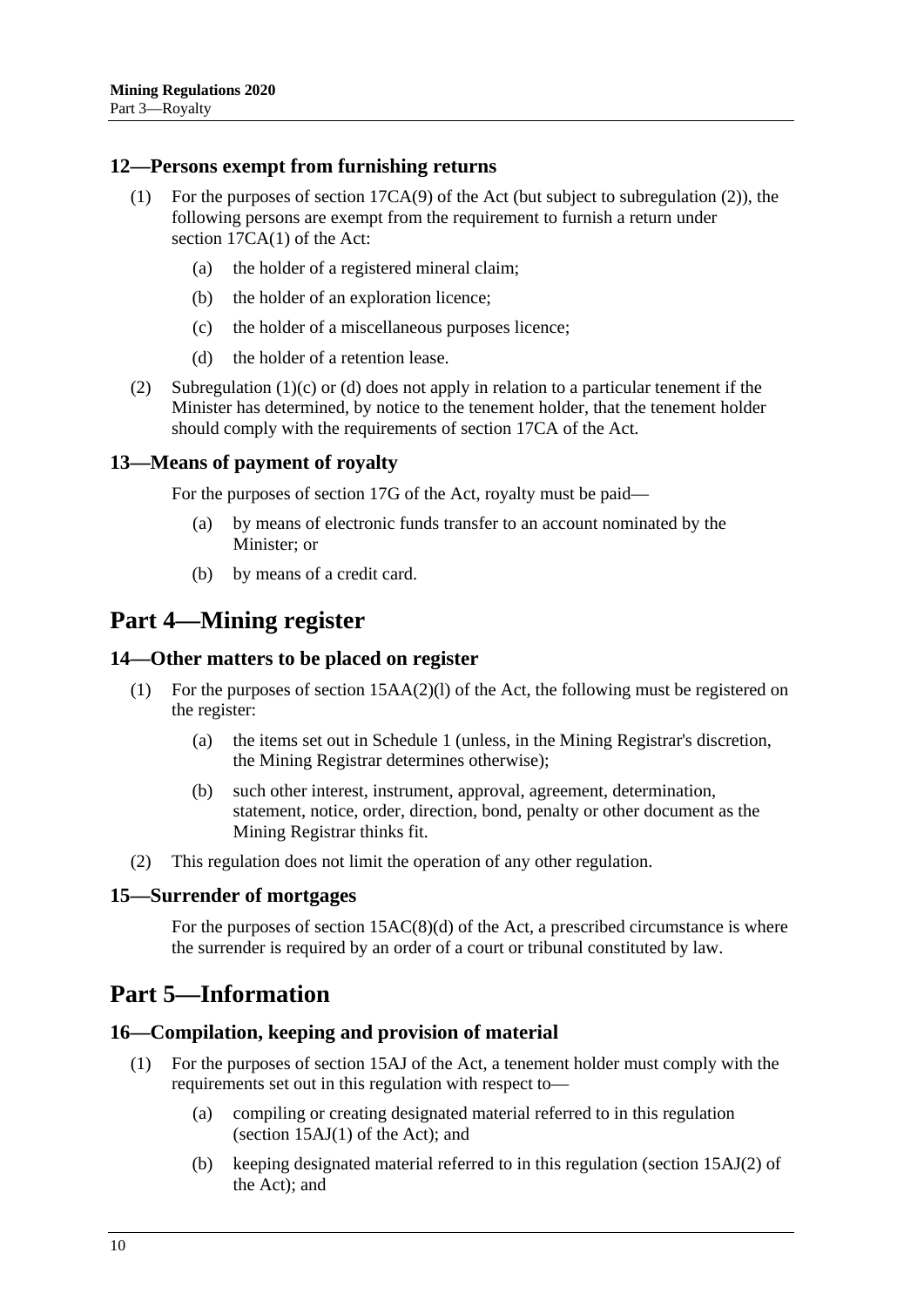### 12—Persons exempt from furnishing returns

(1) For the purposes of section 17CA(9) of the Act (but subject to subregulation (2)), the following persons are exempt from the requirement to furnish a return under section 17CA(1) of the Act:

- (a) the holder of a registered mineral claim;
- (b) the holder of an exploration licence;
- (c) the holder of a miscellaneous purposes licence;
- (d) the holder of a retention lease.

(2) Subregulation (1)(c) or (d) does not apply in relation to a particular tenement if the Minister has determined, by notice to the tenement holder, that the tenement holder should comply with the requirements of section 17CA of the Act.

### 13—Means of payment of royalty

For the purposes of section 17G of the Act, royalty must be paid—

- (a) by means of electronic funds transfer to an account nominated by the Minister; or
- (b) by means of a credit card.

## Part 4—Mining register

### 14—Other matters to be placed on register

(1) For the purposes of section 15AA(2)(l) of the Act, the following must be registered on the register:

- (a) the items set out in Schedule 1 (unless, in the Mining Registrar's discretion, the Mining Registrar determines otherwise);
- (b) such other interest, instrument, approval, agreement, determination, statement, notice, order, direction, bond, penalty or other document as the Mining Registrar thinks fit.

(2) This regulation does not limit the operation of any other regulation.

### 15—Surrender of mortgages

For the purposes of section 15AC(8)(d) of the Act, a prescribed circumstance is where the surrender is required by an order of a court or tribunal constituted by law.

## Part 5—Information

### 16—Compilation, keeping and provision of material

(1) For the purposes of section 15AJ of the Act, a tenement holder must comply with the requirements set out in this regulation with respect to—

- (a) compiling or creating designated material referred to in this regulation (section 15AJ(1) of the Act); and
- (b) keeping designated material referred to in this regulation (section 15AJ(2) of the Act); and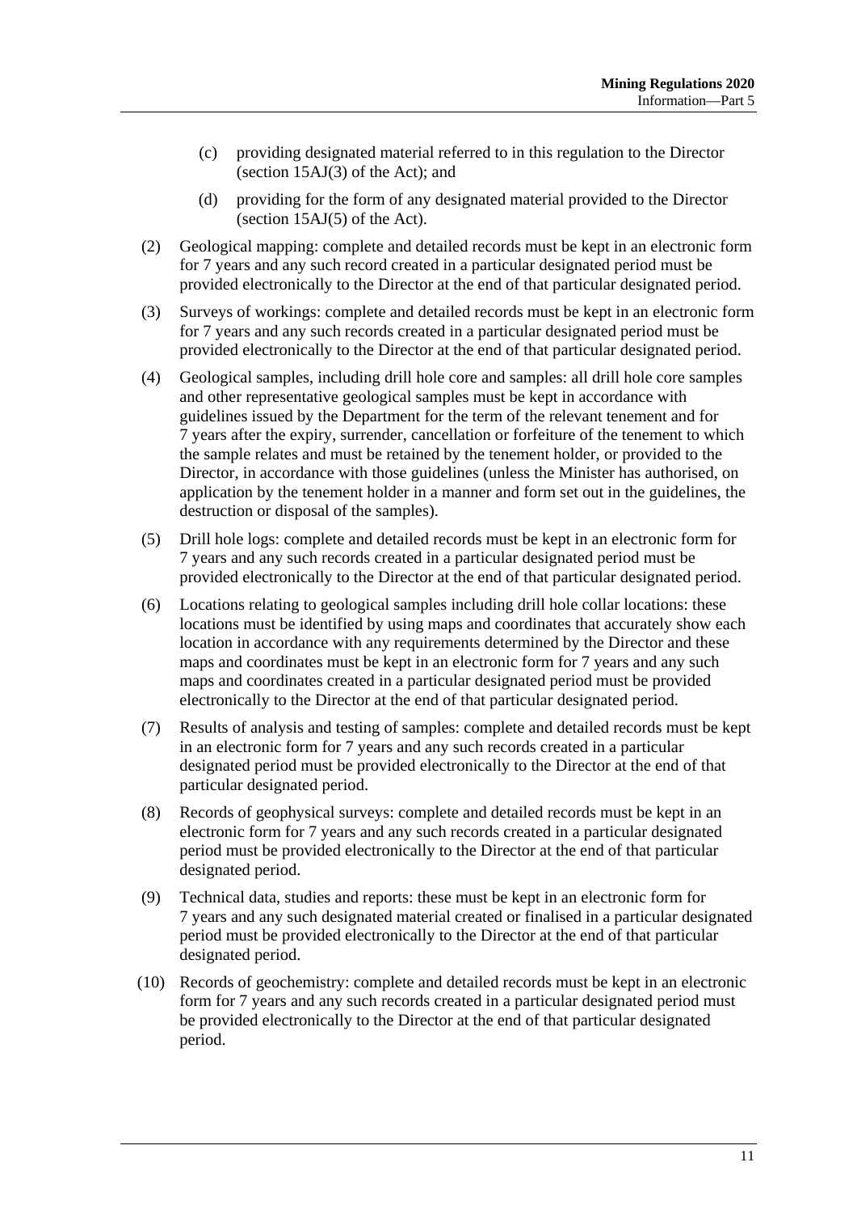(c) providing designated material referred to in this regulation to the Director (section 15AJ(3) of the Act); and

(d) providing for the form of any designated material provided to the Director (section 15AJ(5) of the Act).

(2) Geological mapping: complete and detailed records must be kept in an electronic form for 7 years and any such record created in a particular designated period must be provided electronically to the Director at the end of that particular designated period.

(3) Surveys of workings: complete and detailed records must be kept in an electronic form for 7 years and any such records created in a particular designated period must be provided electronically to the Director at the end of that particular designated period.

(4) Geological samples, including drill hole core and samples: all drill hole core samples and other representative geological samples must be kept in accordance with guidelines issued by the Department for the term of the relevant tenement and for 7 years after the expiry, surrender, cancellation or forfeiture of the tenement to which the sample relates and must be retained by the tenement holder, or provided to the Director, in accordance with those guidelines (unless the Minister has authorised, on application by the tenement holder in a manner and form set out in the guidelines, the destruction or disposal of the samples).

(5) Drill hole logs: complete and detailed records must be kept in an electronic form for 7 years and any such records created in a particular designated period must be provided electronically to the Director at the end of that particular designated period.

(6) Locations relating to geological samples including drill hole collar locations: these locations must be identified by using maps and coordinates that accurately show each location in accordance with any requirements determined by the Director and these maps and coordinates must be kept in an electronic form for 7 years and any such maps and coordinates created in a particular designated period must be provided electronically to the Director at the end of that particular designated period.

(7) Results of analysis and testing of samples: complete and detailed records must be kept in an electronic form for 7 years and any such records created in a particular designated period must be provided electronically to the Director at the end of that particular designated period.

(8) Records of geophysical surveys: complete and detailed records must be kept in an electronic form for 7 years and any such records created in a particular designated period must be provided electronically to the Director at the end of that particular designated period.

(9) Technical data, studies and reports: these must be kept in an electronic form for 7 years and any such designated material created or finalised in a particular designated period must be provided electronically to the Director at the end of that particular designated period.

(10) Records of geochemistry: complete and detailed records must be kept in an electronic form for 7 years and any such records created in a particular designated period must be provided electronically to the Director at the end of that particular designated period.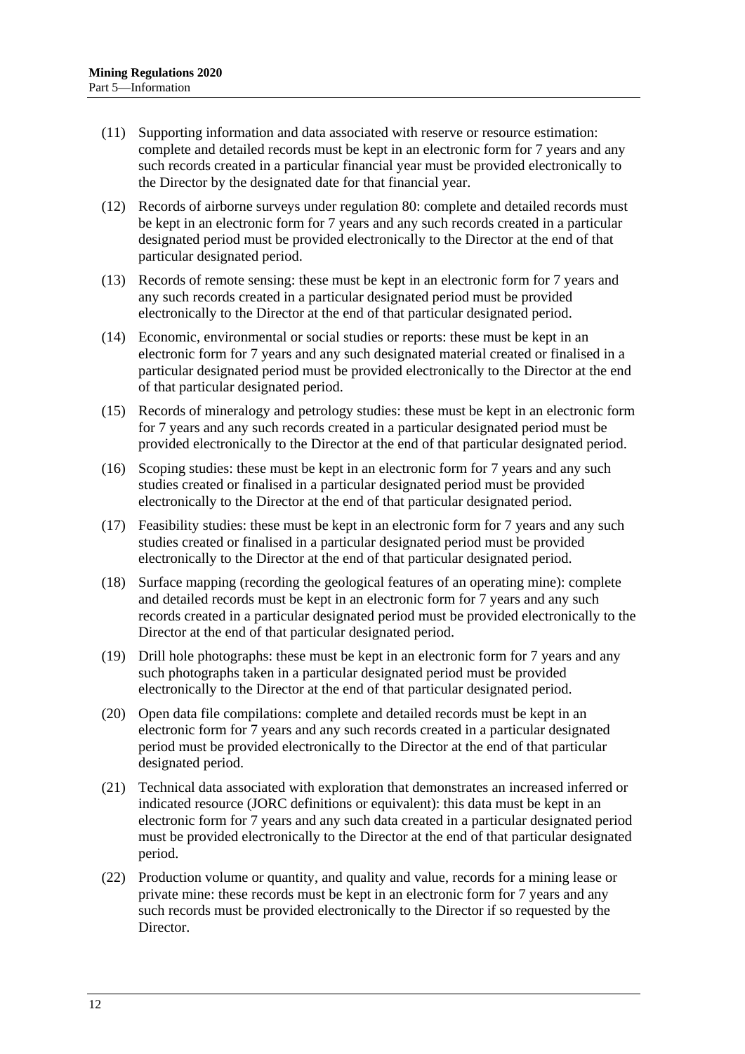(11) Supporting information and data associated with reserve or resource estimation: complete and detailed records must be kept in an electronic form for 7 years and any such records created in a particular financial year must be provided electronically to the Director by the designated date for that financial year.

(12) Records of airborne surveys under regulation 80: complete and detailed records must be kept in an electronic form for 7 years and any such records created in a particular designated period must be provided electronically to the Director at the end of that particular designated period.

(13) Records of remote sensing: these must be kept in an electronic form for 7 years and any such records created in a particular designated period must be provided electronically to the Director at the end of that particular designated period.

(14) Economic, environmental or social studies or reports: these must be kept in an electronic form for 7 years and any such designated material created or finalised in a particular designated period must be provided electronically to the Director at the end of that particular designated period.

(15) Records of mineralogy and petrology studies: these must be kept in an electronic form for 7 years and any such records created in a particular designated period must be provided electronically to the Director at the end of that particular designated period.

(16) Scoping studies: these must be kept in an electronic form for 7 years and any such studies created or finalised in a particular designated period must be provided electronically to the Director at the end of that particular designated period.

(17) Feasibility studies: these must be kept in an electronic form for 7 years and any such studies created or finalised in a particular designated period must be provided electronically to the Director at the end of that particular designated period.

(18) Surface mapping (recording the geological features of an operating mine): complete and detailed records must be kept in an electronic form for 7 years and any such records created in a particular designated period must be provided electronically to the Director at the end of that particular designated period.

(19) Drill hole photographs: these must be kept in an electronic form for 7 years and any such photographs taken in a particular designated period must be provided electronically to the Director at the end of that particular designated period.

(20) Open data file compilations: complete and detailed records must be kept in an electronic form for 7 years and any such records created in a particular designated period must be provided electronically to the Director at the end of that particular designated period.

(21) Technical data associated with exploration that demonstrates an increased inferred or indicated resource (JORC definitions or equivalent): this data must be kept in an electronic form for 7 years and any such data created in a particular designated period must be provided electronically to the Director at the end of that particular designated period.

(22) Production volume or quantity, and quality and value, records for a mining lease or private mine: these records must be kept in an electronic form for 7 years and any such records must be provided electronically to the Director if so requested by the Director.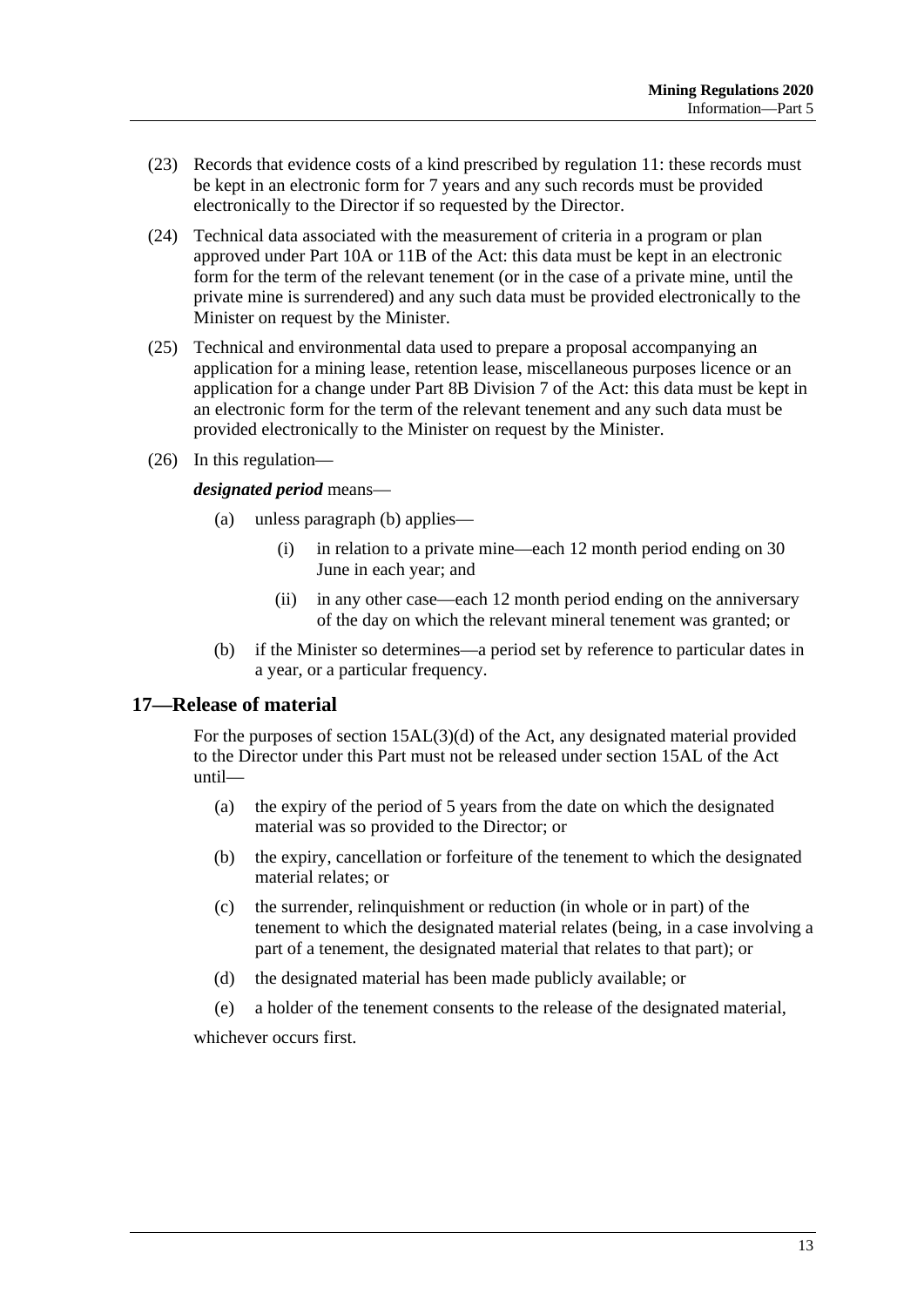(23) Records that evidence costs of a kind prescribed by regulation 11: these records must be kept in an electronic form for 7 years and any such records must be provided electronically to the Director if so requested by the Director.

(24) Technical data associated with the measurement of criteria in a program or plan approved under Part 10A or 11B of the Act: this data must be kept in an electronic form for the term of the relevant tenement (or in the case of a private mine, until the private mine is surrendered) and any such data must be provided electronically to the Minister on request by the Minister.

(25) Technical and environmental data used to prepare a proposal accompanying an application for a mining lease, retention lease, miscellaneous purposes licence or an application for a change under Part 8B Division 7 of the Act: this data must be kept in an electronic form for the term of the relevant tenement and any such data must be provided electronically to the Minister on request by the Minister.

(26) In this regulation—

***designated period*** means—

- (a) unless paragraph (b) applies—
  - (i) in relation to a private mine—each 12 month period ending on 30 June in each year; and
  - (ii) in any other case—each 12 month period ending on the anniversary of the day on which the relevant mineral tenement was granted; or
- (b) if the Minister so determines—a period set by reference to particular dates in a year, or a particular frequency.

## 17—Release of material

For the purposes of section 15AL(3)(d) of the Act, any designated material provided to the Director under this Part must not be released under section 15AL of the Act until—

- (a) the expiry of the period of 5 years from the date on which the designated material was so provided to the Director; or
- (b) the expiry, cancellation or forfeiture of the tenement to which the designated material relates; or
- (c) the surrender, relinquishment or reduction (in whole or in part) of the tenement to which the designated material relates (being, in a case involving a part of a tenement, the designated material that relates to that part); or
- (d) the designated material has been made publicly available; or
- (e) a holder of the tenement consents to the release of the designated material,

whichever occurs first.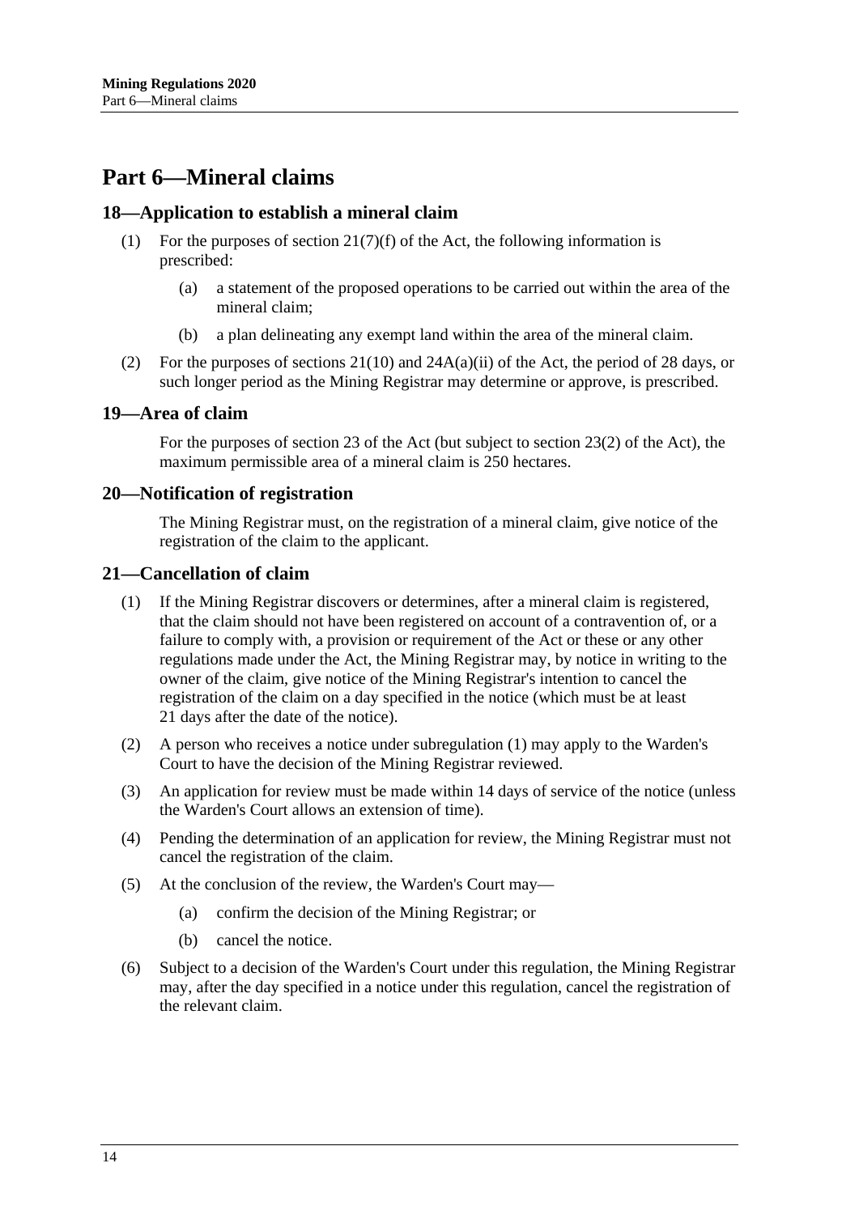# Part 6—Mineral claims

## 18—Application to establish a mineral claim

(1) For the purposes of section 21(7)(f) of the Act, the following information is prescribed:

  (a) a statement of the proposed operations to be carried out within the area of the mineral claim;

  (b) a plan delineating any exempt land within the area of the mineral claim.

(2) For the purposes of sections 21(10) and 24A(a)(ii) of the Act, the period of 28 days, or such longer period as the Mining Registrar may determine or approve, is prescribed.

## 19—Area of claim

For the purposes of section 23 of the Act (but subject to section 23(2) of the Act), the maximum permissible area of a mineral claim is 250 hectares.

## 20—Notification of registration

The Mining Registrar must, on the registration of a mineral claim, give notice of the registration of the claim to the applicant.

## 21—Cancellation of claim

(1) If the Mining Registrar discovers or determines, after a mineral claim is registered, that the claim should not have been registered on account of a contravention of, or a failure to comply with, a provision or requirement of the Act or these or any other regulations made under the Act, the Mining Registrar may, by notice in writing to the owner of the claim, give notice of the Mining Registrar's intention to cancel the registration of the claim on a day specified in the notice (which must be at least 21 days after the date of the notice).

(2) A person who receives a notice under subregulation (1) may apply to the Warden's Court to have the decision of the Mining Registrar reviewed.

(3) An application for review must be made within 14 days of service of the notice (unless the Warden's Court allows an extension of time).

(4) Pending the determination of an application for review, the Mining Registrar must not cancel the registration of the claim.

(5) At the conclusion of the review, the Warden's Court may—

  (a) confirm the decision of the Mining Registrar; or

  (b) cancel the notice.

(6) Subject to a decision of the Warden's Court under this regulation, the Mining Registrar may, after the day specified in a notice under this regulation, cancel the registration of the relevant claim.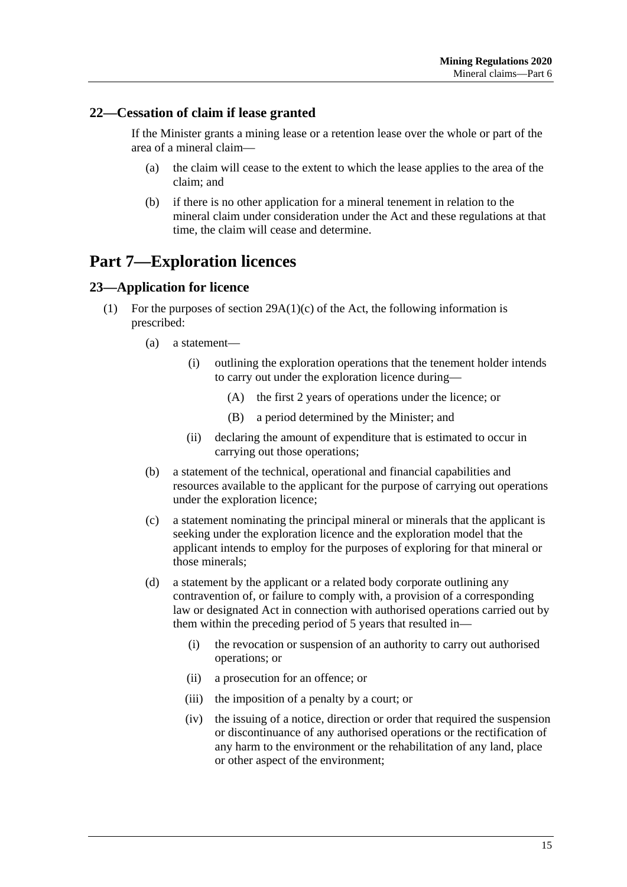### 22—Cessation of claim if lease granted

If the Minister grants a mining lease or a retention lease over the whole or part of the area of a mineral claim—

- (a) the claim will cease to the extent to which the lease applies to the area of the claim; and
- (b) if there is no other application for a mineral tenement in relation to the mineral claim under consideration under the Act and these regulations at that time, the claim will cease and determine.

## Part 7—Exploration licences

### 23—Application for licence

(1) For the purposes of section 29A(1)(c) of the Act, the following information is prescribed:

- (a) a statement—
  - (i) outlining the exploration operations that the tenement holder intends to carry out under the exploration licence during—
    - (A) the first 2 years of operations under the licence; or
    - (B) a period determined by the Minister; and
  - (ii) declaring the amount of expenditure that is estimated to occur in carrying out those operations;
- (b) a statement of the technical, operational and financial capabilities and resources available to the applicant for the purpose of carrying out operations under the exploration licence;
- (c) a statement nominating the principal mineral or minerals that the applicant is seeking under the exploration licence and the exploration model that the applicant intends to employ for the purposes of exploring for that mineral or those minerals;
- (d) a statement by the applicant or a related body corporate outlining any contravention of, or failure to comply with, a provision of a corresponding law or designated Act in connection with authorised operations carried out by them within the preceding period of 5 years that resulted in—
  - (i) the revocation or suspension of an authority to carry out authorised operations; or
  - (ii) a prosecution for an offence; or
  - (iii) the imposition of a penalty by a court; or
  - (iv) the issuing of a notice, direction or order that required the suspension or discontinuance of any authorised operations or the rectification of any harm to the environment or the rehabilitation of any land, place or other aspect of the environment;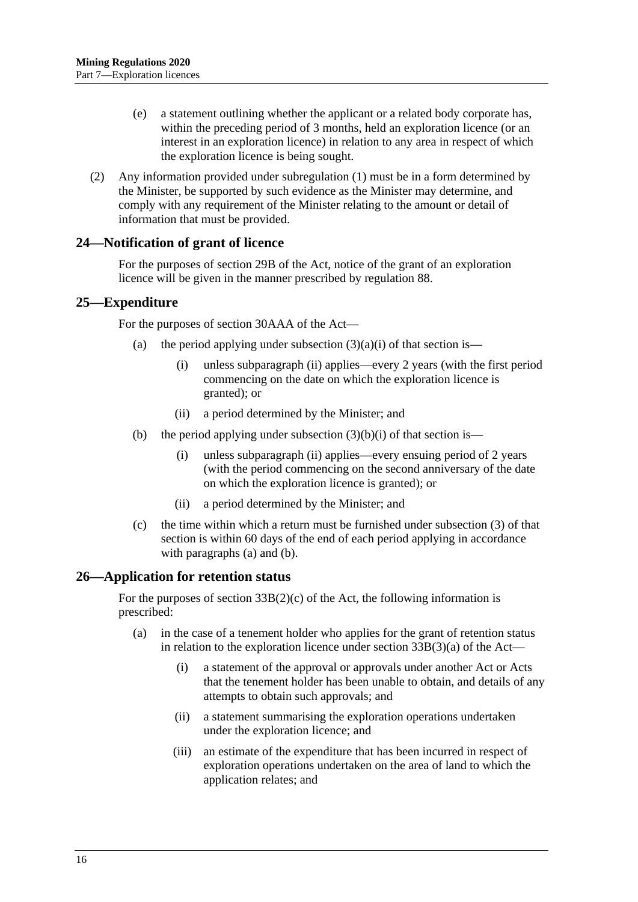(e) a statement outlining whether the applicant or a related body corporate has, within the preceding period of 3 months, held an exploration licence (or an interest in an exploration licence) in relation to any area in respect of which the exploration licence is being sought.

(2) Any information provided under subregulation (1) must be in a form determined by the Minister, be supported by such evidence as the Minister may determine, and comply with any requirement of the Minister relating to the amount or detail of information that must be provided.

## 24—Notification of grant of licence

For the purposes of section 29B of the Act, notice of the grant of an exploration licence will be given in the manner prescribed by regulation 88.

## 25—Expenditure

For the purposes of section 30AAA of the Act—

(a) the period applying under subsection (3)(a)(i) of that section is—

(i) unless subparagraph (ii) applies—every 2 years (with the first period commencing on the date on which the exploration licence is granted); or

(ii) a period determined by the Minister; and

(b) the period applying under subsection (3)(b)(i) of that section is—

(i) unless subparagraph (ii) applies—every ensuing period of 2 years (with the period commencing on the second anniversary of the date on which the exploration licence is granted); or

(ii) a period determined by the Minister; and

(c) the time within which a return must be furnished under subsection (3) of that section is within 60 days of the end of each period applying in accordance with paragraphs (a) and (b).

## 26—Application for retention status

For the purposes of section 33B(2)(c) of the Act, the following information is prescribed:

(a) in the case of a tenement holder who applies for the grant of retention status in relation to the exploration licence under section 33B(3)(a) of the Act—

(i) a statement of the approval or approvals under another Act or Acts that the tenement holder has been unable to obtain, and details of any attempts to obtain such approvals; and

(ii) a statement summarising the exploration operations undertaken under the exploration licence; and

(iii) an estimate of the expenditure that has been incurred in respect of exploration operations undertaken on the area of land to which the application relates; and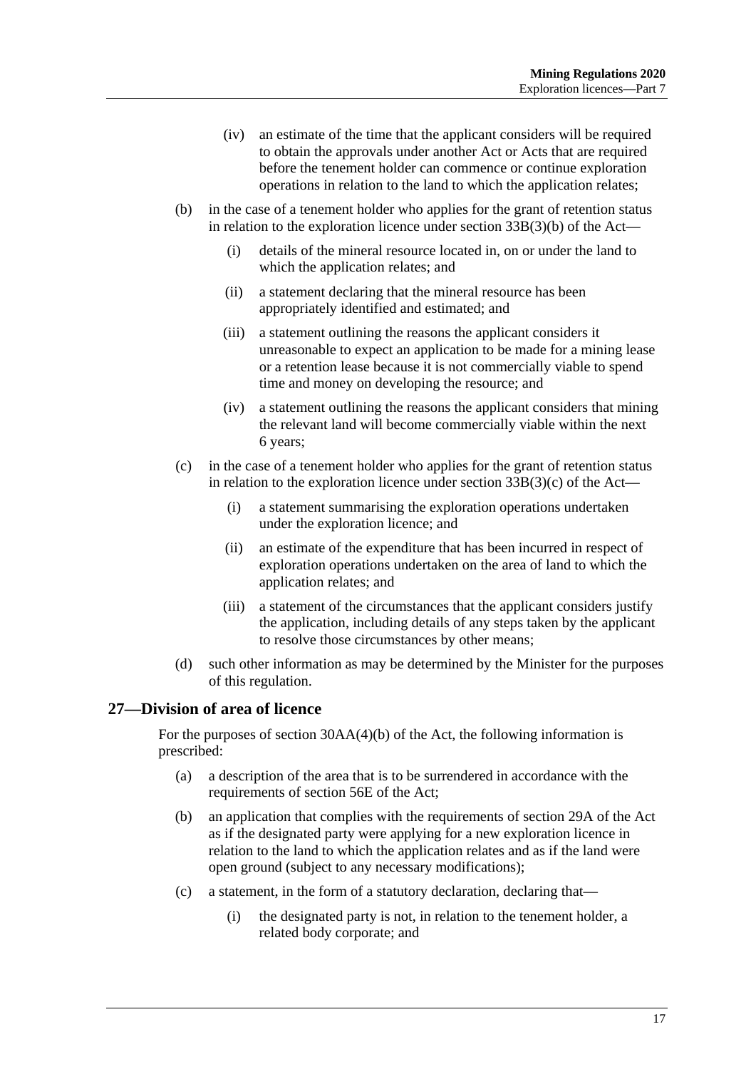(iv) an estimate of the time that the applicant considers will be required to obtain the approvals under another Act or Acts that are required before the tenement holder can commence or continue exploration operations in relation to the land to which the application relates;

(b) in the case of a tenement holder who applies for the grant of retention status in relation to the exploration licence under section 33B(3)(b) of the Act—

(i) details of the mineral resource located in, on or under the land to which the application relates; and

(ii) a statement declaring that the mineral resource has been appropriately identified and estimated; and

(iii) a statement outlining the reasons the applicant considers it unreasonable to expect an application to be made for a mining lease or a retention lease because it is not commercially viable to spend time and money on developing the resource; and

(iv) a statement outlining the reasons the applicant considers that mining the relevant land will become commercially viable within the next 6 years;

(c) in the case of a tenement holder who applies for the grant of retention status in relation to the exploration licence under section 33B(3)(c) of the Act—

(i) a statement summarising the exploration operations undertaken under the exploration licence; and

(ii) an estimate of the expenditure that has been incurred in respect of exploration operations undertaken on the area of land to which the application relates; and

(iii) a statement of the circumstances that the applicant considers justify the application, including details of any steps taken by the applicant to resolve those circumstances by other means;

(d) such other information as may be determined by the Minister for the purposes of this regulation.

## 27—Division of area of licence

For the purposes of section 30AA(4)(b) of the Act, the following information is prescribed:

(a) a description of the area that is to be surrendered in accordance with the requirements of section 56E of the Act;

(b) an application that complies with the requirements of section 29A of the Act as if the designated party were applying for a new exploration licence in relation to the land to which the application relates and as if the land were open ground (subject to any necessary modifications);

(c) a statement, in the form of a statutory declaration, declaring that—

(i) the designated party is not, in relation to the tenement holder, a related body corporate; and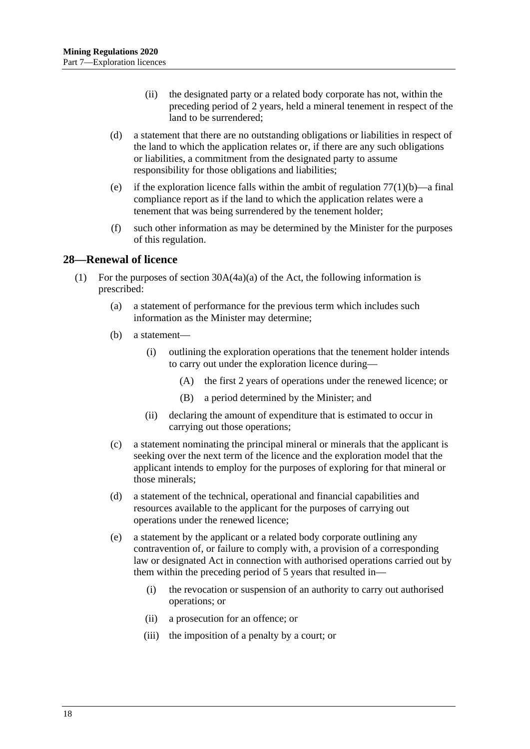(ii) the designated party or a related body corporate has not, within the preceding period of 2 years, held a mineral tenement in respect of the land to be surrendered;

(d) a statement that there are no outstanding obligations or liabilities in respect of the land to which the application relates or, if there are any such obligations or liabilities, a commitment from the designated party to assume responsibility for those obligations and liabilities;

(e) if the exploration licence falls within the ambit of regulation 77(1)(b)—a final compliance report as if the land to which the application relates were a tenement that was being surrendered by the tenement holder;

(f) such other information as may be determined by the Minister for the purposes of this regulation.

## 28—Renewal of licence

(1) For the purposes of section 30A(4a)(a) of the Act, the following information is prescribed:

(a) a statement of performance for the previous term which includes such information as the Minister may determine;

(b) a statement—

(i) outlining the exploration operations that the tenement holder intends to carry out under the exploration licence during—

(A) the first 2 years of operations under the renewed licence; or

(B) a period determined by the Minister; and

(ii) declaring the amount of expenditure that is estimated to occur in carrying out those operations;

(c) a statement nominating the principal mineral or minerals that the applicant is seeking over the next term of the licence and the exploration model that the applicant intends to employ for the purposes of exploring for that mineral or those minerals;

(d) a statement of the technical, operational and financial capabilities and resources available to the applicant for the purposes of carrying out operations under the renewed licence;

(e) a statement by the applicant or a related body corporate outlining any contravention of, or failure to comply with, a provision of a corresponding law or designated Act in connection with authorised operations carried out by them within the preceding period of 5 years that resulted in—

(i) the revocation or suspension of an authority to carry out authorised operations; or

(ii) a prosecution for an offence; or

(iii) the imposition of a penalty by a court; or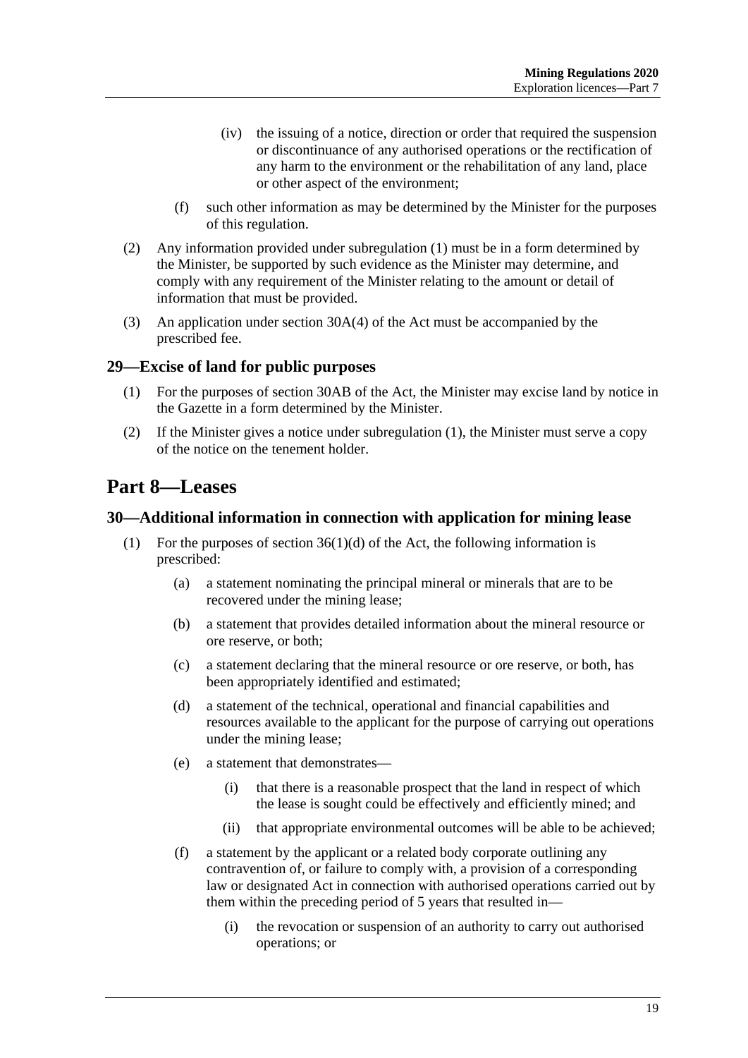(iv) the issuing of a notice, direction or order that required the suspension or discontinuance of any authorised operations or the rectification of any harm to the environment or the rehabilitation of any land, place or other aspect of the environment;

(f) such other information as may be determined by the Minister for the purposes of this regulation.

(2) Any information provided under subregulation (1) must be in a form determined by the Minister, be supported by such evidence as the Minister may determine, and comply with any requirement of the Minister relating to the amount or detail of information that must be provided.

(3) An application under section 30A(4) of the Act must be accompanied by the prescribed fee.

### 29—Excise of land for public purposes

(1) For the purposes of section 30AB of the Act, the Minister may excise land by notice in the Gazette in a form determined by the Minister.

(2) If the Minister gives a notice under subregulation (1), the Minister must serve a copy of the notice on the tenement holder.

## Part 8—Leases

### 30—Additional information in connection with application for mining lease

(1) For the purposes of section 36(1)(d) of the Act, the following information is prescribed:

(a) a statement nominating the principal mineral or minerals that are to be recovered under the mining lease;

(b) a statement that provides detailed information about the mineral resource or ore reserve, or both;

(c) a statement declaring that the mineral resource or ore reserve, or both, has been appropriately identified and estimated;

(d) a statement of the technical, operational and financial capabilities and resources available to the applicant for the purpose of carrying out operations under the mining lease;

(e) a statement that demonstrates—

(i) that there is a reasonable prospect that the land in respect of which the lease is sought could be effectively and efficiently mined; and

(ii) that appropriate environmental outcomes will be able to be achieved;

(f) a statement by the applicant or a related body corporate outlining any contravention of, or failure to comply with, a provision of a corresponding law or designated Act in connection with authorised operations carried out by them within the preceding period of 5 years that resulted in—

(i) the revocation or suspension of an authority to carry out authorised operations; or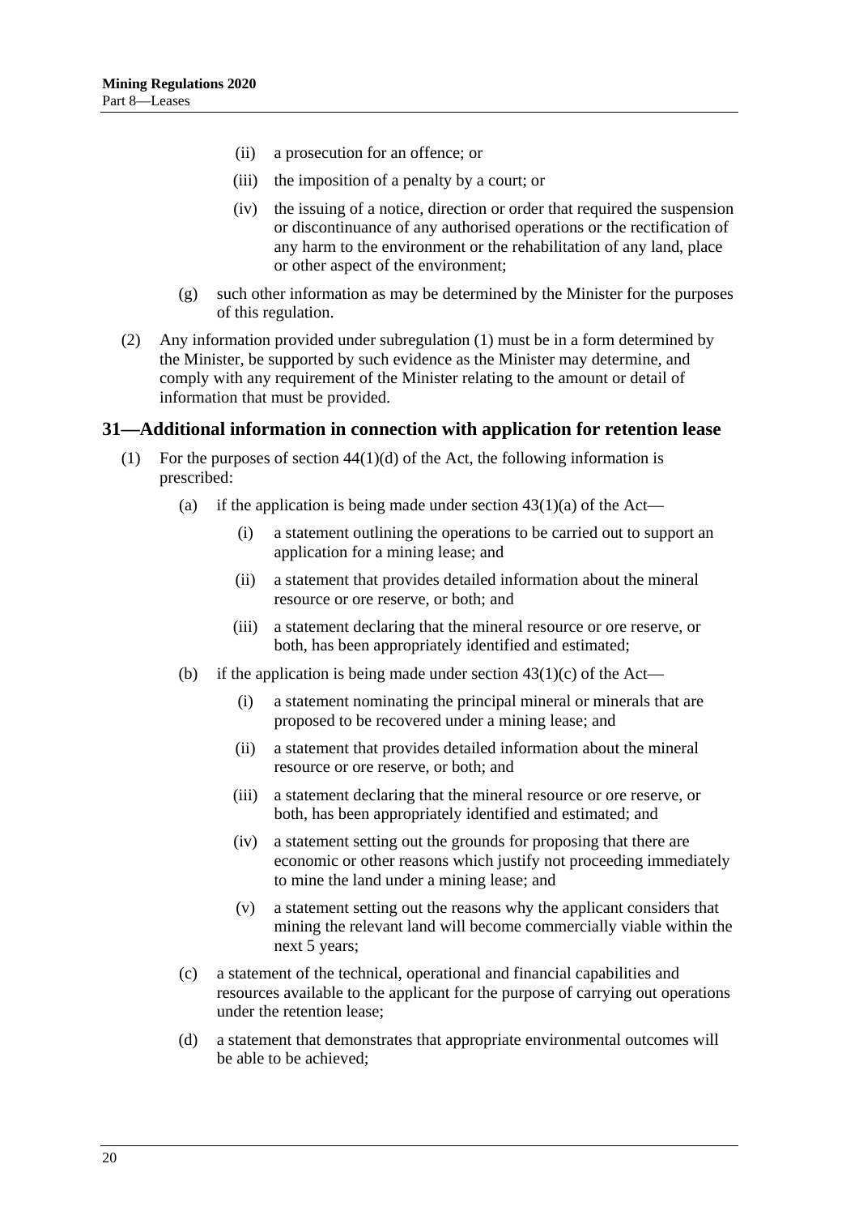(ii) a prosecution for an offence; or

(iii) the imposition of a penalty by a court; or

(iv) the issuing of a notice, direction or order that required the suspension or discontinuance of any authorised operations or the rectification of any harm to the environment or the rehabilitation of any land, place or other aspect of the environment;

(g) such other information as may be determined by the Minister for the purposes of this regulation.

(2) Any information provided under subregulation (1) must be in a form determined by the Minister, be supported by such evidence as the Minister may determine, and comply with any requirement of the Minister relating to the amount or detail of information that must be provided.

## 31—Additional information in connection with application for retention lease

(1) For the purposes of section 44(1)(d) of the Act, the following information is prescribed:

(a) if the application is being made under section 43(1)(a) of the Act—

(i) a statement outlining the operations to be carried out to support an application for a mining lease; and

(ii) a statement that provides detailed information about the mineral resource or ore reserve, or both; and

(iii) a statement declaring that the mineral resource or ore reserve, or both, has been appropriately identified and estimated;

(b) if the application is being made under section 43(1)(c) of the Act—

(i) a statement nominating the principal mineral or minerals that are proposed to be recovered under a mining lease; and

(ii) a statement that provides detailed information about the mineral resource or ore reserve, or both; and

(iii) a statement declaring that the mineral resource or ore reserve, or both, has been appropriately identified and estimated; and

(iv) a statement setting out the grounds for proposing that there are economic or other reasons which justify not proceeding immediately to mine the land under a mining lease; and

(v) a statement setting out the reasons why the applicant considers that mining the relevant land will become commercially viable within the next 5 years;

(c) a statement of the technical, operational and financial capabilities and resources available to the applicant for the purpose of carrying out operations under the retention lease;

(d) a statement that demonstrates that appropriate environmental outcomes will be able to be achieved;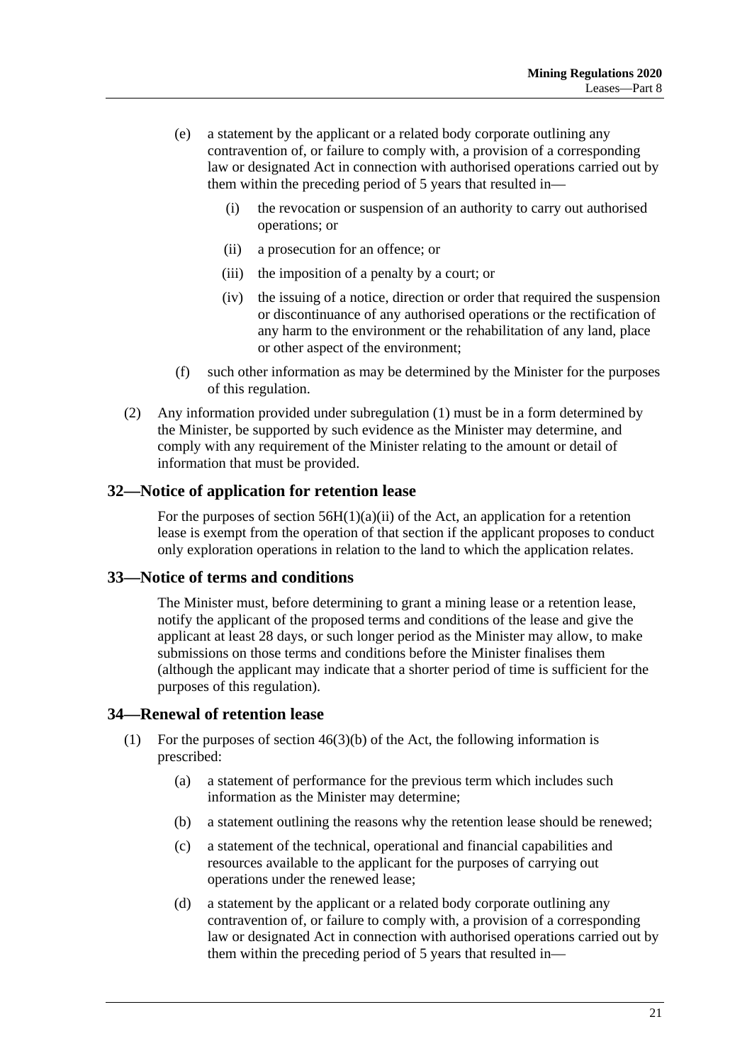(e) a statement by the applicant or a related body corporate outlining any contravention of, or failure to comply with, a provision of a corresponding law or designated Act in connection with authorised operations carried out by them within the preceding period of 5 years that resulted in—

(i) the revocation or suspension of an authority to carry out authorised operations; or

(ii) a prosecution for an offence; or

(iii) the imposition of a penalty by a court; or

(iv) the issuing of a notice, direction or order that required the suspension or discontinuance of any authorised operations or the rectification of any harm to the environment or the rehabilitation of any land, place or other aspect of the environment;

(f) such other information as may be determined by the Minister for the purposes of this regulation.

(2) Any information provided under subregulation (1) must be in a form determined by the Minister, be supported by such evidence as the Minister may determine, and comply with any requirement of the Minister relating to the amount or detail of information that must be provided.

## 32—Notice of application for retention lease

For the purposes of section 56H(1)(a)(ii) of the Act, an application for a retention lease is exempt from the operation of that section if the applicant proposes to conduct only exploration operations in relation to the land to which the application relates.

## 33—Notice of terms and conditions

The Minister must, before determining to grant a mining lease or a retention lease, notify the applicant of the proposed terms and conditions of the lease and give the applicant at least 28 days, or such longer period as the Minister may allow, to make submissions on those terms and conditions before the Minister finalises them (although the applicant may indicate that a shorter period of time is sufficient for the purposes of this regulation).

## 34—Renewal of retention lease

(1) For the purposes of section 46(3)(b) of the Act, the following information is prescribed:

(a) a statement of performance for the previous term which includes such information as the Minister may determine;

(b) a statement outlining the reasons why the retention lease should be renewed;

(c) a statement of the technical, operational and financial capabilities and resources available to the applicant for the purposes of carrying out operations under the renewed lease;

(d) a statement by the applicant or a related body corporate outlining any contravention of, or failure to comply with, a provision of a corresponding law or designated Act in connection with authorised operations carried out by them within the preceding period of 5 years that resulted in—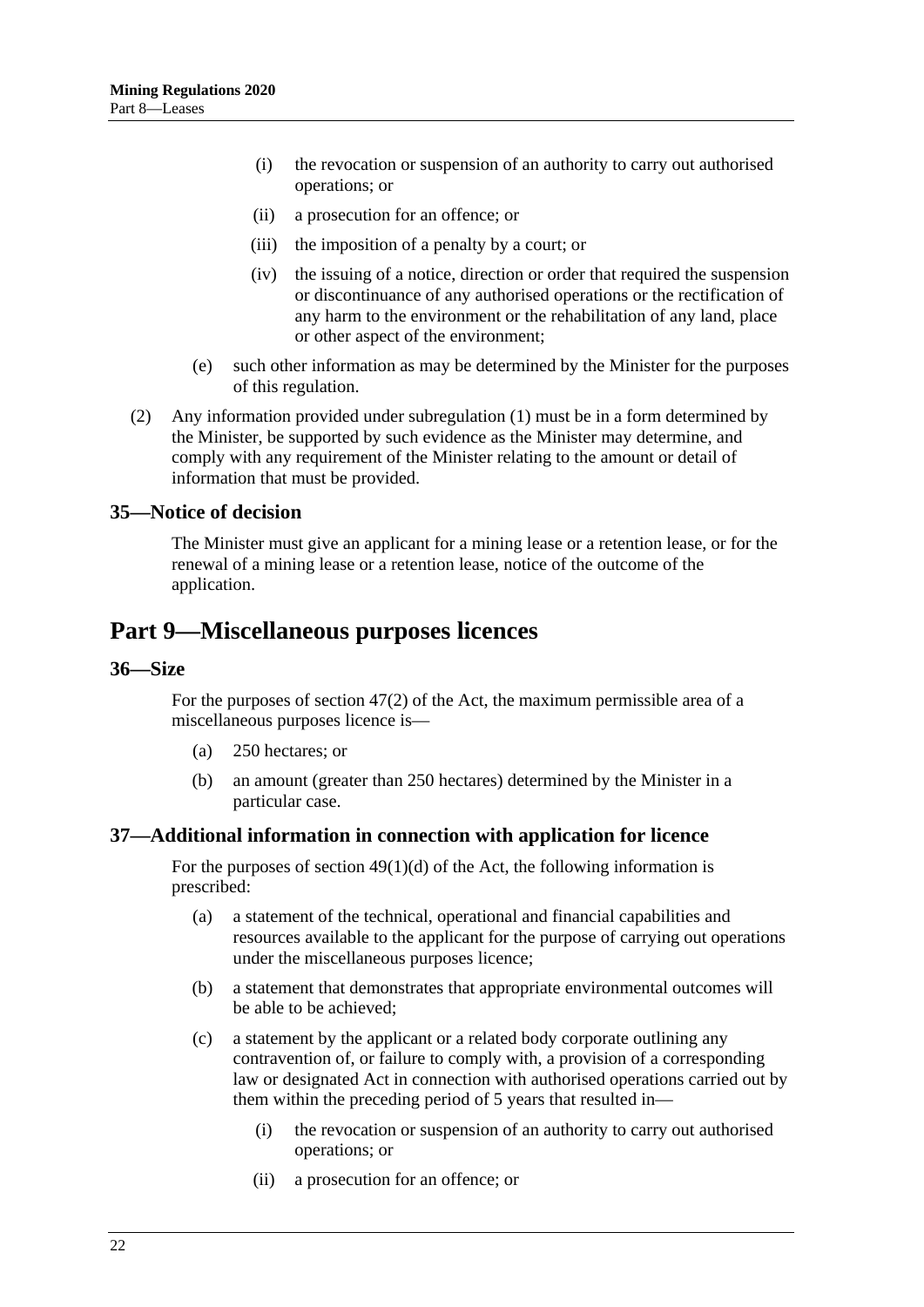(i) the revocation or suspension of an authority to carry out authorised operations; or

(ii) a prosecution for an offence; or

(iii) the imposition of a penalty by a court; or

(iv) the issuing of a notice, direction or order that required the suspension or discontinuance of any authorised operations or the rectification of any harm to the environment or the rehabilitation of any land, place or other aspect of the environment;

(e) such other information as may be determined by the Minister for the purposes of this regulation.

(2) Any information provided under subregulation (1) must be in a form determined by the Minister, be supported by such evidence as the Minister may determine, and comply with any requirement of the Minister relating to the amount or detail of information that must be provided.

### 35—Notice of decision

The Minister must give an applicant for a mining lease or a retention lease, or for the renewal of a mining lease or a retention lease, notice of the outcome of the application.

## Part 9—Miscellaneous purposes licences

### 36—Size

For the purposes of section 47(2) of the Act, the maximum permissible area of a miscellaneous purposes licence is—

(a) 250 hectares; or

(b) an amount (greater than 250 hectares) determined by the Minister in a particular case.

### 37—Additional information in connection with application for licence

For the purposes of section 49(1)(d) of the Act, the following information is prescribed:

(a) a statement of the technical, operational and financial capabilities and resources available to the applicant for the purpose of carrying out operations under the miscellaneous purposes licence;

(b) a statement that demonstrates that appropriate environmental outcomes will be able to be achieved;

(c) a statement by the applicant or a related body corporate outlining any contravention of, or failure to comply with, a provision of a corresponding law or designated Act in connection with authorised operations carried out by them within the preceding period of 5 years that resulted in—

(i) the revocation or suspension of an authority to carry out authorised operations; or

(ii) a prosecution for an offence; or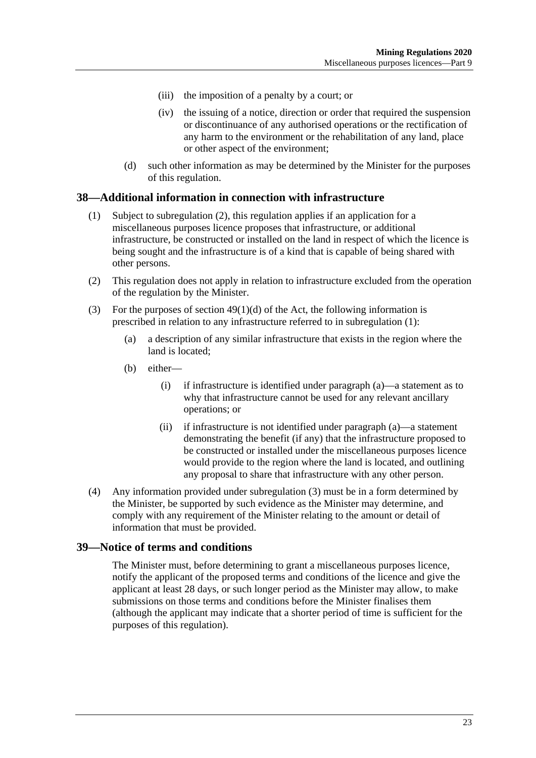(iii) the imposition of a penalty by a court; or

(iv) the issuing of a notice, direction or order that required the suspension or discontinuance of any authorised operations or the rectification of any harm to the environment or the rehabilitation of any land, place or other aspect of the environment;

(d) such other information as may be determined by the Minister for the purposes of this regulation.

## 38—Additional information in connection with infrastructure

(1) Subject to subregulation (2), this regulation applies if an application for a miscellaneous purposes licence proposes that infrastructure, or additional infrastructure, be constructed or installed on the land in respect of which the licence is being sought and the infrastructure is of a kind that is capable of being shared with other persons.

(2) This regulation does not apply in relation to infrastructure excluded from the operation of the regulation by the Minister.

(3) For the purposes of section 49(1)(d) of the Act, the following information is prescribed in relation to any infrastructure referred to in subregulation (1):

(a) a description of any similar infrastructure that exists in the region where the land is located;

(b) either—

(i) if infrastructure is identified under paragraph (a)—a statement as to why that infrastructure cannot be used for any relevant ancillary operations; or

(ii) if infrastructure is not identified under paragraph (a)—a statement demonstrating the benefit (if any) that the infrastructure proposed to be constructed or installed under the miscellaneous purposes licence would provide to the region where the land is located, and outlining any proposal to share that infrastructure with any other person.

(4) Any information provided under subregulation (3) must be in a form determined by the Minister, be supported by such evidence as the Minister may determine, and comply with any requirement of the Minister relating to the amount or detail of information that must be provided.

## 39—Notice of terms and conditions

The Minister must, before determining to grant a miscellaneous purposes licence, notify the applicant of the proposed terms and conditions of the licence and give the applicant at least 28 days, or such longer period as the Minister may allow, to make submissions on those terms and conditions before the Minister finalises them (although the applicant may indicate that a shorter period of time is sufficient for the purposes of this regulation).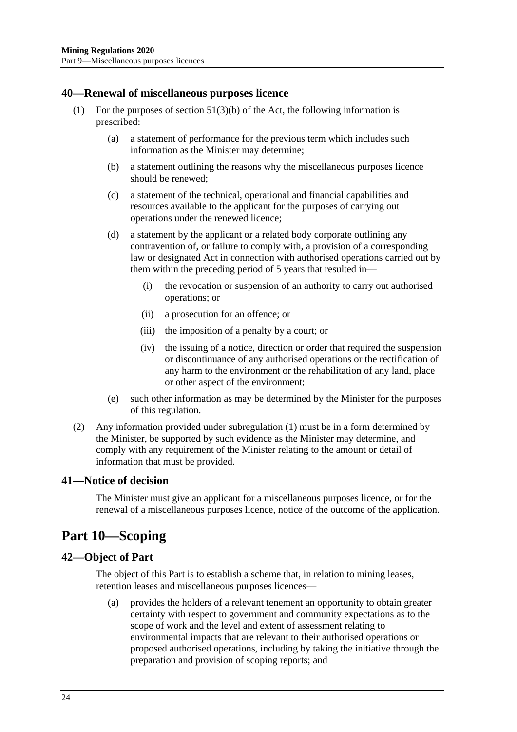## 40—Renewal of miscellaneous purposes licence

(1) For the purposes of section 51(3)(b) of the Act, the following information is prescribed:

(a) a statement of performance for the previous term which includes such information as the Minister may determine;

(b) a statement outlining the reasons why the miscellaneous purposes licence should be renewed;

(c) a statement of the technical, operational and financial capabilities and resources available to the applicant for the purposes of carrying out operations under the renewed licence;

(d) a statement by the applicant or a related body corporate outlining any contravention of, or failure to comply with, a provision of a corresponding law or designated Act in connection with authorised operations carried out by them within the preceding period of 5 years that resulted in—

(i) the revocation or suspension of an authority to carry out authorised operations; or

(ii) a prosecution for an offence; or

(iii) the imposition of a penalty by a court; or

(iv) the issuing of a notice, direction or order that required the suspension or discontinuance of any authorised operations or the rectification of any harm to the environment or the rehabilitation of any land, place or other aspect of the environment;

(e) such other information as may be determined by the Minister for the purposes of this regulation.

(2) Any information provided under subregulation (1) must be in a form determined by the Minister, be supported by such evidence as the Minister may determine, and comply with any requirement of the Minister relating to the amount or detail of information that must be provided.

## 41—Notice of decision

The Minister must give an applicant for a miscellaneous purposes licence, or for the renewal of a miscellaneous purposes licence, notice of the outcome of the application.

# Part 10—Scoping

## 42—Object of Part

The object of this Part is to establish a scheme that, in relation to mining leases, retention leases and miscellaneous purposes licences—

(a) provides the holders of a relevant tenement an opportunity to obtain greater certainty with respect to government and community expectations as to the scope of work and the level and extent of assessment relating to environmental impacts that are relevant to their authorised operations or proposed authorised operations, including by taking the initiative through the preparation and provision of scoping reports; and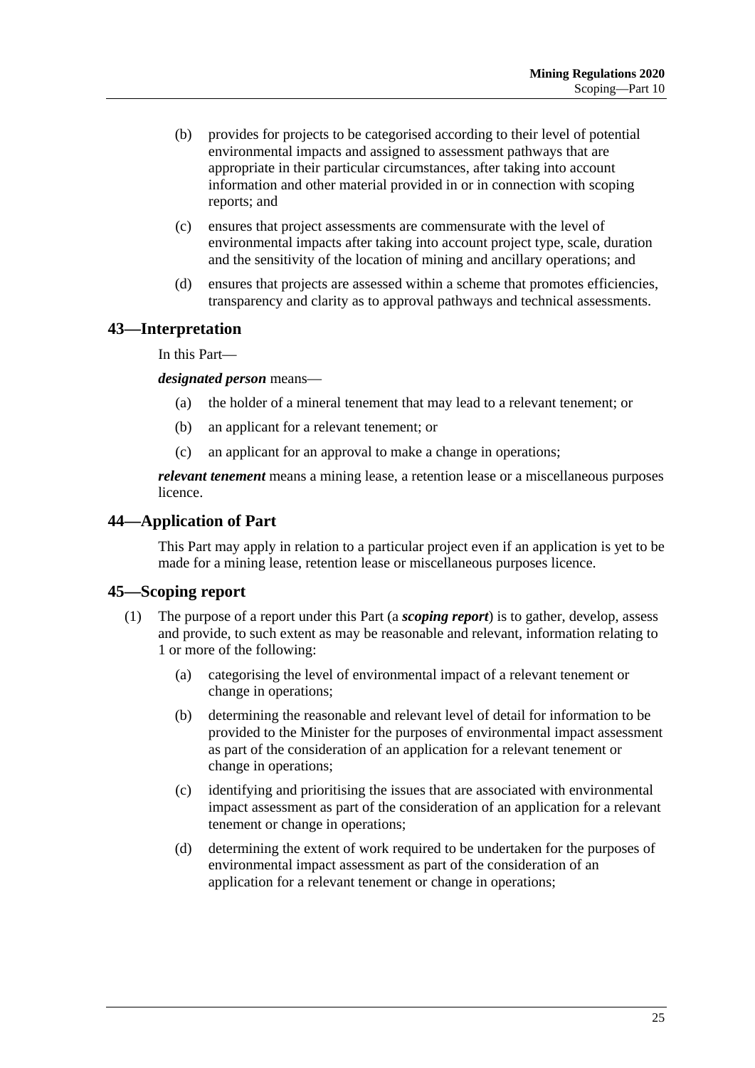(b) provides for projects to be categorised according to their level of potential environmental impacts and assigned to assessment pathways that are appropriate in their particular circumstances, after taking into account information and other material provided in or in connection with scoping reports; and

(c) ensures that project assessments are commensurate with the level of environmental impacts after taking into account project type, scale, duration and the sensitivity of the location of mining and ancillary operations; and

(d) ensures that projects are assessed within a scheme that promotes efficiencies, transparency and clarity as to approval pathways and technical assessments.

## 43—Interpretation

In this Part—

***designated person*** means—

(a) the holder of a mineral tenement that may lead to a relevant tenement; or

(b) an applicant for a relevant tenement; or

(c) an applicant for an approval to make a change in operations;

***relevant tenement*** means a mining lease, a retention lease or a miscellaneous purposes licence.

## 44—Application of Part

This Part may apply in relation to a particular project even if an application is yet to be made for a mining lease, retention lease or miscellaneous purposes licence.

## 45—Scoping report

(1) The purpose of a report under this Part (a ***scoping report***) is to gather, develop, assess and provide, to such extent as may be reasonable and relevant, information relating to 1 or more of the following:

(a) categorising the level of environmental impact of a relevant tenement or change in operations;

(b) determining the reasonable and relevant level of detail for information to be provided to the Minister for the purposes of environmental impact assessment as part of the consideration of an application for a relevant tenement or change in operations;

(c) identifying and prioritising the issues that are associated with environmental impact assessment as part of the consideration of an application for a relevant tenement or change in operations;

(d) determining the extent of work required to be undertaken for the purposes of environmental impact assessment as part of the consideration of an application for a relevant tenement or change in operations;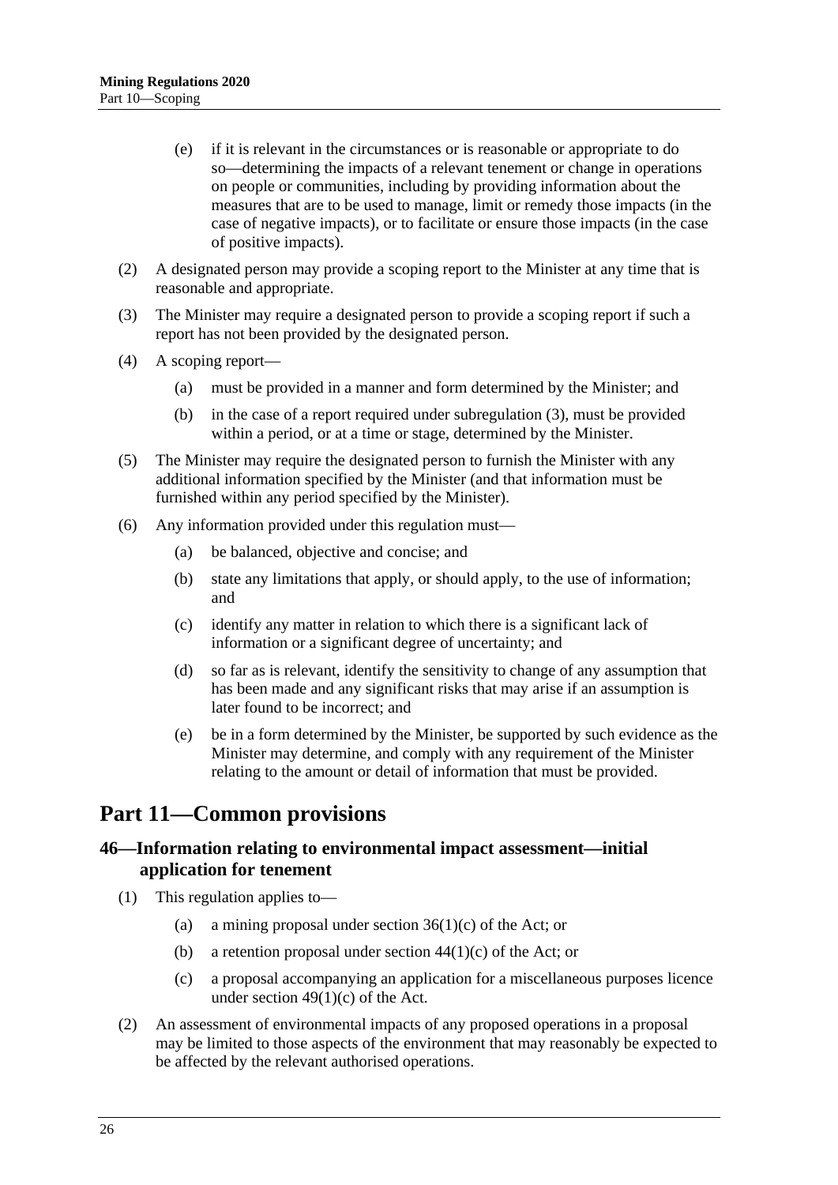(e) if it is relevant in the circumstances or is reasonable or appropriate to do so—determining the impacts of a relevant tenement or change in operations on people or communities, including by providing information about the measures that are to be used to manage, limit or remedy those impacts (in the case of negative impacts), or to facilitate or ensure those impacts (in the case of positive impacts).

(2) A designated person may provide a scoping report to the Minister at any time that is reasonable and appropriate.

(3) The Minister may require a designated person to provide a scoping report if such a report has not been provided by the designated person.

(4) A scoping report—

(a) must be provided in a manner and form determined by the Minister; and

(b) in the case of a report required under subregulation (3), must be provided within a period, or at a time or stage, determined by the Minister.

(5) The Minister may require the designated person to furnish the Minister with any additional information specified by the Minister (and that information must be furnished within any period specified by the Minister).

(6) Any information provided under this regulation must—

(a) be balanced, objective and concise; and

(b) state any limitations that apply, or should apply, to the use of information; and

(c) identify any matter in relation to which there is a significant lack of information or a significant degree of uncertainty; and

(d) so far as is relevant, identify the sensitivity to change of any assumption that has been made and any significant risks that may arise if an assumption is later found to be incorrect; and

(e) be in a form determined by the Minister, be supported by such evidence as the Minister may determine, and comply with any requirement of the Minister relating to the amount or detail of information that must be provided.

# Part 11—Common provisions

## 46—Information relating to environmental impact assessment—initial application for tenement

(1) This regulation applies to—

(a) a mining proposal under section 36(1)(c) of the Act; or

(b) a retention proposal under section 44(1)(c) of the Act; or

(c) a proposal accompanying an application for a miscellaneous purposes licence under section 49(1)(c) of the Act.

(2) An assessment of environmental impacts of any proposed operations in a proposal may be limited to those aspects of the environment that may reasonably be expected to be affected by the relevant authorised operations.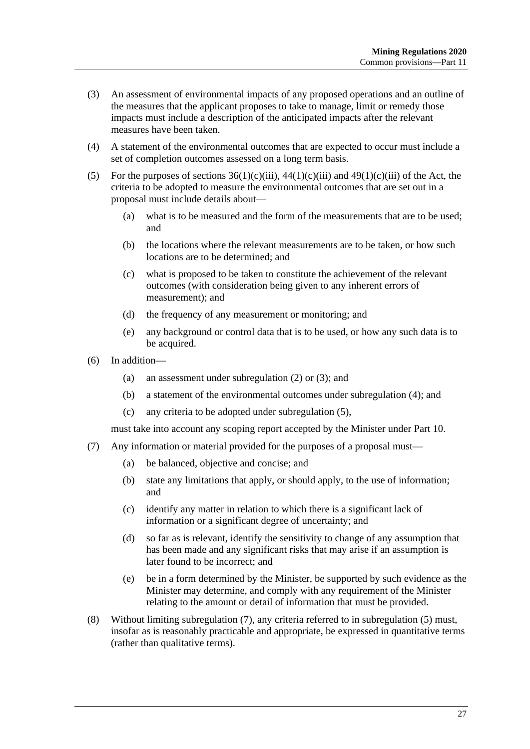(3) An assessment of environmental impacts of any proposed operations and an outline of the measures that the applicant proposes to take to manage, limit or remedy those impacts must include a description of the anticipated impacts after the relevant measures have been taken.

(4) A statement of the environmental outcomes that are expected to occur must include a set of completion outcomes assessed on a long term basis.

(5) For the purposes of sections 36(1)(c)(iii), 44(1)(c)(iii) and 49(1)(c)(iii) of the Act, the criteria to be adopted to measure the environmental outcomes that are set out in a proposal must include details about—

  (a) what is to be measured and the form of the measurements that are to be used; and

  (b) the locations where the relevant measurements are to be taken, or how such locations are to be determined; and

  (c) what is proposed to be taken to constitute the achievement of the relevant outcomes (with consideration being given to any inherent errors of measurement); and

  (d) the frequency of any measurement or monitoring; and

  (e) any background or control data that is to be used, or how any such data is to be acquired.

(6) In addition—

  (a) an assessment under subregulation (2) or (3); and

  (b) a statement of the environmental outcomes under subregulation (4); and

  (c) any criteria to be adopted under subregulation (5),

must take into account any scoping report accepted by the Minister under Part 10.

(7) Any information or material provided for the purposes of a proposal must—

  (a) be balanced, objective and concise; and

  (b) state any limitations that apply, or should apply, to the use of information; and

  (c) identify any matter in relation to which there is a significant lack of information or a significant degree of uncertainty; and

  (d) so far as is relevant, identify the sensitivity to change of any assumption that has been made and any significant risks that may arise if an assumption is later found to be incorrect; and

  (e) be in a form determined by the Minister, be supported by such evidence as the Minister may determine, and comply with any requirement of the Minister relating to the amount or detail of information that must be provided.

(8) Without limiting subregulation (7), any criteria referred to in subregulation (5) must, insofar as is reasonably practicable and appropriate, be expressed in quantitative terms (rather than qualitative terms).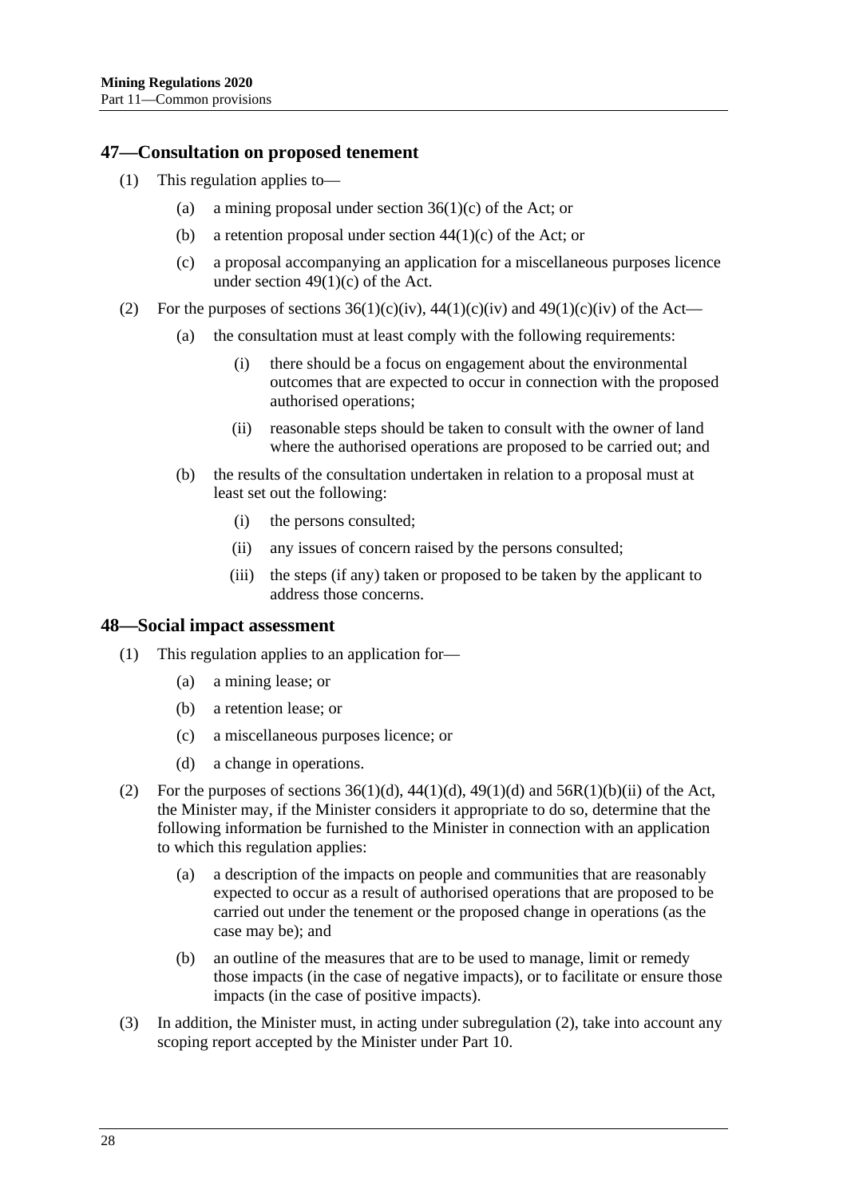## 47—Consultation on proposed tenement

(1) This regulation applies to—

  (a) a mining proposal under section 36(1)(c) of the Act; or

  (b) a retention proposal under section 44(1)(c) of the Act; or

  (c) a proposal accompanying an application for a miscellaneous purposes licence under section 49(1)(c) of the Act.

(2) For the purposes of sections 36(1)(c)(iv), 44(1)(c)(iv) and 49(1)(c)(iv) of the Act—

  (a) the consultation must at least comply with the following requirements:

    (i) there should be a focus on engagement about the environmental outcomes that are expected to occur in connection with the proposed authorised operations;

    (ii) reasonable steps should be taken to consult with the owner of land where the authorised operations are proposed to be carried out; and

  (b) the results of the consultation undertaken in relation to a proposal must at least set out the following:

    (i) the persons consulted;

    (ii) any issues of concern raised by the persons consulted;

    (iii) the steps (if any) taken or proposed to be taken by the applicant to address those concerns.

## 48—Social impact assessment

(1) This regulation applies to an application for—

  (a) a mining lease; or

  (b) a retention lease; or

  (c) a miscellaneous purposes licence; or

  (d) a change in operations.

(2) For the purposes of sections 36(1)(d), 44(1)(d), 49(1)(d) and 56R(1)(b)(ii) of the Act, the Minister may, if the Minister considers it appropriate to do so, determine that the following information be furnished to the Minister in connection with an application to which this regulation applies:

  (a) a description of the impacts on people and communities that are reasonably expected to occur as a result of authorised operations that are proposed to be carried out under the tenement or the proposed change in operations (as the case may be); and

  (b) an outline of the measures that are to be used to manage, limit or remedy those impacts (in the case of negative impacts), or to facilitate or ensure those impacts (in the case of positive impacts).

(3) In addition, the Minister must, in acting under subregulation (2), take into account any scoping report accepted by the Minister under Part 10.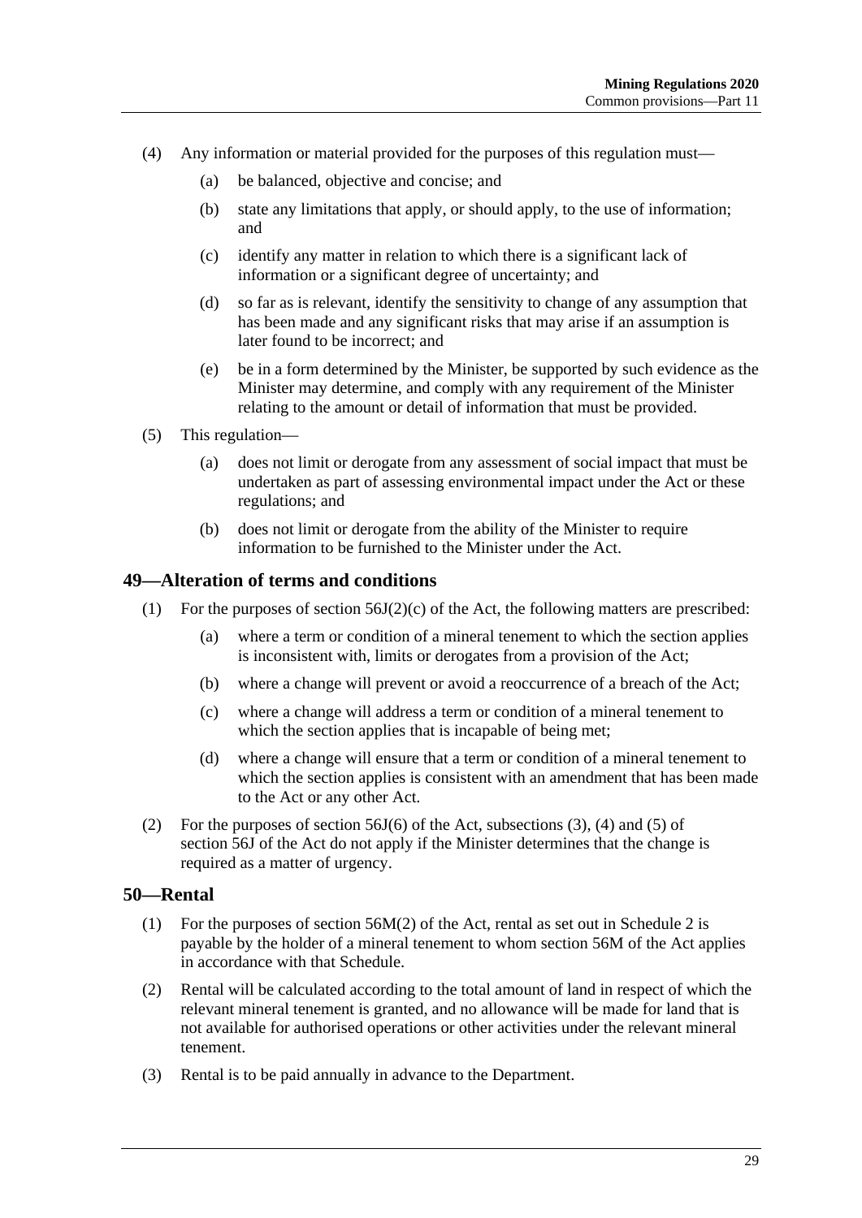(4) Any information or material provided for the purposes of this regulation must—

(a) be balanced, objective and concise; and

(b) state any limitations that apply, or should apply, to the use of information; and

(c) identify any matter in relation to which there is a significant lack of information or a significant degree of uncertainty; and

(d) so far as is relevant, identify the sensitivity to change of any assumption that has been made and any significant risks that may arise if an assumption is later found to be incorrect; and

(e) be in a form determined by the Minister, be supported by such evidence as the Minister may determine, and comply with any requirement of the Minister relating to the amount or detail of information that must be provided.

(5) This regulation—

(a) does not limit or derogate from any assessment of social impact that must be undertaken as part of assessing environmental impact under the Act or these regulations; and

(b) does not limit or derogate from the ability of the Minister to require information to be furnished to the Minister under the Act.

## 49—Alteration of terms and conditions

(1) For the purposes of section 56J(2)(c) of the Act, the following matters are prescribed:

(a) where a term or condition of a mineral tenement to which the section applies is inconsistent with, limits or derogates from a provision of the Act;

(b) where a change will prevent or avoid a reoccurrence of a breach of the Act;

(c) where a change will address a term or condition of a mineral tenement to which the section applies that is incapable of being met;

(d) where a change will ensure that a term or condition of a mineral tenement to which the section applies is consistent with an amendment that has been made to the Act or any other Act.

(2) For the purposes of section 56J(6) of the Act, subsections (3), (4) and (5) of section 56J of the Act do not apply if the Minister determines that the change is required as a matter of urgency.

## 50—Rental

(1) For the purposes of section 56M(2) of the Act, rental as set out in Schedule 2 is payable by the holder of a mineral tenement to whom section 56M of the Act applies in accordance with that Schedule.

(2) Rental will be calculated according to the total amount of land in respect of which the relevant mineral tenement is granted, and no allowance will be made for land that is not available for authorised operations or other activities under the relevant mineral tenement.

(3) Rental is to be paid annually in advance to the Department.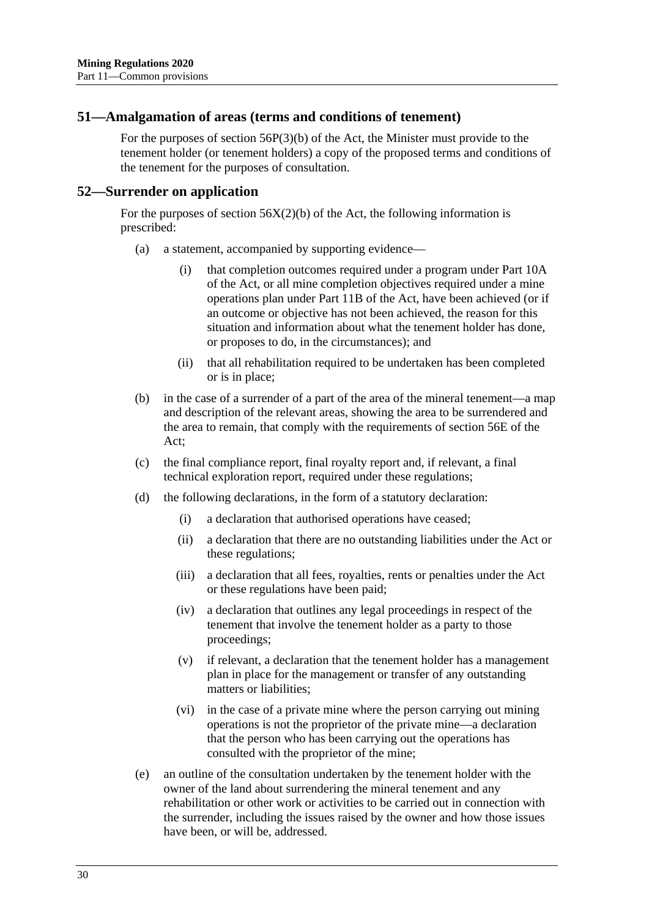## 51—Amalgamation of areas (terms and conditions of tenement)

For the purposes of section 56P(3)(b) of the Act, the Minister must provide to the tenement holder (or tenement holders) a copy of the proposed terms and conditions of the tenement for the purposes of consultation.

## 52—Surrender on application

For the purposes of section 56X(2)(b) of the Act, the following information is prescribed:

- (a) a statement, accompanied by supporting evidence—
  - (i) that completion outcomes required under a program under Part 10A of the Act, or all mine completion objectives required under a mine operations plan under Part 11B of the Act, have been achieved (or if an outcome or objective has not been achieved, the reason for this situation and information about what the tenement holder has done, or proposes to do, in the circumstances); and
  - (ii) that all rehabilitation required to be undertaken has been completed or is in place;
- (b) in the case of a surrender of a part of the area of the mineral tenement—a map and description of the relevant areas, showing the area to be surrendered and the area to remain, that comply with the requirements of section 56E of the Act;
- (c) the final compliance report, final royalty report and, if relevant, a final technical exploration report, required under these regulations;
- (d) the following declarations, in the form of a statutory declaration:
  - (i) a declaration that authorised operations have ceased;
  - (ii) a declaration that there are no outstanding liabilities under the Act or these regulations;
  - (iii) a declaration that all fees, royalties, rents or penalties under the Act or these regulations have been paid;
  - (iv) a declaration that outlines any legal proceedings in respect of the tenement that involve the tenement holder as a party to those proceedings;
  - (v) if relevant, a declaration that the tenement holder has a management plan in place for the management or transfer of any outstanding matters or liabilities;
  - (vi) in the case of a private mine where the person carrying out mining operations is not the proprietor of the private mine—a declaration that the person who has been carrying out the operations has consulted with the proprietor of the mine;
- (e) an outline of the consultation undertaken by the tenement holder with the owner of the land about surrendering the mineral tenement and any rehabilitation or other work or activities to be carried out in connection with the surrender, including the issues raised by the owner and how those issues have been, or will be, addressed.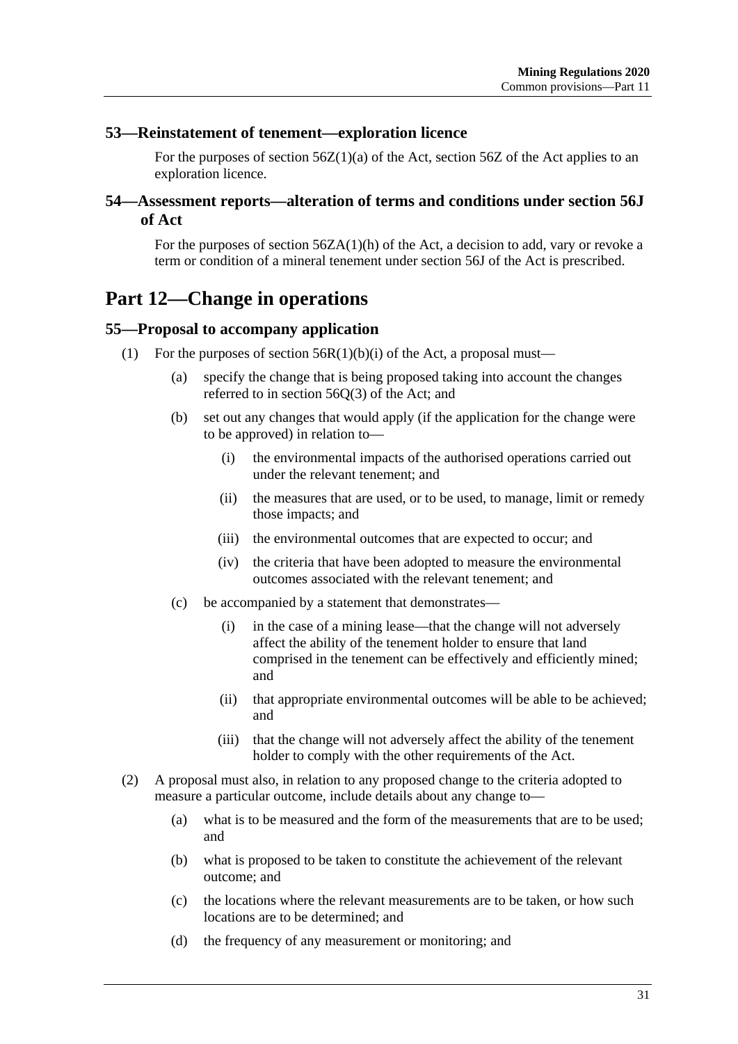### 53—Reinstatement of tenement—exploration licence

For the purposes of section 56Z(1)(a) of the Act, section 56Z of the Act applies to an exploration licence.

### 54—Assessment reports—alteration of terms and conditions under section 56J of Act

For the purposes of section 56ZA(1)(h) of the Act, a decision to add, vary or revoke a term or condition of a mineral tenement under section 56J of the Act is prescribed.

## Part 12—Change in operations

### 55—Proposal to accompany application

(1) For the purposes of section 56R(1)(b)(i) of the Act, a proposal must—

(a) specify the change that is being proposed taking into account the changes referred to in section 56Q(3) of the Act; and

(b) set out any changes that would apply (if the application for the change were to be approved) in relation to—

(i) the environmental impacts of the authorised operations carried out under the relevant tenement; and

(ii) the measures that are used, or to be used, to manage, limit or remedy those impacts; and

(iii) the environmental outcomes that are expected to occur; and

(iv) the criteria that have been adopted to measure the environmental outcomes associated with the relevant tenement; and

(c) be accompanied by a statement that demonstrates—

(i) in the case of a mining lease—that the change will not adversely affect the ability of the tenement holder to ensure that land comprised in the tenement can be effectively and efficiently mined; and

(ii) that appropriate environmental outcomes will be able to be achieved; and

(iii) that the change will not adversely affect the ability of the tenement holder to comply with the other requirements of the Act.

(2) A proposal must also, in relation to any proposed change to the criteria adopted to measure a particular outcome, include details about any change to—

(a) what is to be measured and the form of the measurements that are to be used; and

(b) what is proposed to be taken to constitute the achievement of the relevant outcome; and

(c) the locations where the relevant measurements are to be taken, or how such locations are to be determined; and

(d) the frequency of any measurement or monitoring; and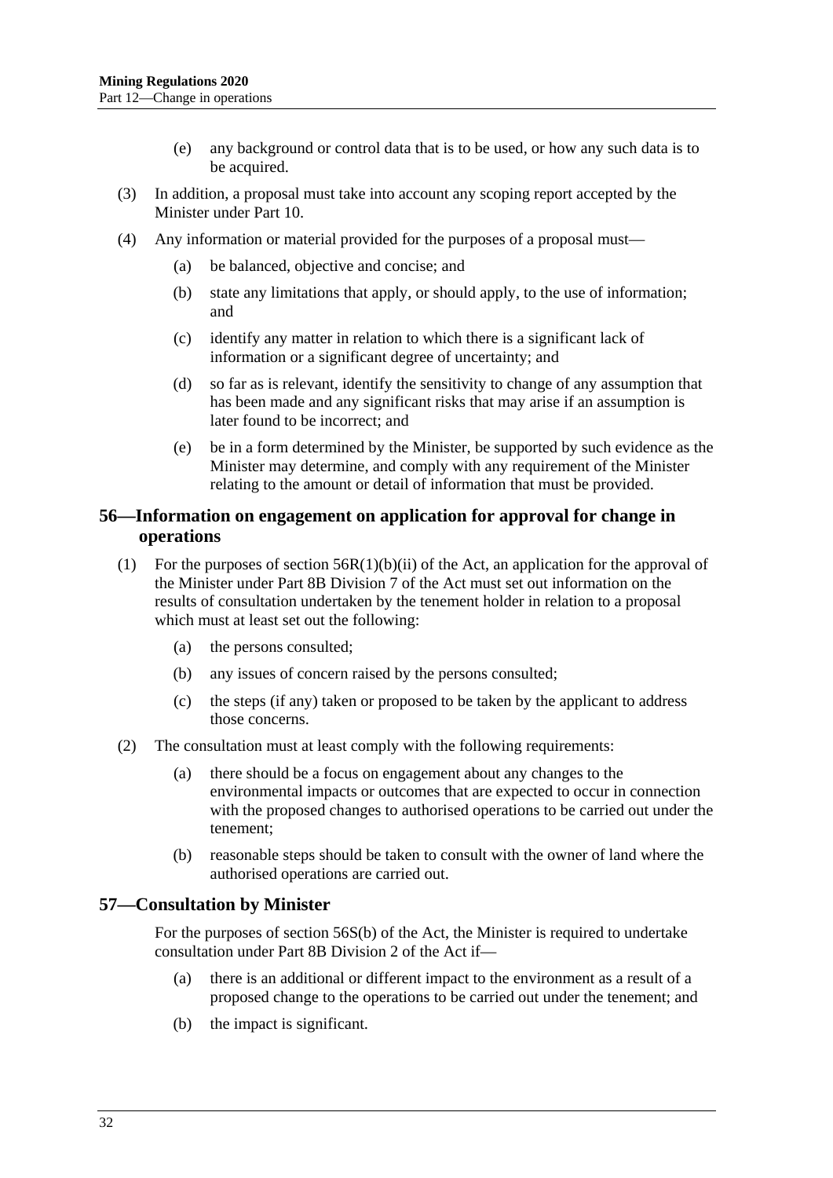(e) any background or control data that is to be used, or how any such data is to be acquired.

(3) In addition, a proposal must take into account any scoping report accepted by the Minister under Part 10.

(4) Any information or material provided for the purposes of a proposal must—

(a) be balanced, objective and concise; and

(b) state any limitations that apply, or should apply, to the use of information; and

(c) identify any matter in relation to which there is a significant lack of information or a significant degree of uncertainty; and

(d) so far as is relevant, identify the sensitivity to change of any assumption that has been made and any significant risks that may arise if an assumption is later found to be incorrect; and

(e) be in a form determined by the Minister, be supported by such evidence as the Minister may determine, and comply with any requirement of the Minister relating to the amount or detail of information that must be provided.

## 56—Information on engagement on application for approval for change in operations

(1) For the purposes of section 56R(1)(b)(ii) of the Act, an application for the approval of the Minister under Part 8B Division 7 of the Act must set out information on the results of consultation undertaken by the tenement holder in relation to a proposal which must at least set out the following:

(a) the persons consulted;

(b) any issues of concern raised by the persons consulted;

(c) the steps (if any) taken or proposed to be taken by the applicant to address those concerns.

(2) The consultation must at least comply with the following requirements:

(a) there should be a focus on engagement about any changes to the environmental impacts or outcomes that are expected to occur in connection with the proposed changes to authorised operations to be carried out under the tenement;

(b) reasonable steps should be taken to consult with the owner of land where the authorised operations are carried out.

## 57—Consultation by Minister

For the purposes of section 56S(b) of the Act, the Minister is required to undertake consultation under Part 8B Division 2 of the Act if—

(a) there is an additional or different impact to the environment as a result of a proposed change to the operations to be carried out under the tenement; and

(b) the impact is significant.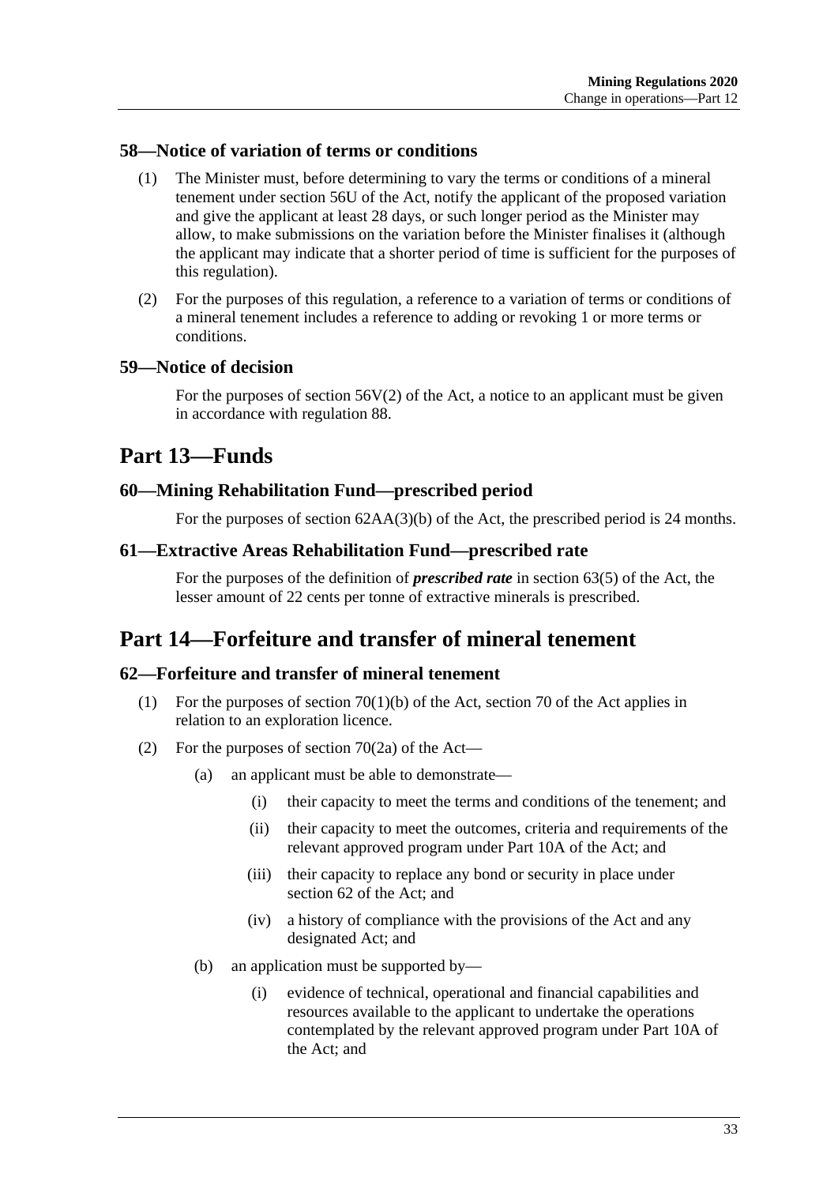### 58—Notice of variation of terms or conditions

(1) The Minister must, before determining to vary the terms or conditions of a mineral tenement under section 56U of the Act, notify the applicant of the proposed variation and give the applicant at least 28 days, or such longer period as the Minister may allow, to make submissions on the variation before the Minister finalises it (although the applicant may indicate that a shorter period of time is sufficient for the purposes of this regulation).

(2) For the purposes of this regulation, a reference to a variation of terms or conditions of a mineral tenement includes a reference to adding or revoking 1 or more terms or conditions.

### 59—Notice of decision

For the purposes of section 56V(2) of the Act, a notice to an applicant must be given in accordance with regulation 88.

## Part 13—Funds

### 60—Mining Rehabilitation Fund—prescribed period

For the purposes of section 62AA(3)(b) of the Act, the prescribed period is 24 months.

### 61—Extractive Areas Rehabilitation Fund—prescribed rate

For the purposes of the definition of ***prescribed rate*** in section 63(5) of the Act, the lesser amount of 22 cents per tonne of extractive minerals is prescribed.

## Part 14—Forfeiture and transfer of mineral tenement

### 62—Forfeiture and transfer of mineral tenement

(1) For the purposes of section 70(1)(b) of the Act, section 70 of the Act applies in relation to an exploration licence.

(2) For the purposes of section 70(2a) of the Act—

(a) an applicant must be able to demonstrate—

(i) their capacity to meet the terms and conditions of the tenement; and

(ii) their capacity to meet the outcomes, criteria and requirements of the relevant approved program under Part 10A of the Act; and

(iii) their capacity to replace any bond or security in place under section 62 of the Act; and

(iv) a history of compliance with the provisions of the Act and any designated Act; and

(b) an application must be supported by—

(i) evidence of technical, operational and financial capabilities and resources available to the applicant to undertake the operations contemplated by the relevant approved program under Part 10A of the Act; and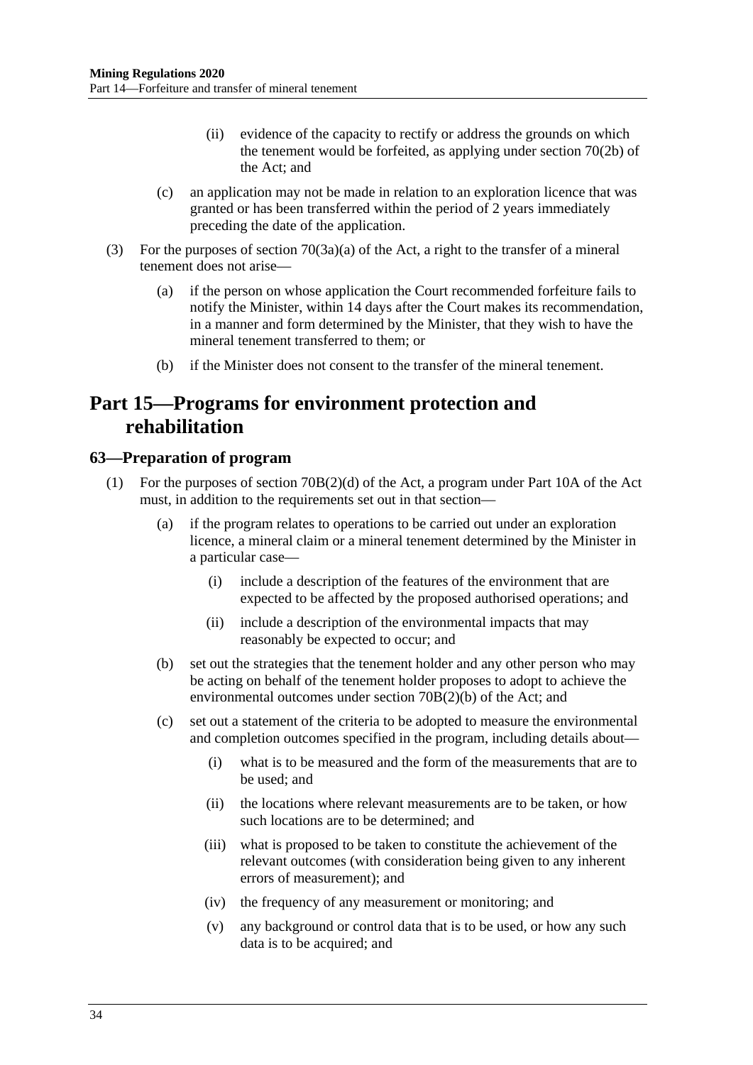(ii) evidence of the capacity to rectify or address the grounds on which the tenement would be forfeited, as applying under section 70(2b) of the Act; and

(c) an application may not be made in relation to an exploration licence that was granted or has been transferred within the period of 2 years immediately preceding the date of the application.

(3) For the purposes of section 70(3a)(a) of the Act, a right to the transfer of a mineral tenement does not arise—

(a) if the person on whose application the Court recommended forfeiture fails to notify the Minister, within 14 days after the Court makes its recommendation, in a manner and form determined by the Minister, that they wish to have the mineral tenement transferred to them; or

(b) if the Minister does not consent to the transfer of the mineral tenement.

# Part 15—Programs for environment protection and rehabilitation

## 63—Preparation of program

(1) For the purposes of section 70B(2)(d) of the Act, a program under Part 10A of the Act must, in addition to the requirements set out in that section—

(a) if the program relates to operations to be carried out under an exploration licence, a mineral claim or a mineral tenement determined by the Minister in a particular case—

(i) include a description of the features of the environment that are expected to be affected by the proposed authorised operations; and

(ii) include a description of the environmental impacts that may reasonably be expected to occur; and

(b) set out the strategies that the tenement holder and any other person who may be acting on behalf of the tenement holder proposes to adopt to achieve the environmental outcomes under section 70B(2)(b) of the Act; and

(c) set out a statement of the criteria to be adopted to measure the environmental and completion outcomes specified in the program, including details about—

(i) what is to be measured and the form of the measurements that are to be used; and

(ii) the locations where relevant measurements are to be taken, or how such locations are to be determined; and

(iii) what is proposed to be taken to constitute the achievement of the relevant outcomes (with consideration being given to any inherent errors of measurement); and

(iv) the frequency of any measurement or monitoring; and

(v) any background or control data that is to be used, or how any such data is to be acquired; and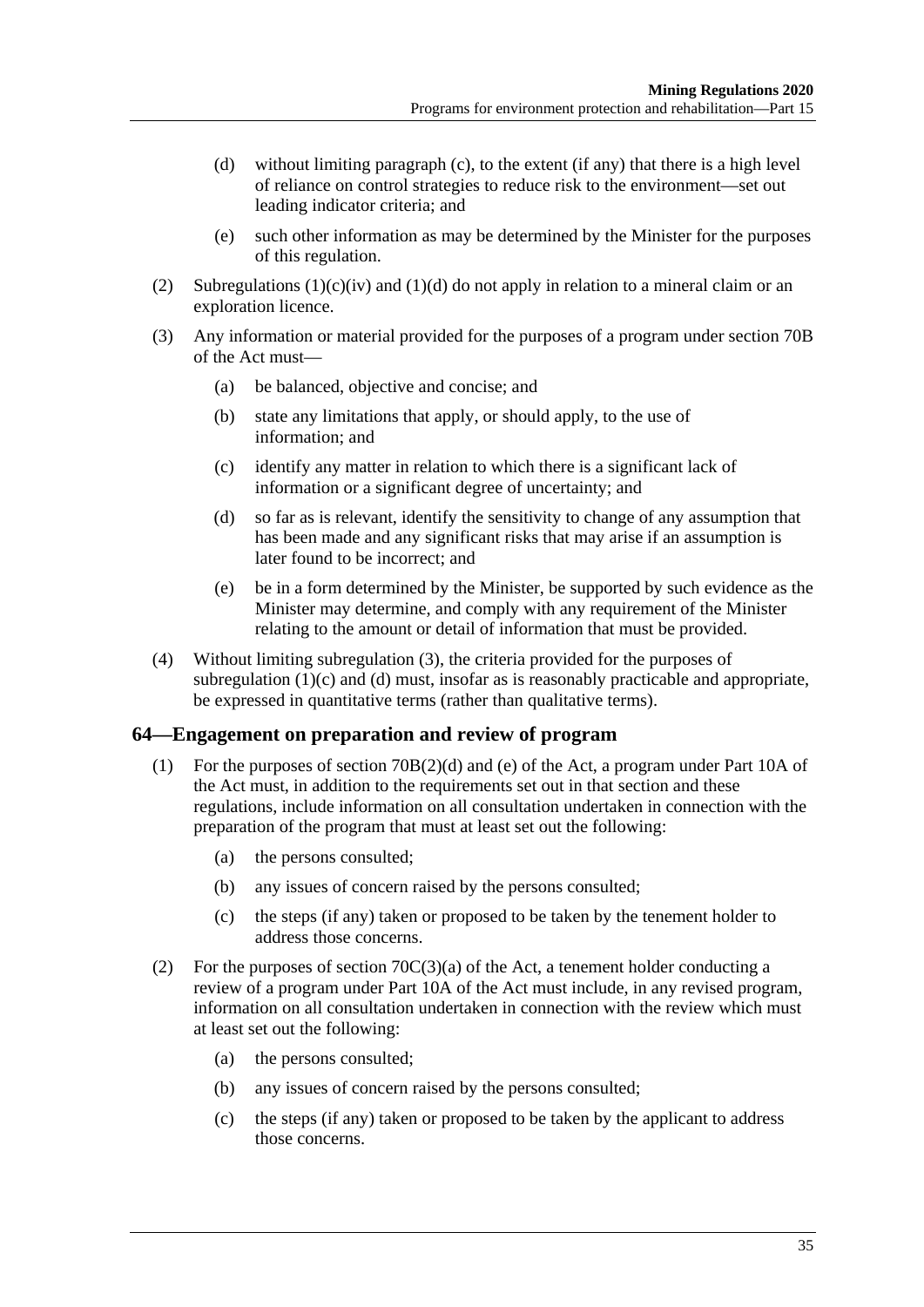(d) without limiting paragraph (c), to the extent (if any) that there is a high level of reliance on control strategies to reduce risk to the environment—set out leading indicator criteria; and

(e) such other information as may be determined by the Minister for the purposes of this regulation.

(2) Subregulations (1)(c)(iv) and (1)(d) do not apply in relation to a mineral claim or an exploration licence.

(3) Any information or material provided for the purposes of a program under section 70B of the Act must—

(a) be balanced, objective and concise; and

(b) state any limitations that apply, or should apply, to the use of information; and

(c) identify any matter in relation to which there is a significant lack of information or a significant degree of uncertainty; and

(d) so far as is relevant, identify the sensitivity to change of any assumption that has been made and any significant risks that may arise if an assumption is later found to be incorrect; and

(e) be in a form determined by the Minister, be supported by such evidence as the Minister may determine, and comply with any requirement of the Minister relating to the amount or detail of information that must be provided.

(4) Without limiting subregulation (3), the criteria provided for the purposes of subregulation (1)(c) and (d) must, insofar as is reasonably practicable and appropriate, be expressed in quantitative terms (rather than qualitative terms).

## 64—Engagement on preparation and review of program

(1) For the purposes of section 70B(2)(d) and (e) of the Act, a program under Part 10A of the Act must, in addition to the requirements set out in that section and these regulations, include information on all consultation undertaken in connection with the preparation of the program that must at least set out the following:

(a) the persons consulted;

(b) any issues of concern raised by the persons consulted;

(c) the steps (if any) taken or proposed to be taken by the tenement holder to address those concerns.

(2) For the purposes of section 70C(3)(a) of the Act, a tenement holder conducting a review of a program under Part 10A of the Act must include, in any revised program, information on all consultation undertaken in connection with the review which must at least set out the following:

(a) the persons consulted;

(b) any issues of concern raised by the persons consulted;

(c) the steps (if any) taken or proposed to be taken by the applicant to address those concerns.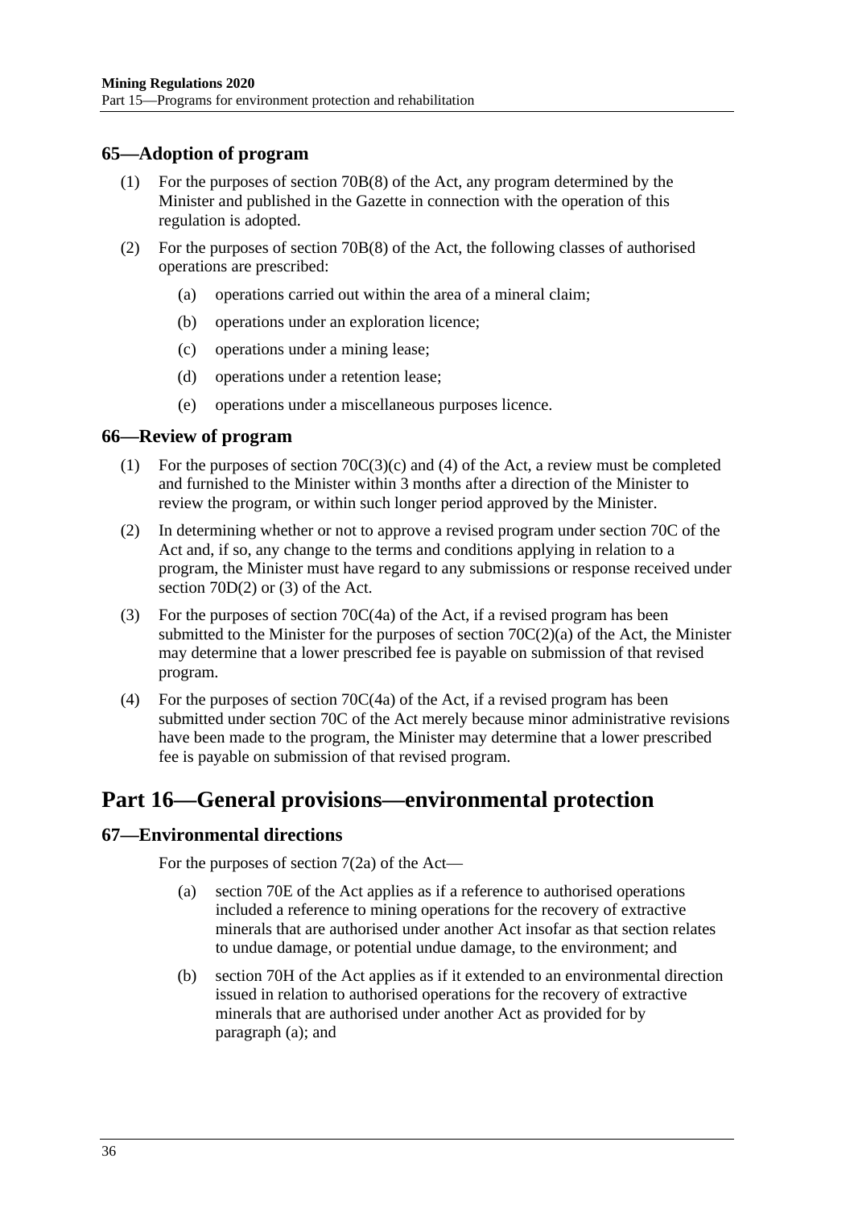### 65—Adoption of program

(1) For the purposes of section 70B(8) of the Act, any program determined by the Minister and published in the Gazette in connection with the operation of this regulation is adopted.

(2) For the purposes of section 70B(8) of the Act, the following classes of authorised operations are prescribed:

(a) operations carried out within the area of a mineral claim;

(b) operations under an exploration licence;

(c) operations under a mining lease;

(d) operations under a retention lease;

(e) operations under a miscellaneous purposes licence.

### 66—Review of program

(1) For the purposes of section 70C(3)(c) and (4) of the Act, a review must be completed and furnished to the Minister within 3 months after a direction of the Minister to review the program, or within such longer period approved by the Minister.

(2) In determining whether or not to approve a revised program under section 70C of the Act and, if so, any change to the terms and conditions applying in relation to a program, the Minister must have regard to any submissions or response received under section 70D(2) or (3) of the Act.

(3) For the purposes of section 70C(4a) of the Act, if a revised program has been submitted to the Minister for the purposes of section 70C(2)(a) of the Act, the Minister may determine that a lower prescribed fee is payable on submission of that revised program.

(4) For the purposes of section 70C(4a) of the Act, if a revised program has been submitted under section 70C of the Act merely because minor administrative revisions have been made to the program, the Minister may determine that a lower prescribed fee is payable on submission of that revised program.

## Part 16—General provisions—environmental protection

### 67—Environmental directions

For the purposes of section 7(2a) of the Act—

(a) section 70E of the Act applies as if a reference to authorised operations included a reference to mining operations for the recovery of extractive minerals that are authorised under another Act insofar as that section relates to undue damage, or potential undue damage, to the environment; and

(b) section 70H of the Act applies as if it extended to an environmental direction issued in relation to authorised operations for the recovery of extractive minerals that are authorised under another Act as provided for by paragraph (a); and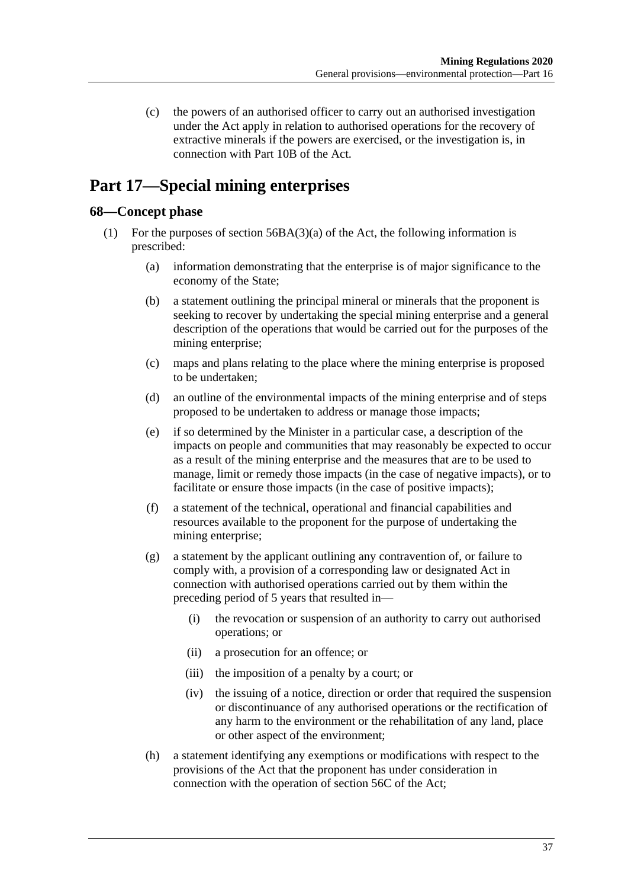(c) the powers of an authorised officer to carry out an authorised investigation under the Act apply in relation to authorised operations for the recovery of extractive minerals if the powers are exercised, or the investigation is, in connection with Part 10B of the Act.

# Part 17—Special mining enterprises

## 68—Concept phase

(1) For the purposes of section 56BA(3)(a) of the Act, the following information is prescribed:

(a) information demonstrating that the enterprise is of major significance to the economy of the State;

(b) a statement outlining the principal mineral or minerals that the proponent is seeking to recover by undertaking the special mining enterprise and a general description of the operations that would be carried out for the purposes of the mining enterprise;

(c) maps and plans relating to the place where the mining enterprise is proposed to be undertaken;

(d) an outline of the environmental impacts of the mining enterprise and of steps proposed to be undertaken to address or manage those impacts;

(e) if so determined by the Minister in a particular case, a description of the impacts on people and communities that may reasonably be expected to occur as a result of the mining enterprise and the measures that are to be used to manage, limit or remedy those impacts (in the case of negative impacts), or to facilitate or ensure those impacts (in the case of positive impacts);

(f) a statement of the technical, operational and financial capabilities and resources available to the proponent for the purpose of undertaking the mining enterprise;

(g) a statement by the applicant outlining any contravention of, or failure to comply with, a provision of a corresponding law or designated Act in connection with authorised operations carried out by them within the preceding period of 5 years that resulted in—

(i) the revocation or suspension of an authority to carry out authorised operations; or

(ii) a prosecution for an offence; or

(iii) the imposition of a penalty by a court; or

(iv) the issuing of a notice, direction or order that required the suspension or discontinuance of any authorised operations or the rectification of any harm to the environment or the rehabilitation of any land, place or other aspect of the environment;

(h) a statement identifying any exemptions or modifications with respect to the provisions of the Act that the proponent has under consideration in connection with the operation of section 56C of the Act;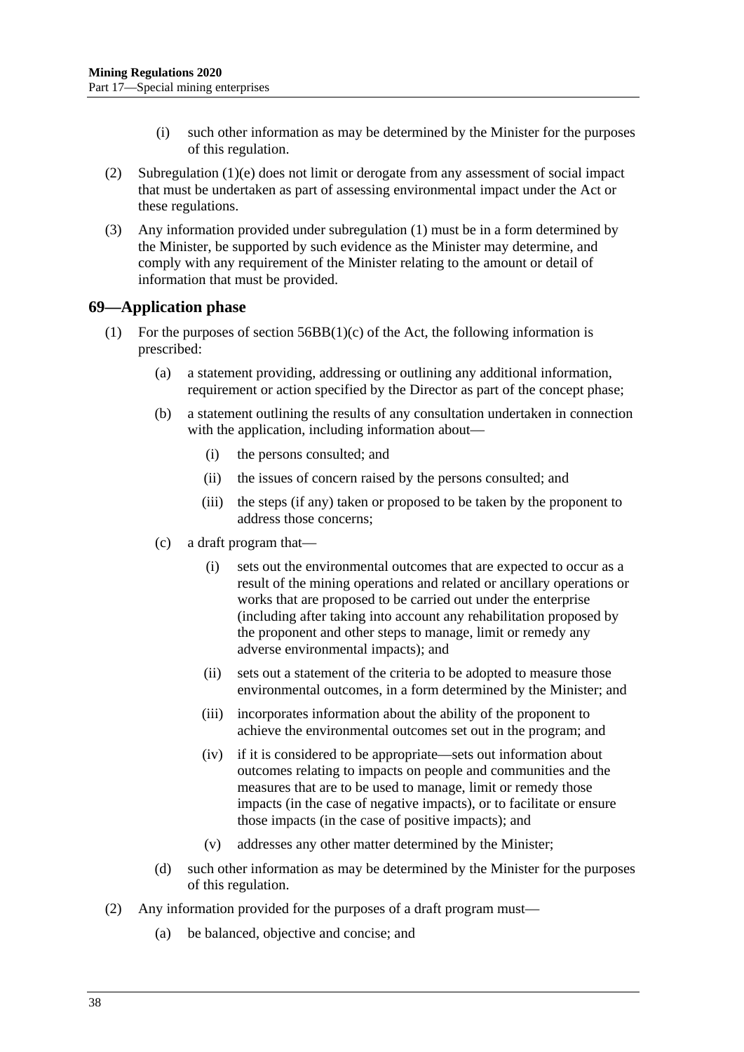(i) such other information as may be determined by the Minister for the purposes of this regulation.

(2) Subregulation (1)(e) does not limit or derogate from any assessment of social impact that must be undertaken as part of assessing environmental impact under the Act or these regulations.

(3) Any information provided under subregulation (1) must be in a form determined by the Minister, be supported by such evidence as the Minister may determine, and comply with any requirement of the Minister relating to the amount or detail of information that must be provided.

## 69—Application phase

(1) For the purposes of section 56BB(1)(c) of the Act, the following information is prescribed:

(a) a statement providing, addressing or outlining any additional information, requirement or action specified by the Director as part of the concept phase;

(b) a statement outlining the results of any consultation undertaken in connection with the application, including information about—

(i) the persons consulted; and

(ii) the issues of concern raised by the persons consulted; and

(iii) the steps (if any) taken or proposed to be taken by the proponent to address those concerns;

(c) a draft program that—

(i) sets out the environmental outcomes that are expected to occur as a result of the mining operations and related or ancillary operations or works that are proposed to be carried out under the enterprise (including after taking into account any rehabilitation proposed by the proponent and other steps to manage, limit or remedy any adverse environmental impacts); and

(ii) sets out a statement of the criteria to be adopted to measure those environmental outcomes, in a form determined by the Minister; and

(iii) incorporates information about the ability of the proponent to achieve the environmental outcomes set out in the program; and

(iv) if it is considered to be appropriate—sets out information about outcomes relating to impacts on people and communities and the measures that are to be used to manage, limit or remedy those impacts (in the case of negative impacts), or to facilitate or ensure those impacts (in the case of positive impacts); and

(v) addresses any other matter determined by the Minister;

(d) such other information as may be determined by the Minister for the purposes of this regulation.

(2) Any information provided for the purposes of a draft program must—

(a) be balanced, objective and concise; and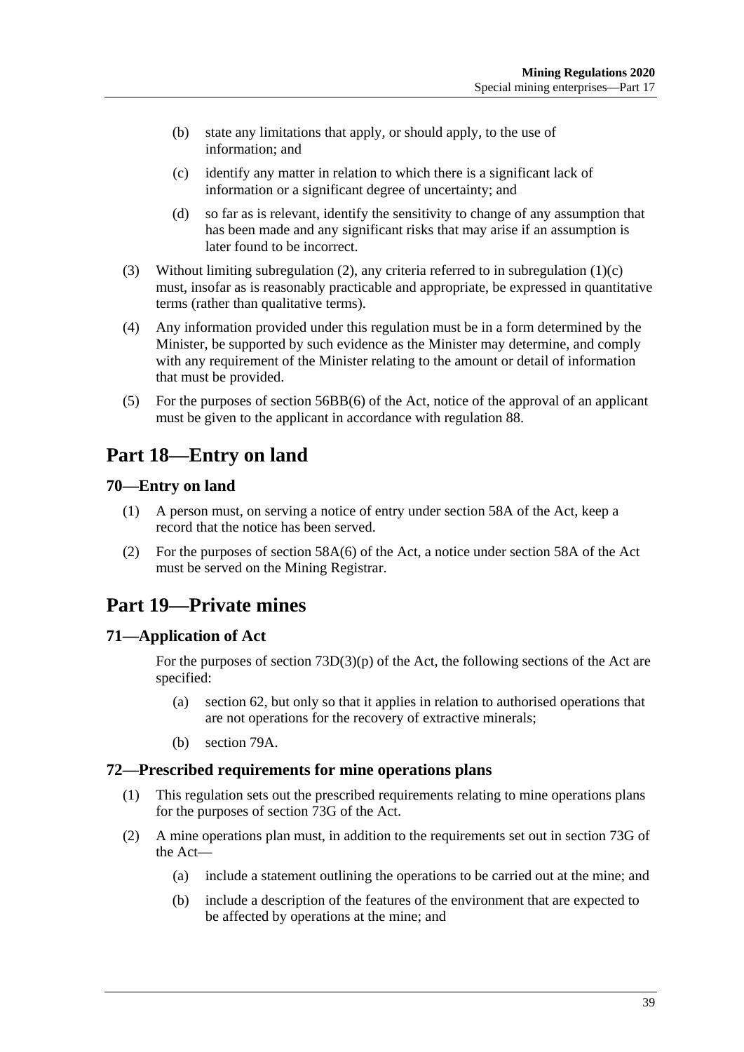(b) state any limitations that apply, or should apply, to the use of information; and

(c) identify any matter in relation to which there is a significant lack of information or a significant degree of uncertainty; and

(d) so far as is relevant, identify the sensitivity to change of any assumption that has been made and any significant risks that may arise if an assumption is later found to be incorrect.

(3) Without limiting subregulation (2), any criteria referred to in subregulation (1)(c) must, insofar as is reasonably practicable and appropriate, be expressed in quantitative terms (rather than qualitative terms).

(4) Any information provided under this regulation must be in a form determined by the Minister, be supported by such evidence as the Minister may determine, and comply with any requirement of the Minister relating to the amount or detail of information that must be provided.

(5) For the purposes of section 56BB(6) of the Act, notice of the approval of an applicant must be given to the applicant in accordance with regulation 88.

# Part 18—Entry on land

## 70—Entry on land

(1) A person must, on serving a notice of entry under section 58A of the Act, keep a record that the notice has been served.

(2) For the purposes of section 58A(6) of the Act, a notice under section 58A of the Act must be served on the Mining Registrar.

# Part 19—Private mines

## 71—Application of Act

For the purposes of section 73D(3)(p) of the Act, the following sections of the Act are specified:

(a) section 62, but only so that it applies in relation to authorised operations that are not operations for the recovery of extractive minerals;

(b) section 79A.

## 72—Prescribed requirements for mine operations plans

(1) This regulation sets out the prescribed requirements relating to mine operations plans for the purposes of section 73G of the Act.

(2) A mine operations plan must, in addition to the requirements set out in section 73G of the Act—

(a) include a statement outlining the operations to be carried out at the mine; and

(b) include a description of the features of the environment that are expected to be affected by operations at the mine; and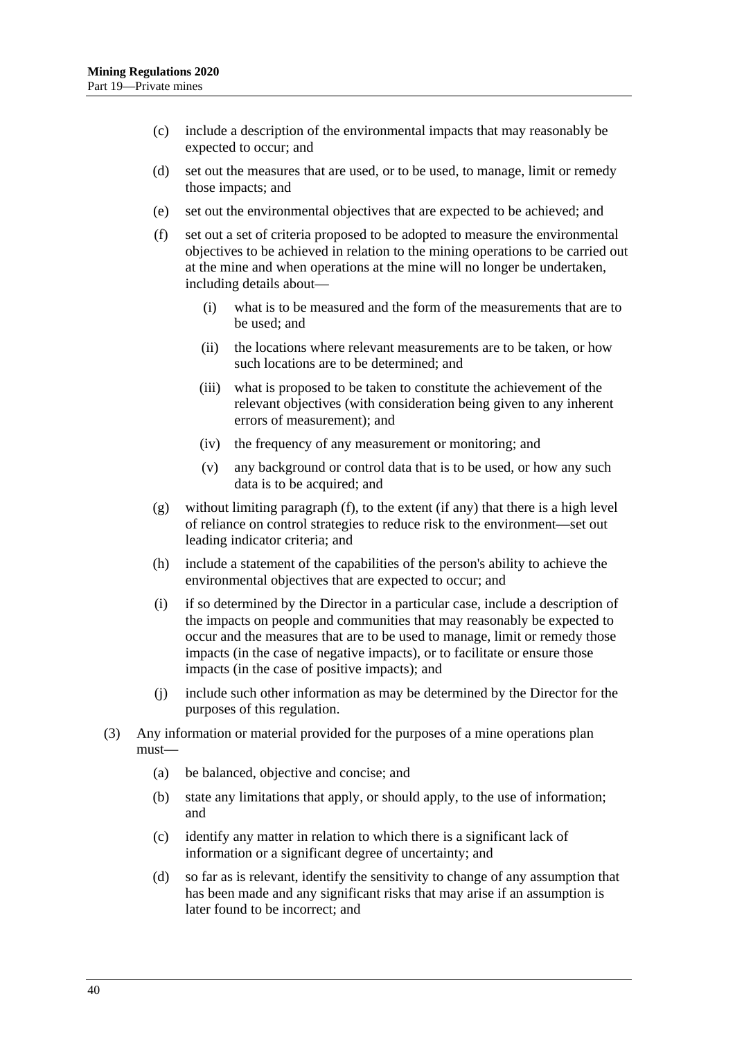(c) include a description of the environmental impacts that may reasonably be expected to occur; and

(d) set out the measures that are used, or to be used, to manage, limit or remedy those impacts; and

(e) set out the environmental objectives that are expected to be achieved; and

(f) set out a set of criteria proposed to be adopted to measure the environmental objectives to be achieved in relation to the mining operations to be carried out at the mine and when operations at the mine will no longer be undertaken, including details about—

  (i) what is to be measured and the form of the measurements that are to be used; and

  (ii) the locations where relevant measurements are to be taken, or how such locations are to be determined; and

  (iii) what is proposed to be taken to constitute the achievement of the relevant objectives (with consideration being given to any inherent errors of measurement); and

  (iv) the frequency of any measurement or monitoring; and

  (v) any background or control data that is to be used, or how any such data is to be acquired; and

(g) without limiting paragraph (f), to the extent (if any) that there is a high level of reliance on control strategies to reduce risk to the environment—set out leading indicator criteria; and

(h) include a statement of the capabilities of the person's ability to achieve the environmental objectives that are expected to occur; and

(i) if so determined by the Director in a particular case, include a description of the impacts on people and communities that may reasonably be expected to occur and the measures that are to be used to manage, limit or remedy those impacts (in the case of negative impacts), or to facilitate or ensure those impacts (in the case of positive impacts); and

(j) include such other information as may be determined by the Director for the purposes of this regulation.

(3) Any information or material provided for the purposes of a mine operations plan must—

  (a) be balanced, objective and concise; and

  (b) state any limitations that apply, or should apply, to the use of information; and

  (c) identify any matter in relation to which there is a significant lack of information or a significant degree of uncertainty; and

  (d) so far as is relevant, identify the sensitivity to change of any assumption that has been made and any significant risks that may arise if an assumption is later found to be incorrect; and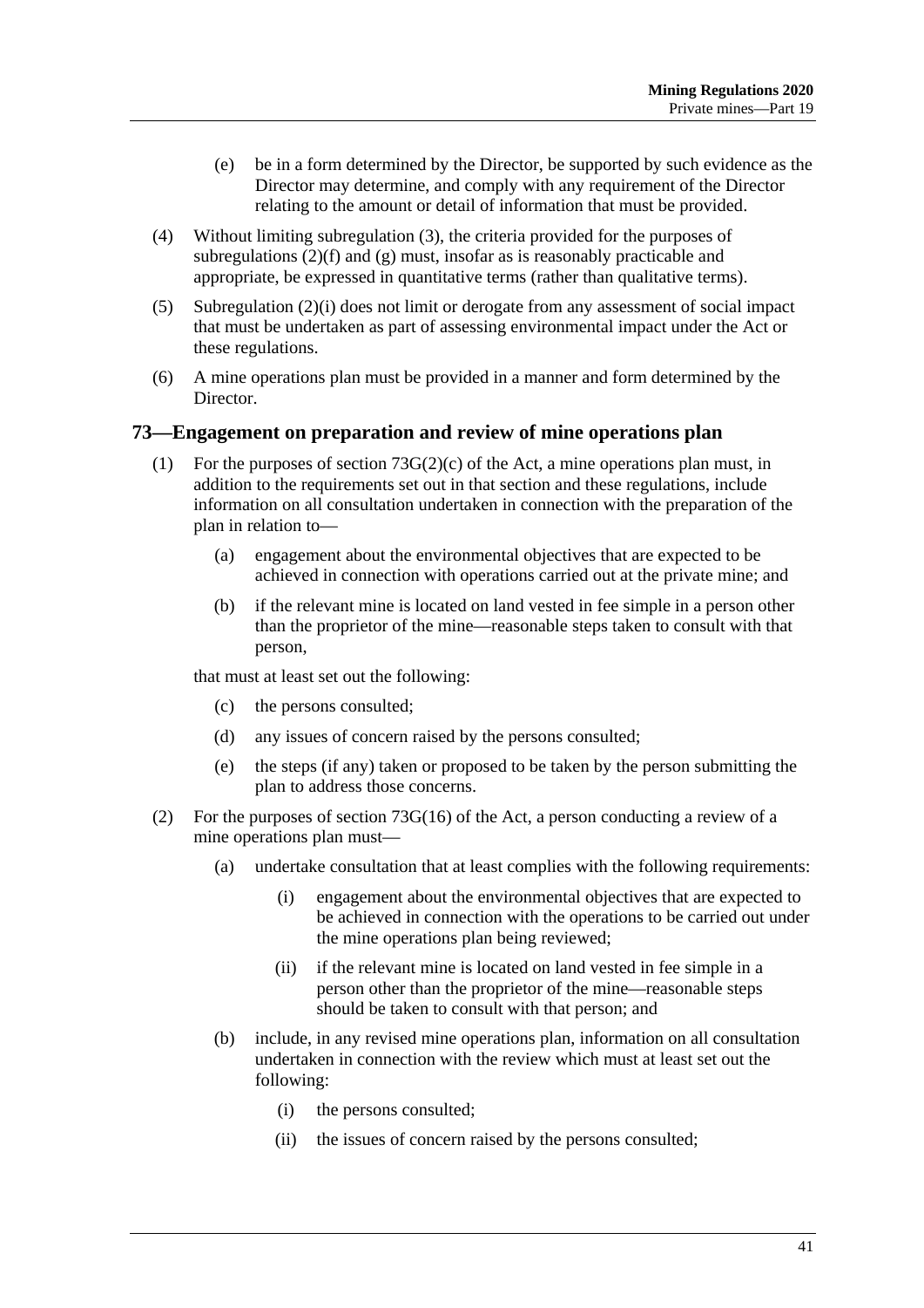(e) be in a form determined by the Director, be supported by such evidence as the Director may determine, and comply with any requirement of the Director relating to the amount or detail of information that must be provided.

(4) Without limiting subregulation (3), the criteria provided for the purposes of subregulations (2)(f) and (g) must, insofar as is reasonably practicable and appropriate, be expressed in quantitative terms (rather than qualitative terms).

(5) Subregulation (2)(i) does not limit or derogate from any assessment of social impact that must be undertaken as part of assessing environmental impact under the Act or these regulations.

(6) A mine operations plan must be provided in a manner and form determined by the Director.

## 73—Engagement on preparation and review of mine operations plan

(1) For the purposes of section 73G(2)(c) of the Act, a mine operations plan must, in addition to the requirements set out in that section and these regulations, include information on all consultation undertaken in connection with the preparation of the plan in relation to—

(a) engagement about the environmental objectives that are expected to be achieved in connection with operations carried out at the private mine; and

(b) if the relevant mine is located on land vested in fee simple in a person other than the proprietor of the mine—reasonable steps taken to consult with that person,

that must at least set out the following:

(c) the persons consulted;

(d) any issues of concern raised by the persons consulted;

(e) the steps (if any) taken or proposed to be taken by the person submitting the plan to address those concerns.

(2) For the purposes of section 73G(16) of the Act, a person conducting a review of a mine operations plan must—

(a) undertake consultation that at least complies with the following requirements:

(i) engagement about the environmental objectives that are expected to be achieved in connection with the operations to be carried out under the mine operations plan being reviewed;

(ii) if the relevant mine is located on land vested in fee simple in a person other than the proprietor of the mine—reasonable steps should be taken to consult with that person; and

(b) include, in any revised mine operations plan, information on all consultation undertaken in connection with the review which must at least set out the following:

(i) the persons consulted;

(ii) the issues of concern raised by the persons consulted;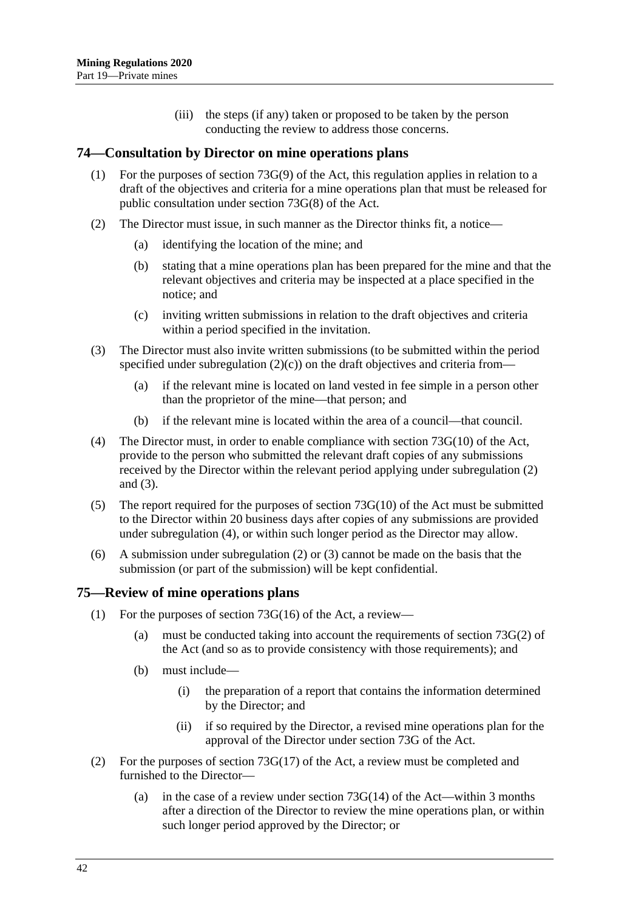(iii) the steps (if any) taken or proposed to be taken by the person conducting the review to address those concerns.

## 74—Consultation by Director on mine operations plans

(1) For the purposes of section 73G(9) of the Act, this regulation applies in relation to a draft of the objectives and criteria for a mine operations plan that must be released for public consultation under section 73G(8) of the Act.

(2) The Director must issue, in such manner as the Director thinks fit, a notice—

(a) identifying the location of the mine; and

(b) stating that a mine operations plan has been prepared for the mine and that the relevant objectives and criteria may be inspected at a place specified in the notice; and

(c) inviting written submissions in relation to the draft objectives and criteria within a period specified in the invitation.

(3) The Director must also invite written submissions (to be submitted within the period specified under subregulation (2)(c)) on the draft objectives and criteria from—

(a) if the relevant mine is located on land vested in fee simple in a person other than the proprietor of the mine—that person; and

(b) if the relevant mine is located within the area of a council—that council.

(4) The Director must, in order to enable compliance with section 73G(10) of the Act, provide to the person who submitted the relevant draft copies of any submissions received by the Director within the relevant period applying under subregulation (2) and (3).

(5) The report required for the purposes of section 73G(10) of the Act must be submitted to the Director within 20 business days after copies of any submissions are provided under subregulation (4), or within such longer period as the Director may allow.

(6) A submission under subregulation (2) or (3) cannot be made on the basis that the submission (or part of the submission) will be kept confidential.

## 75—Review of mine operations plans

(1) For the purposes of section 73G(16) of the Act, a review—

(a) must be conducted taking into account the requirements of section 73G(2) of the Act (and so as to provide consistency with those requirements); and

(b) must include—

(i) the preparation of a report that contains the information determined by the Director; and

(ii) if so required by the Director, a revised mine operations plan for the approval of the Director under section 73G of the Act.

(2) For the purposes of section 73G(17) of the Act, a review must be completed and furnished to the Director—

(a) in the case of a review under section 73G(14) of the Act—within 3 months after a direction of the Director to review the mine operations plan, or within such longer period approved by the Director; or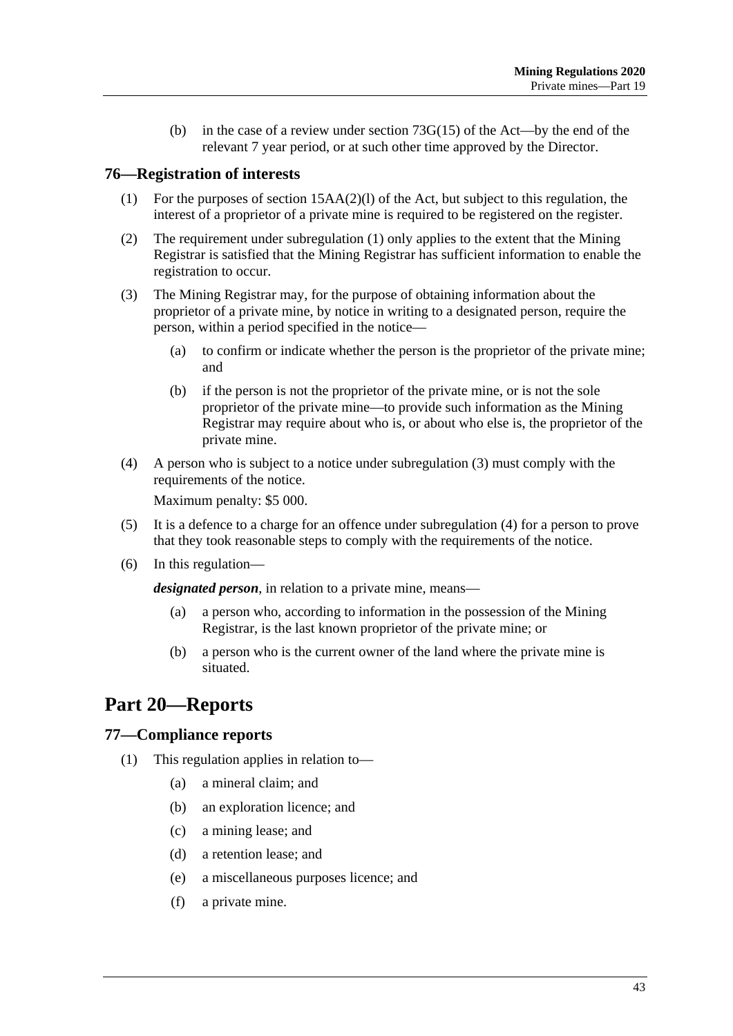(b) in the case of a review under section 73G(15) of the Act—by the end of the relevant 7 year period, or at such other time approved by the Director.

### 76—Registration of interests

(1) For the purposes of section 15AA(2)(l) of the Act, but subject to this regulation, the interest of a proprietor of a private mine is required to be registered on the register.

(2) The requirement under subregulation (1) only applies to the extent that the Mining Registrar is satisfied that the Mining Registrar has sufficient information to enable the registration to occur.

(3) The Mining Registrar may, for the purpose of obtaining information about the proprietor of a private mine, by notice in writing to a designated person, require the person, within a period specified in the notice—

- (a) to confirm or indicate whether the person is the proprietor of the private mine; and
- (b) if the person is not the proprietor of the private mine, or is not the sole proprietor of the private mine—to provide such information as the Mining Registrar may require about who is, or about who else is, the proprietor of the private mine.

(4) A person who is subject to a notice under subregulation (3) must comply with the requirements of the notice.

Maximum penalty: $5 000.

(5) It is a defence to a charge for an offence under subregulation (4) for a person to prove that they took reasonable steps to comply with the requirements of the notice.

(6) In this regulation—

***designated person***, in relation to a private mine, means—

- (a) a person who, according to information in the possession of the Mining Registrar, is the last known proprietor of the private mine; or
- (b) a person who is the current owner of the land where the private mine is situated.

## Part 20—Reports

### 77—Compliance reports

(1) This regulation applies in relation to—

- (a) a mineral claim; and
- (b) an exploration licence; and
- (c) a mining lease; and
- (d) a retention lease; and
- (e) a miscellaneous purposes licence; and
- (f) a private mine.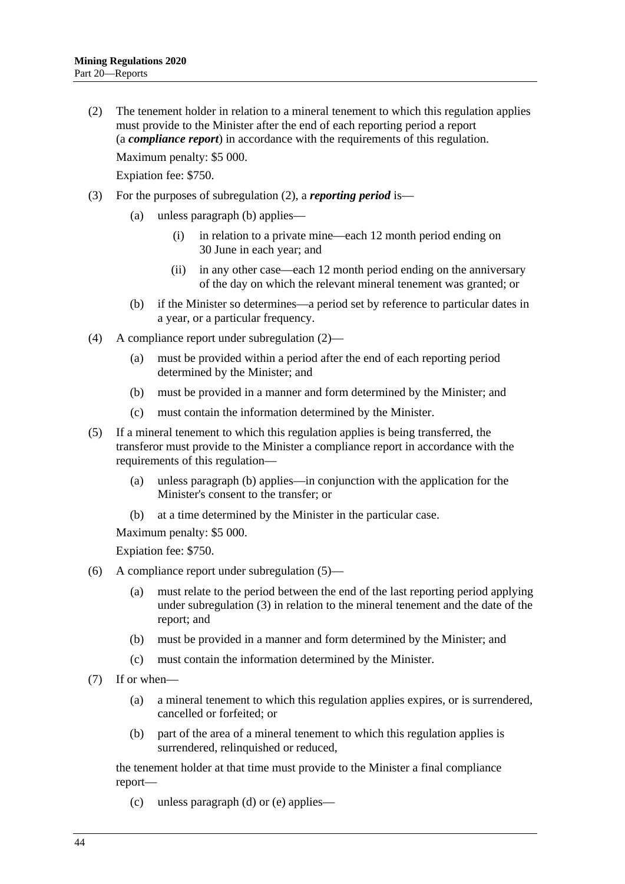(2) The tenement holder in relation to a mineral tenement to which this regulation applies must provide to the Minister after the end of each reporting period a report (a ***compliance report***) in accordance with the requirements of this regulation.

Maximum penalty: $5 000.

Expiation fee: $750.

(3) For the purposes of subregulation (2), a ***reporting period*** is—

   (a) unless paragraph (b) applies—

      (i) in relation to a private mine—each 12 month period ending on 30 June in each year; and

      (ii) in any other case—each 12 month period ending on the anniversary of the day on which the relevant mineral tenement was granted; or

   (b) if the Minister so determines—a period set by reference to particular dates in a year, or a particular frequency.

(4) A compliance report under subregulation (2)—

   (a) must be provided within a period after the end of each reporting period determined by the Minister; and

   (b) must be provided in a manner and form determined by the Minister; and

   (c) must contain the information determined by the Minister.

(5) If a mineral tenement to which this regulation applies is being transferred, the transferor must provide to the Minister a compliance report in accordance with the requirements of this regulation—

   (a) unless paragraph (b) applies—in conjunction with the application for the Minister's consent to the transfer; or

   (b) at a time determined by the Minister in the particular case.

Maximum penalty: $5 000.

Expiation fee: $750.

(6) A compliance report under subregulation (5)—

   (a) must relate to the period between the end of the last reporting period applying under subregulation (3) in relation to the mineral tenement and the date of the report; and

   (b) must be provided in a manner and form determined by the Minister; and

   (c) must contain the information determined by the Minister.

(7) If or when—

   (a) a mineral tenement to which this regulation applies expires, or is surrendered, cancelled or forfeited; or

   (b) part of the area of a mineral tenement to which this regulation applies is surrendered, relinquished or reduced,

the tenement holder at that time must provide to the Minister a final compliance report—

   (c) unless paragraph (d) or (e) applies—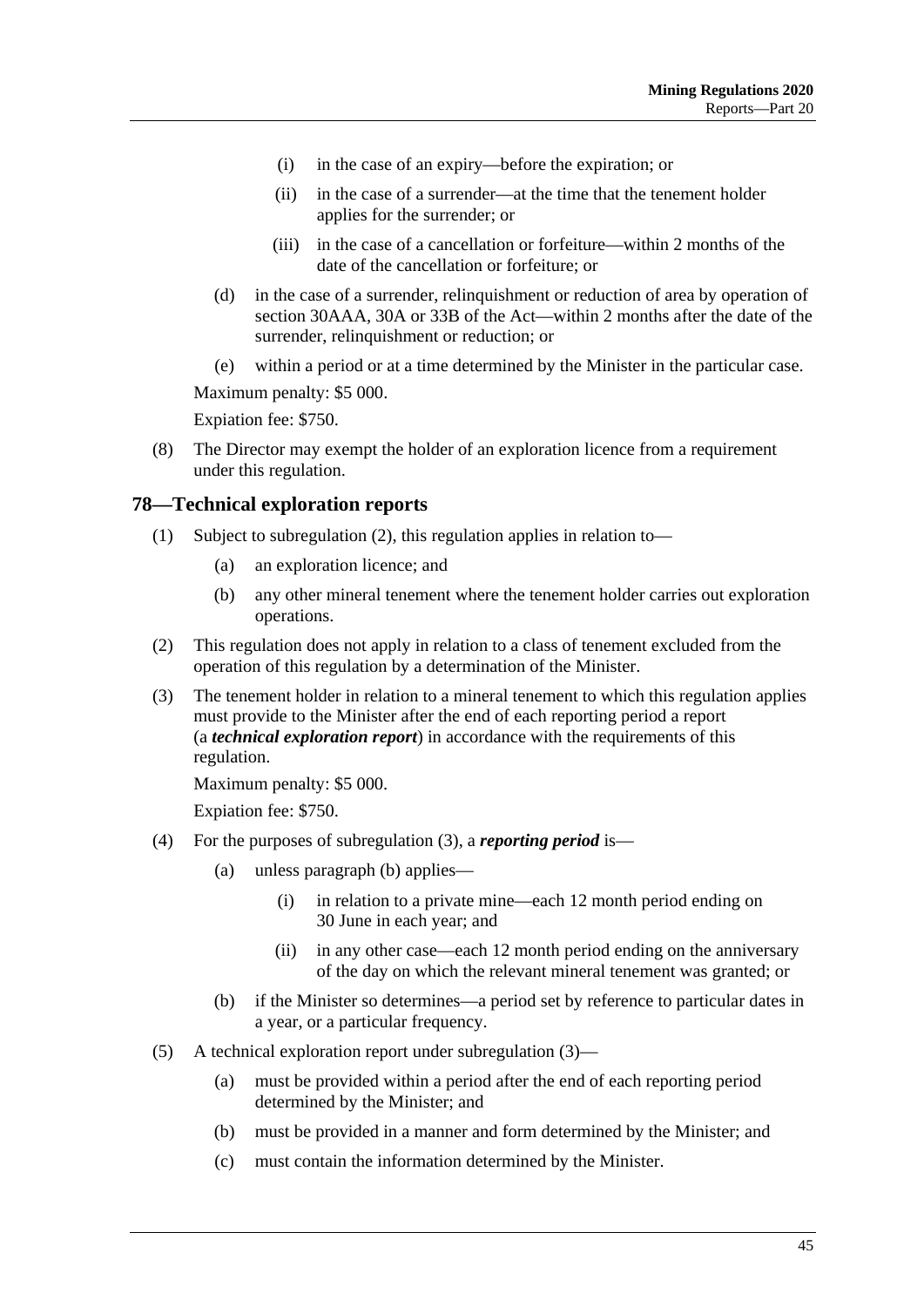(i) in the case of an expiry—before the expiration; or

(ii) in the case of a surrender—at the time that the tenement holder applies for the surrender; or

(iii) in the case of a cancellation or forfeiture—within 2 months of the date of the cancellation or forfeiture; or

(d) in the case of a surrender, relinquishment or reduction of area by operation of section 30AAA, 30A or 33B of the Act—within 2 months after the date of the surrender, relinquishment or reduction; or

(e) within a period or at a time determined by the Minister in the particular case.

Maximum penalty: $5 000.

Expiation fee: $750.

(8) The Director may exempt the holder of an exploration licence from a requirement under this regulation.

## 78—Technical exploration reports

(1) Subject to subregulation (2), this regulation applies in relation to—

(a) an exploration licence; and

(b) any other mineral tenement where the tenement holder carries out exploration operations.

(2) This regulation does not apply in relation to a class of tenement excluded from the operation of this regulation by a determination of the Minister.

(3) The tenement holder in relation to a mineral tenement to which this regulation applies must provide to the Minister after the end of each reporting period a report (a ***technical exploration report***) in accordance with the requirements of this regulation.

Maximum penalty: $5 000.

Expiation fee: $750.

(4) For the purposes of subregulation (3), a ***reporting period*** is—

(a) unless paragraph (b) applies—

(i) in relation to a private mine—each 12 month period ending on 30 June in each year; and

(ii) in any other case—each 12 month period ending on the anniversary of the day on which the relevant mineral tenement was granted; or

(b) if the Minister so determines—a period set by reference to particular dates in a year, or a particular frequency.

(5) A technical exploration report under subregulation (3)—

(a) must be provided within a period after the end of each reporting period determined by the Minister; and

(b) must be provided in a manner and form determined by the Minister; and

(c) must contain the information determined by the Minister.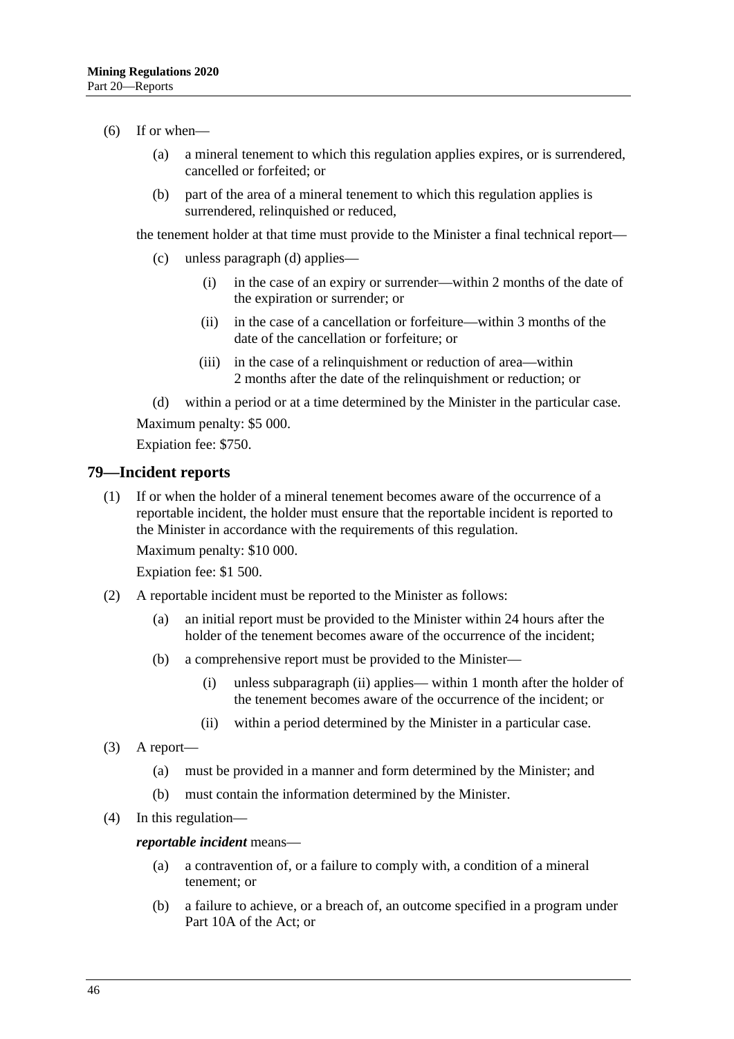(6) If or when—

(a) a mineral tenement to which this regulation applies expires, or is surrendered, cancelled or forfeited; or

(b) part of the area of a mineral tenement to which this regulation applies is surrendered, relinquished or reduced,

the tenement holder at that time must provide to the Minister a final technical report—

(c) unless paragraph (d) applies—

(i) in the case of an expiry or surrender—within 2 months of the date of the expiration or surrender; or

(ii) in the case of a cancellation or forfeiture—within 3 months of the date of the cancellation or forfeiture; or

(iii) in the case of a relinquishment or reduction of area—within 2 months after the date of the relinquishment or reduction; or

(d) within a period or at a time determined by the Minister in the particular case.

Maximum penalty: $5 000.

Expiation fee: $750.

## 79—Incident reports

(1) If or when the holder of a mineral tenement becomes aware of the occurrence of a reportable incident, the holder must ensure that the reportable incident is reported to the Minister in accordance with the requirements of this regulation.

Maximum penalty: $10 000.

Expiation fee: $1 500.

(2) A reportable incident must be reported to the Minister as follows:

(a) an initial report must be provided to the Minister within 24 hours after the holder of the tenement becomes aware of the occurrence of the incident;

(b) a comprehensive report must be provided to the Minister—

(i) unless subparagraph (ii) applies— within 1 month after the holder of the tenement becomes aware of the occurrence of the incident; or

(ii) within a period determined by the Minister in a particular case.

(3) A report—

(a) must be provided in a manner and form determined by the Minister; and

(b) must contain the information determined by the Minister.

(4) In this regulation—

***reportable incident*** means—

(a) a contravention of, or a failure to comply with, a condition of a mineral tenement; or

(b) a failure to achieve, or a breach of, an outcome specified in a program under Part 10A of the Act; or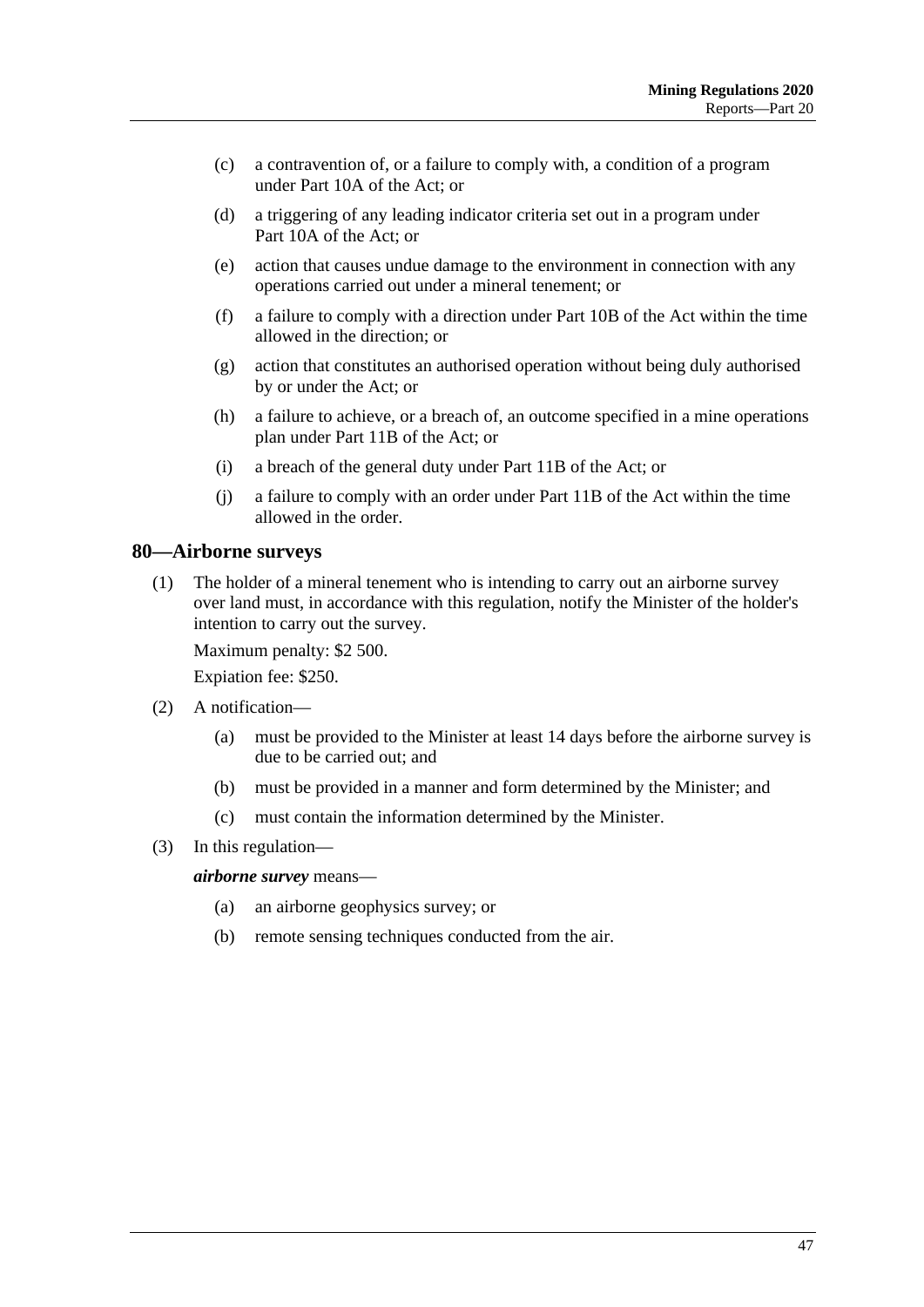(c) a contravention of, or a failure to comply with, a condition of a program under Part 10A of the Act; or

(d) a triggering of any leading indicator criteria set out in a program under Part 10A of the Act; or

(e) action that causes undue damage to the environment in connection with any operations carried out under a mineral tenement; or

(f) a failure to comply with a direction under Part 10B of the Act within the time allowed in the direction; or

(g) action that constitutes an authorised operation without being duly authorised by or under the Act; or

(h) a failure to achieve, or a breach of, an outcome specified in a mine operations plan under Part 11B of the Act; or

(i) a breach of the general duty under Part 11B of the Act; or

(j) a failure to comply with an order under Part 11B of the Act within the time allowed in the order.

## 80—Airborne surveys

(1) The holder of a mineral tenement who is intending to carry out an airborne survey over land must, in accordance with this regulation, notify the Minister of the holder's intention to carry out the survey.

Maximum penalty: $2 500.

Expiation fee: $250.

(2) A notification—

(a) must be provided to the Minister at least 14 days before the airborne survey is due to be carried out; and

(b) must be provided in a manner and form determined by the Minister; and

(c) must contain the information determined by the Minister.

(3) In this regulation—

***airborne survey*** means—

(a) an airborne geophysics survey; or

(b) remote sensing techniques conducted from the air.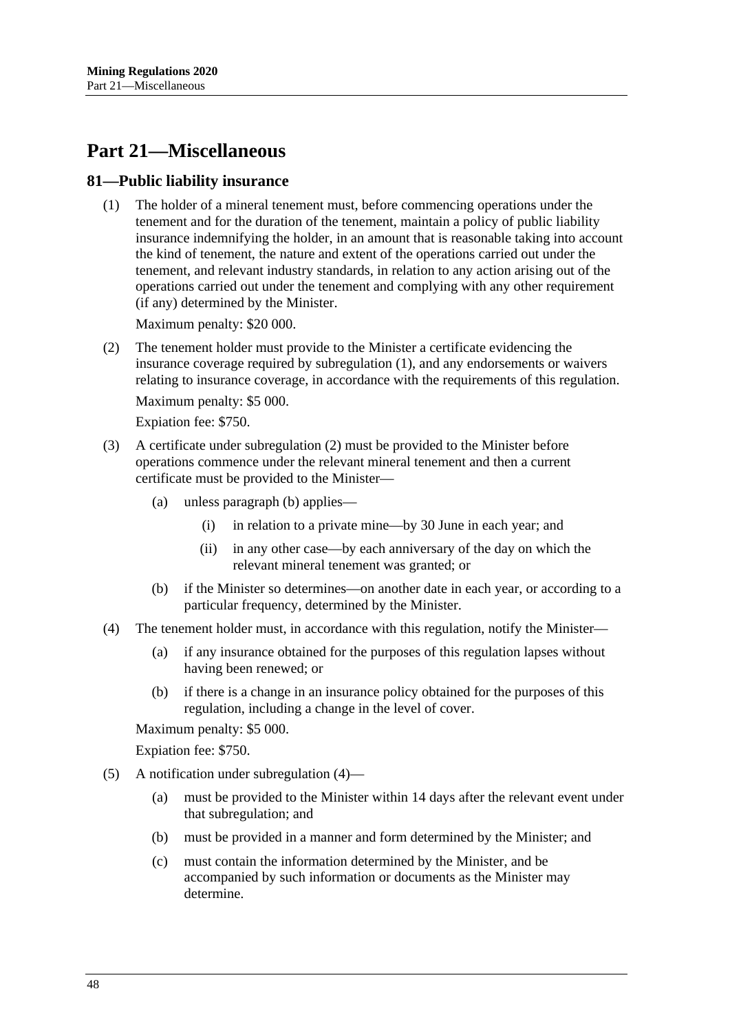# Part 21—Miscellaneous

## 81—Public liability insurance

(1) The holder of a mineral tenement must, before commencing operations under the tenement and for the duration of the tenement, maintain a policy of public liability insurance indemnifying the holder, in an amount that is reasonable taking into account the kind of tenement, the nature and extent of the operations carried out under the tenement, and relevant industry standards, in relation to any action arising out of the operations carried out under the tenement and complying with any other requirement (if any) determined by the Minister.

Maximum penalty: $20 000.

(2) The tenement holder must provide to the Minister a certificate evidencing the insurance coverage required by subregulation (1), and any endorsements or waivers relating to insurance coverage, in accordance with the requirements of this regulation.

Maximum penalty: $5 000.

Expiation fee: $750.

(3) A certificate under subregulation (2) must be provided to the Minister before operations commence under the relevant mineral tenement and then a current certificate must be provided to the Minister—

- (a) unless paragraph (b) applies—
  - (i) in relation to a private mine—by 30 June in each year; and
  - (ii) in any other case—by each anniversary of the day on which the relevant mineral tenement was granted; or
- (b) if the Minister so determines—on another date in each year, or according to a particular frequency, determined by the Minister.

(4) The tenement holder must, in accordance with this regulation, notify the Minister—

- (a) if any insurance obtained for the purposes of this regulation lapses without having been renewed; or
- (b) if there is a change in an insurance policy obtained for the purposes of this regulation, including a change in the level of cover.

Maximum penalty: $5 000.

Expiation fee: $750.

(5) A notification under subregulation (4)—

- (a) must be provided to the Minister within 14 days after the relevant event under that subregulation; and
- (b) must be provided in a manner and form determined by the Minister; and
- (c) must contain the information determined by the Minister, and be accompanied by such information or documents as the Minister may determine.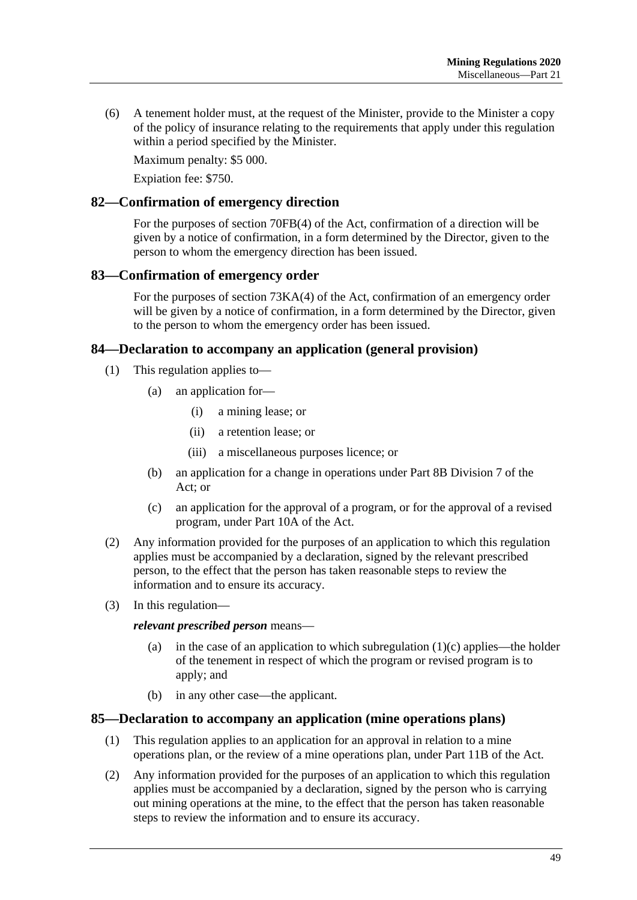(6) A tenement holder must, at the request of the Minister, provide to the Minister a copy of the policy of insurance relating to the requirements that apply under this regulation within a period specified by the Minister.

Maximum penalty: $5 000.

Expiation fee: $750.

## 82—Confirmation of emergency direction

For the purposes of section 70FB(4) of the Act, confirmation of a direction will be given by a notice of confirmation, in a form determined by the Director, given to the person to whom the emergency direction has been issued.

## 83—Confirmation of emergency order

For the purposes of section 73KA(4) of the Act, confirmation of an emergency order will be given by a notice of confirmation, in a form determined by the Director, given to the person to whom the emergency order has been issued.

## 84—Declaration to accompany an application (general provision)

(1) This regulation applies to—

  (a) an application for—

    (i) a mining lease; or

    (ii) a retention lease; or

    (iii) a miscellaneous purposes licence; or

  (b) an application for a change in operations under Part 8B Division 7 of the Act; or

  (c) an application for the approval of a program, or for the approval of a revised program, under Part 10A of the Act.

(2) Any information provided for the purposes of an application to which this regulation applies must be accompanied by a declaration, signed by the relevant prescribed person, to the effect that the person has taken reasonable steps to review the information and to ensure its accuracy.

(3) In this regulation—

***relevant prescribed person*** means—

  (a) in the case of an application to which subregulation (1)(c) applies—the holder of the tenement in respect of which the program or revised program is to apply; and

  (b) in any other case—the applicant.

## 85—Declaration to accompany an application (mine operations plans)

(1) This regulation applies to an application for an approval in relation to a mine operations plan, or the review of a mine operations plan, under Part 11B of the Act.

(2) Any information provided for the purposes of an application to which this regulation applies must be accompanied by a declaration, signed by the person who is carrying out mining operations at the mine, to the effect that the person has taken reasonable steps to review the information and to ensure its accuracy.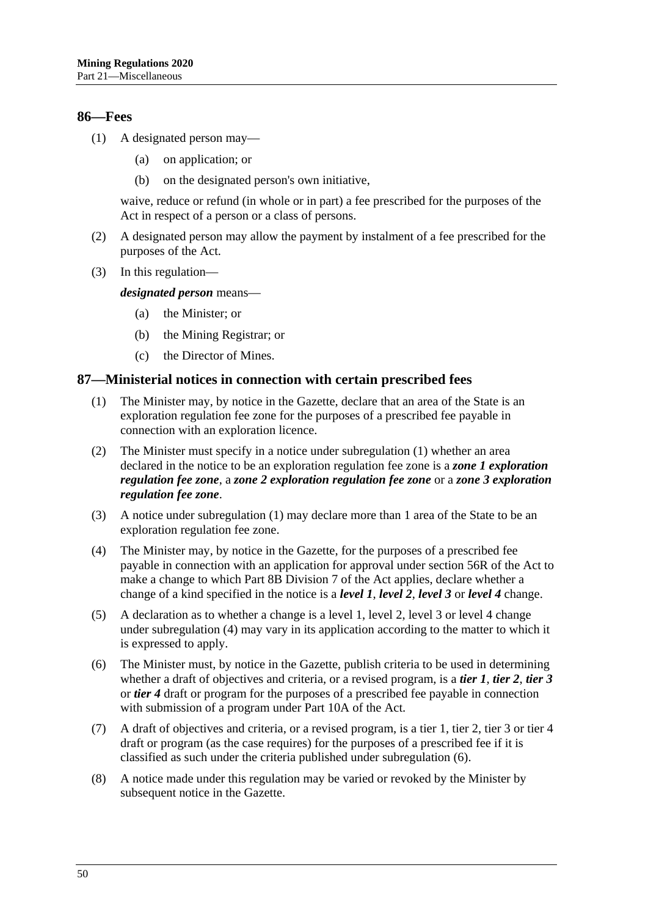## 86—Fees

(1) A designated person may—

(a) on application; or

(b) on the designated person's own initiative,

waive, reduce or refund (in whole or in part) a fee prescribed for the purposes of the Act in respect of a person or a class of persons.

(2) A designated person may allow the payment by instalment of a fee prescribed for the purposes of the Act.

(3) In this regulation—

***designated person*** means—

(a) the Minister; or

(b) the Mining Registrar; or

(c) the Director of Mines.

## 87—Ministerial notices in connection with certain prescribed fees

(1) The Minister may, by notice in the Gazette, declare that an area of the State is an exploration regulation fee zone for the purposes of a prescribed fee payable in connection with an exploration licence.

(2) The Minister must specify in a notice under subregulation (1) whether an area declared in the notice to be an exploration regulation fee zone is a ***zone 1 exploration regulation fee zone***, a ***zone 2 exploration regulation fee zone*** or a ***zone 3 exploration regulation fee zone***.

(3) A notice under subregulation (1) may declare more than 1 area of the State to be an exploration regulation fee zone.

(4) The Minister may, by notice in the Gazette, for the purposes of a prescribed fee payable in connection with an application for approval under section 56R of the Act to make a change to which Part 8B Division 7 of the Act applies, declare whether a change of a kind specified in the notice is a ***level 1***, ***level 2***, ***level 3*** or ***level 4*** change.

(5) A declaration as to whether a change is a level 1, level 2, level 3 or level 4 change under subregulation (4) may vary in its application according to the matter to which it is expressed to apply.

(6) The Minister must, by notice in the Gazette, publish criteria to be used in determining whether a draft of objectives and criteria, or a revised program, is a ***tier 1***, ***tier 2***, ***tier 3*** or ***tier 4*** draft or program for the purposes of a prescribed fee payable in connection with submission of a program under Part 10A of the Act.

(7) A draft of objectives and criteria, or a revised program, is a tier 1, tier 2, tier 3 or tier 4 draft or program (as the case requires) for the purposes of a prescribed fee if it is classified as such under the criteria published under subregulation (6).

(8) A notice made under this regulation may be varied or revoked by the Minister by subsequent notice in the Gazette.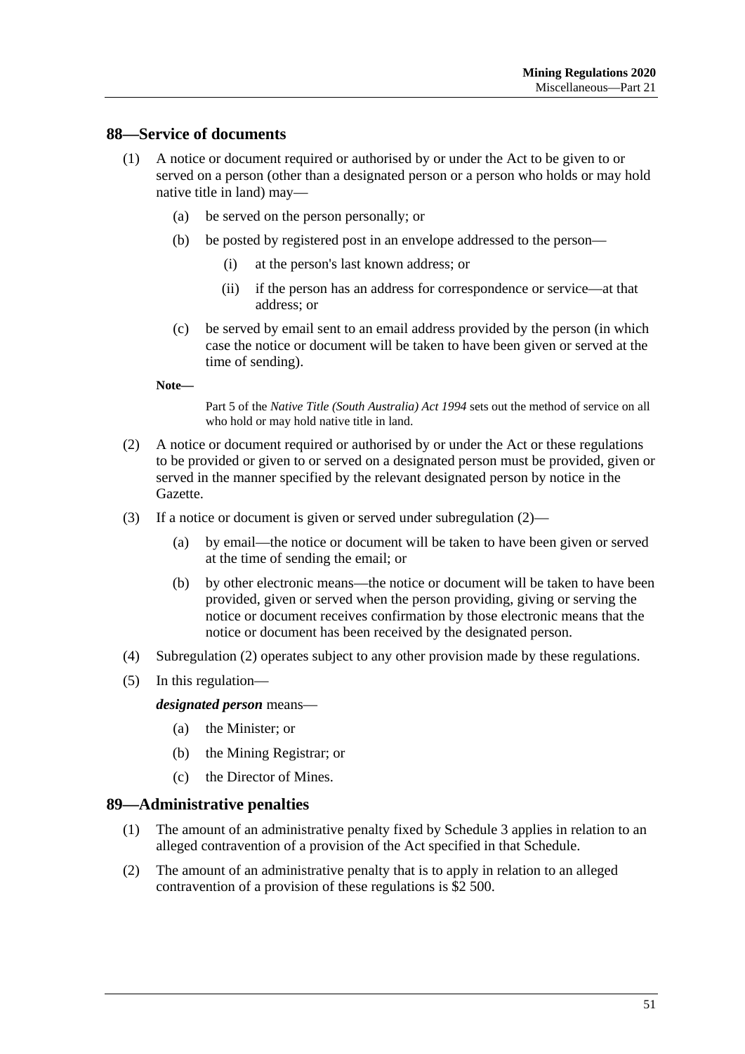## 88—Service of documents

(1) A notice or document required or authorised by or under the Act to be given to or served on a person (other than a designated person or a person who holds or may hold native title in land) may—

(a) be served on the person personally; or

(b) be posted by registered post in an envelope addressed to the person—

(i) at the person's last known address; or

(ii) if the person has an address for correspondence or service—at that address; or

(c) be served by email sent to an email address provided by the person (in which case the notice or document will be taken to have been given or served at the time of sending).

**Note—**

Part 5 of the *Native Title (South Australia) Act 1994* sets out the method of service on all who hold or may hold native title in land.

(2) A notice or document required or authorised by or under the Act or these regulations to be provided or given to or served on a designated person must be provided, given or served in the manner specified by the relevant designated person by notice in the Gazette.

(3) If a notice or document is given or served under subregulation (2)—

(a) by email—the notice or document will be taken to have been given or served at the time of sending the email; or

(b) by other electronic means—the notice or document will be taken to have been provided, given or served when the person providing, giving or serving the notice or document receives confirmation by those electronic means that the notice or document has been received by the designated person.

(4) Subregulation (2) operates subject to any other provision made by these regulations.

(5) In this regulation—

***designated person*** means—

(a) the Minister; or

(b) the Mining Registrar; or

(c) the Director of Mines.

## 89—Administrative penalties

(1) The amount of an administrative penalty fixed by Schedule 3 applies in relation to an alleged contravention of a provision of the Act specified in that Schedule.

(2) The amount of an administrative penalty that is to apply in relation to an alleged contravention of a provision of these regulations is $2 500.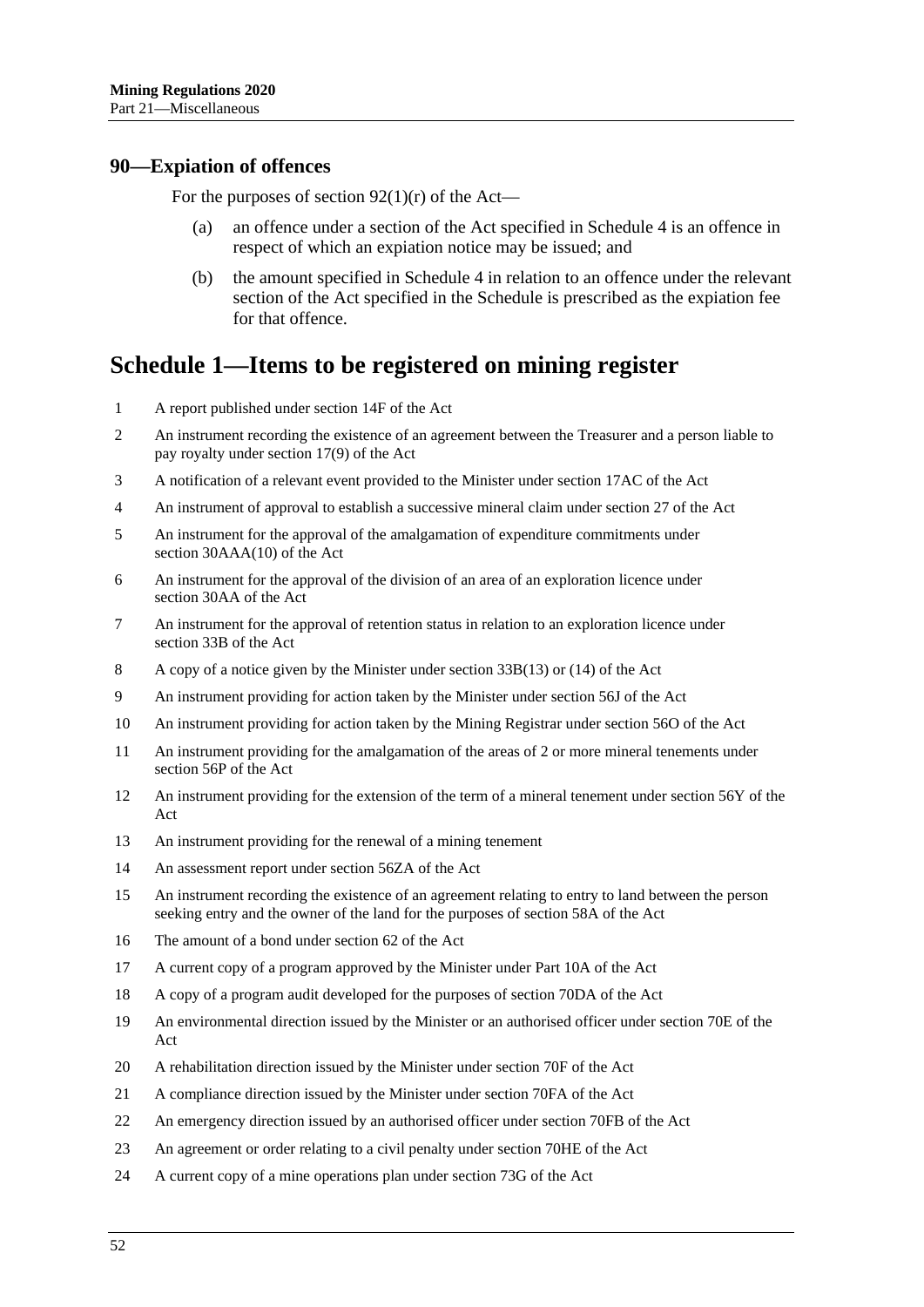## 90—Expiation of offences

For the purposes of section 92(1)(r) of the Act—

(a) an offence under a section of the Act specified in Schedule 4 is an offence in respect of which an expiation notice may be issued; and

(b) the amount specified in Schedule 4 in relation to an offence under the relevant section of the Act specified in the Schedule is prescribed as the expiation fee for that offence.

# Schedule 1—Items to be registered on mining register

1 A report published under section 14F of the Act

2 An instrument recording the existence of an agreement between the Treasurer and a person liable to pay royalty under section 17(9) of the Act

3 A notification of a relevant event provided to the Minister under section 17AC of the Act

4 An instrument of approval to establish a successive mineral claim under section 27 of the Act

5 An instrument for the approval of the amalgamation of expenditure commitments under section 30AAA(10) of the Act

6 An instrument for the approval of the division of an area of an exploration licence under section 30AA of the Act

7 An instrument for the approval of retention status in relation to an exploration licence under section 33B of the Act

8 A copy of a notice given by the Minister under section 33B(13) or (14) of the Act

9 An instrument providing for action taken by the Minister under section 56J of the Act

10 An instrument providing for action taken by the Mining Registrar under section 56O of the Act

11 An instrument providing for the amalgamation of the areas of 2 or more mineral tenements under section 56P of the Act

12 An instrument providing for the extension of the term of a mineral tenement under section 56Y of the Act

13 An instrument providing for the renewal of a mining tenement

14 An assessment report under section 56ZA of the Act

15 An instrument recording the existence of an agreement relating to entry to land between the person seeking entry and the owner of the land for the purposes of section 58A of the Act

16 The amount of a bond under section 62 of the Act

17 A current copy of a program approved by the Minister under Part 10A of the Act

18 A copy of a program audit developed for the purposes of section 70DA of the Act

19 An environmental direction issued by the Minister or an authorised officer under section 70E of the Act

20 A rehabilitation direction issued by the Minister under section 70F of the Act

21 A compliance direction issued by the Minister under section 70FA of the Act

22 An emergency direction issued by an authorised officer under section 70FB of the Act

23 An agreement or order relating to a civil penalty under section 70HE of the Act

24 A current copy of a mine operations plan under section 73G of the Act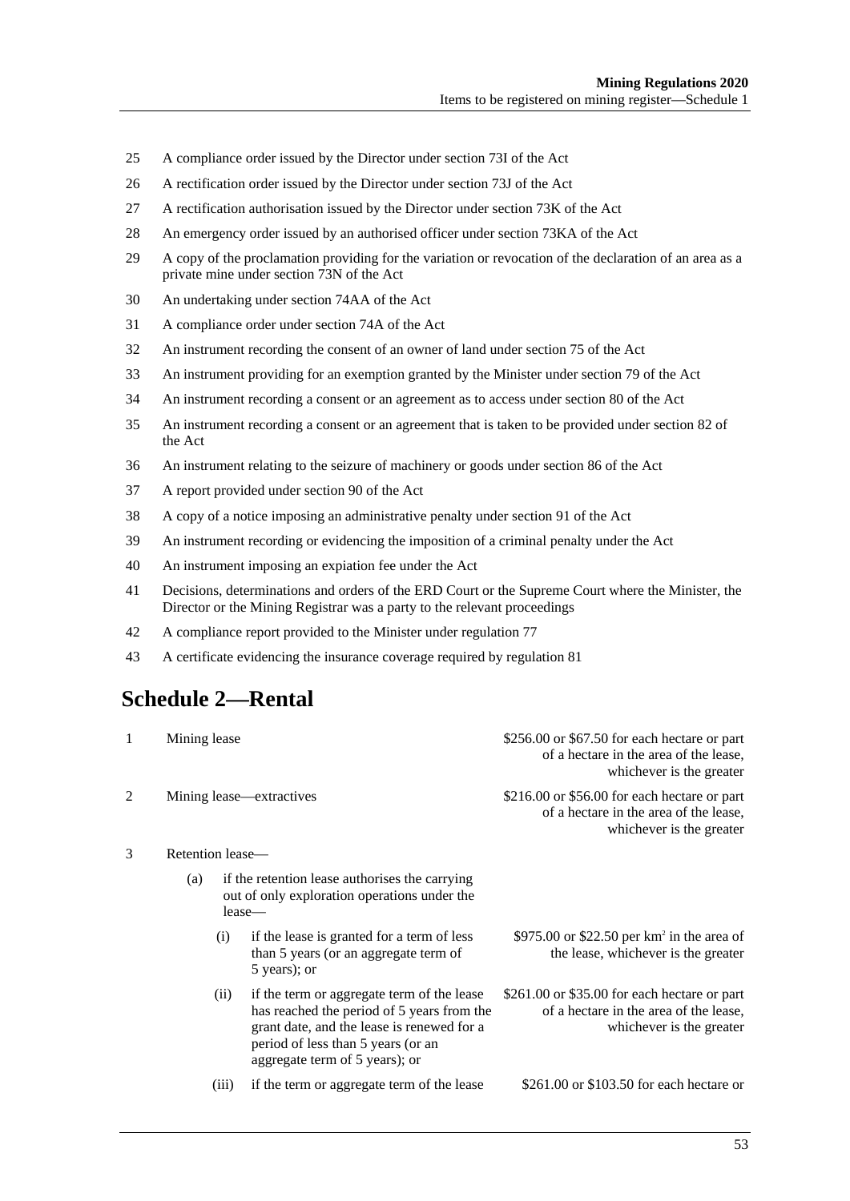25 A compliance order issued by the Director under section 73I of the Act

26 A rectification order issued by the Director under section 73J of the Act

27 A rectification authorisation issued by the Director under section 73K of the Act

28 An emergency order issued by an authorised officer under section 73KA of the Act

29 A copy of the proclamation providing for the variation or revocation of the declaration of an area as a private mine under section 73N of the Act

30 An undertaking under section 74AA of the Act

31 A compliance order under section 74A of the Act

32 An instrument recording the consent of an owner of land under section 75 of the Act

33 An instrument providing for an exemption granted by the Minister under section 79 of the Act

34 An instrument recording a consent or an agreement as to access under section 80 of the Act

35 An instrument recording a consent or an agreement that is taken to be provided under section 82 of the Act

36 An instrument relating to the seizure of machinery or goods under section 86 of the Act

37 A report provided under section 90 of the Act

38 A copy of a notice imposing an administrative penalty under section 91 of the Act

39 An instrument recording or evidencing the imposition of a criminal penalty under the Act

40 An instrument imposing an expiation fee under the Act

41 Decisions, determinations and orders of the ERD Court or the Supreme Court where the Minister, the Director or the Mining Registrar was a party to the relevant proceedings

42 A compliance report provided to the Minister under regulation 77

43 A certificate evidencing the insurance coverage required by regulation 81

# Schedule 2—Rental

1 Mining lease — \$256.00 or \$67.50 for each hectare or part of a hectare in the area of the lease, whichever is the greater

2 Mining lease—extractives — \$216.00 or \$56.00 for each hectare or part of a hectare in the area of the lease, whichever is the greater

3 Retention lease—

(a) if the retention lease authorises the carrying out of only exploration operations under the lease—

(i) if the lease is granted for a term of less than 5 years (or an aggregate term of 5 years); or — \$975.00 or \$22.50 per $km^2$ in the area of the lease, whichever is the greater

(ii) if the term or aggregate term of the lease has reached the period of 5 years from the grant date, and the lease is renewed for a period of less than 5 years (or an aggregate term of 5 years); or — \$261.00 or \$35.00 for each hectare or part of a hectare in the area of the lease, whichever is the greater

(iii) if the term or aggregate term of the lease — \$261.00 or \$103.50 for each hectare or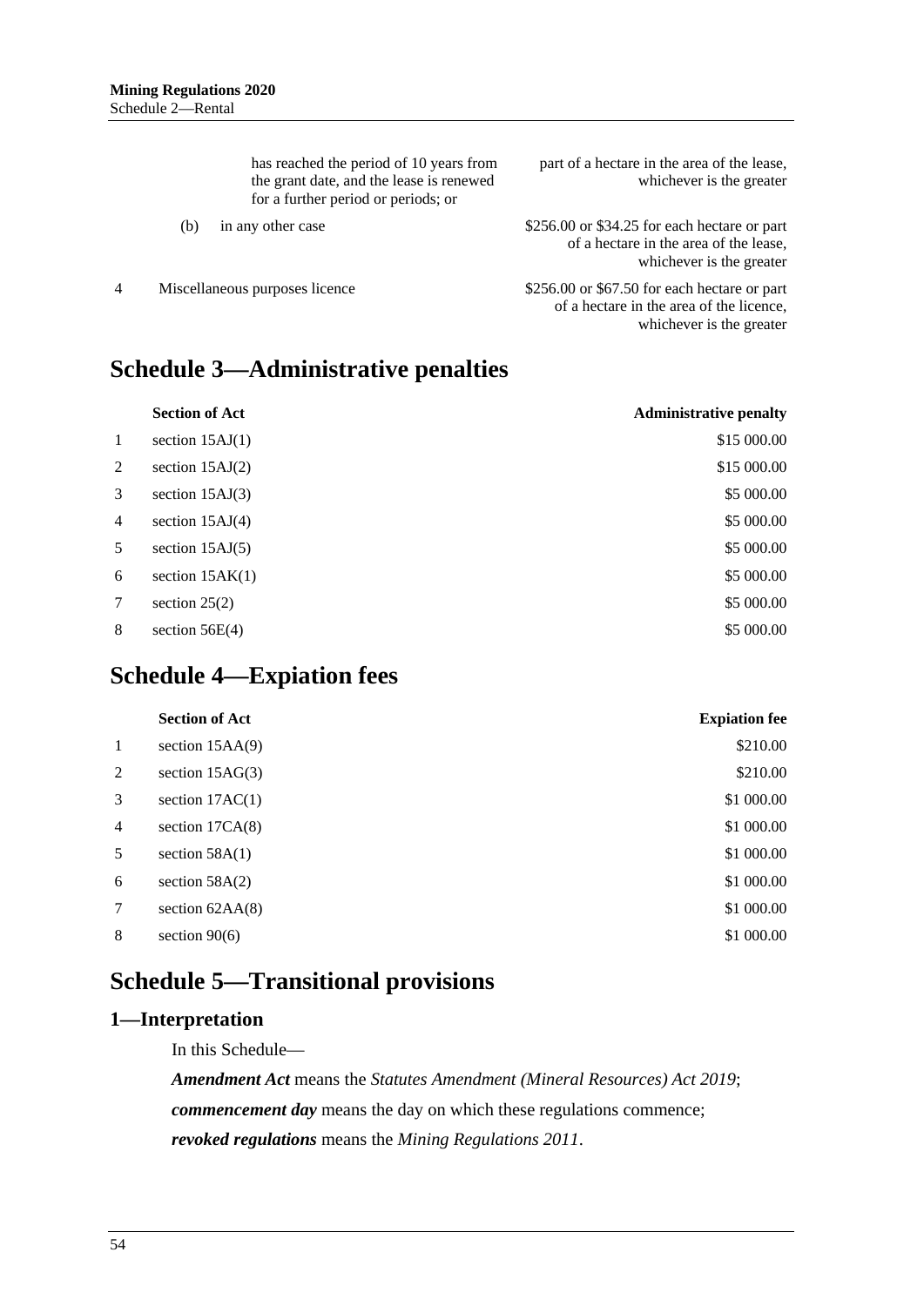| | | |
|---|---|---|
| | has reached the period of 10 years from the grant date, and the lease is renewed for a further period or periods; or | part of a hectare in the area of the lease, whichever is the greater |
| | (b) in any other case | $256.00 or $34.25 for each hectare or part of a hectare in the area of the lease, whichever is the greater |
| 4 | Miscellaneous purposes licence | $256.00 or $67.50 for each hectare or part of a hectare in the area of the licence, whichever is the greater |

# Schedule 3—Administrative penalties

| | Section of Act | Administrative penalty |
|---|---|---|
| 1 | section 15AJ(1) | $15 000.00 |
| 2 | section 15AJ(2) | $15 000.00 |
| 3 | section 15AJ(3) | $5 000.00 |
| 4 | section 15AJ(4) | $5 000.00 |
| 5 | section 15AJ(5) | $5 000.00 |
| 6 | section 15AK(1) | $5 000.00 |
| 7 | section 25(2) | $5 000.00 |
| 8 | section 56E(4) | $5 000.00 |

# Schedule 4—Expiation fees

| | Section of Act | Expiation fee |
|---|---|---|
| 1 | section 15AA(9) | $210.00 |
| 2 | section 15AG(3) | $210.00 |
| 3 | section 17AC(1) | $1 000.00 |
| 4 | section 17CA(8) | $1 000.00 |
| 5 | section 58A(1) | $1 000.00 |
| 6 | section 58A(2) | $1 000.00 |
| 7 | section 62AA(8) | $1 000.00 |
| 8 | section 90(6) | $1 000.00 |

# Schedule 5—Transitional provisions

## 1—Interpretation

In this Schedule—

***Amendment Act*** means the *Statutes Amendment (Mineral Resources) Act 2019*;

***commencement day*** means the day on which these regulations commence;

***revoked regulations*** means the *Mining Regulations 2011*.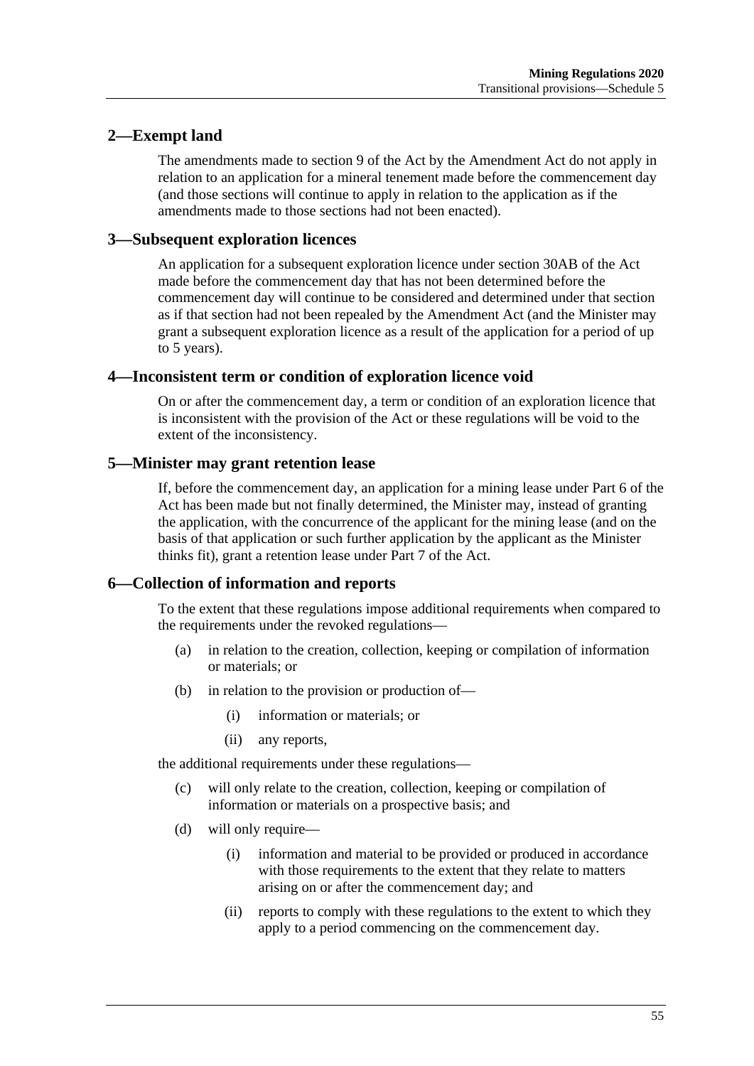## 2—Exempt land

The amendments made to section 9 of the Act by the Amendment Act do not apply in relation to an application for a mineral tenement made before the commencement day (and those sections will continue to apply in relation to the application as if the amendments made to those sections had not been enacted).

## 3—Subsequent exploration licences

An application for a subsequent exploration licence under section 30AB of the Act made before the commencement day that has not been determined before the commencement day will continue to be considered and determined under that section as if that section had not been repealed by the Amendment Act (and the Minister may grant a subsequent exploration licence as a result of the application for a period of up to 5 years).

## 4—Inconsistent term or condition of exploration licence void

On or after the commencement day, a term or condition of an exploration licence that is inconsistent with the provision of the Act or these regulations will be void to the extent of the inconsistency.

## 5—Minister may grant retention lease

If, before the commencement day, an application for a mining lease under Part 6 of the Act has been made but not finally determined, the Minister may, instead of granting the application, with the concurrence of the applicant for the mining lease (and on the basis of that application or such further application by the applicant as the Minister thinks fit), grant a retention lease under Part 7 of the Act.

## 6—Collection of information and reports

To the extent that these regulations impose additional requirements when compared to the requirements under the revoked regulations—

(a) in relation to the creation, collection, keeping or compilation of information or materials; or

(b) in relation to the provision or production of—

  (i) information or materials; or

  (ii) any reports,

the additional requirements under these regulations—

(c) will only relate to the creation, collection, keeping or compilation of information or materials on a prospective basis; and

(d) will only require—

  (i) information and material to be provided or produced in accordance with those requirements to the extent that they relate to matters arising on or after the commencement day; and

  (ii) reports to comply with these regulations to the extent to which they apply to a period commencing on the commencement day.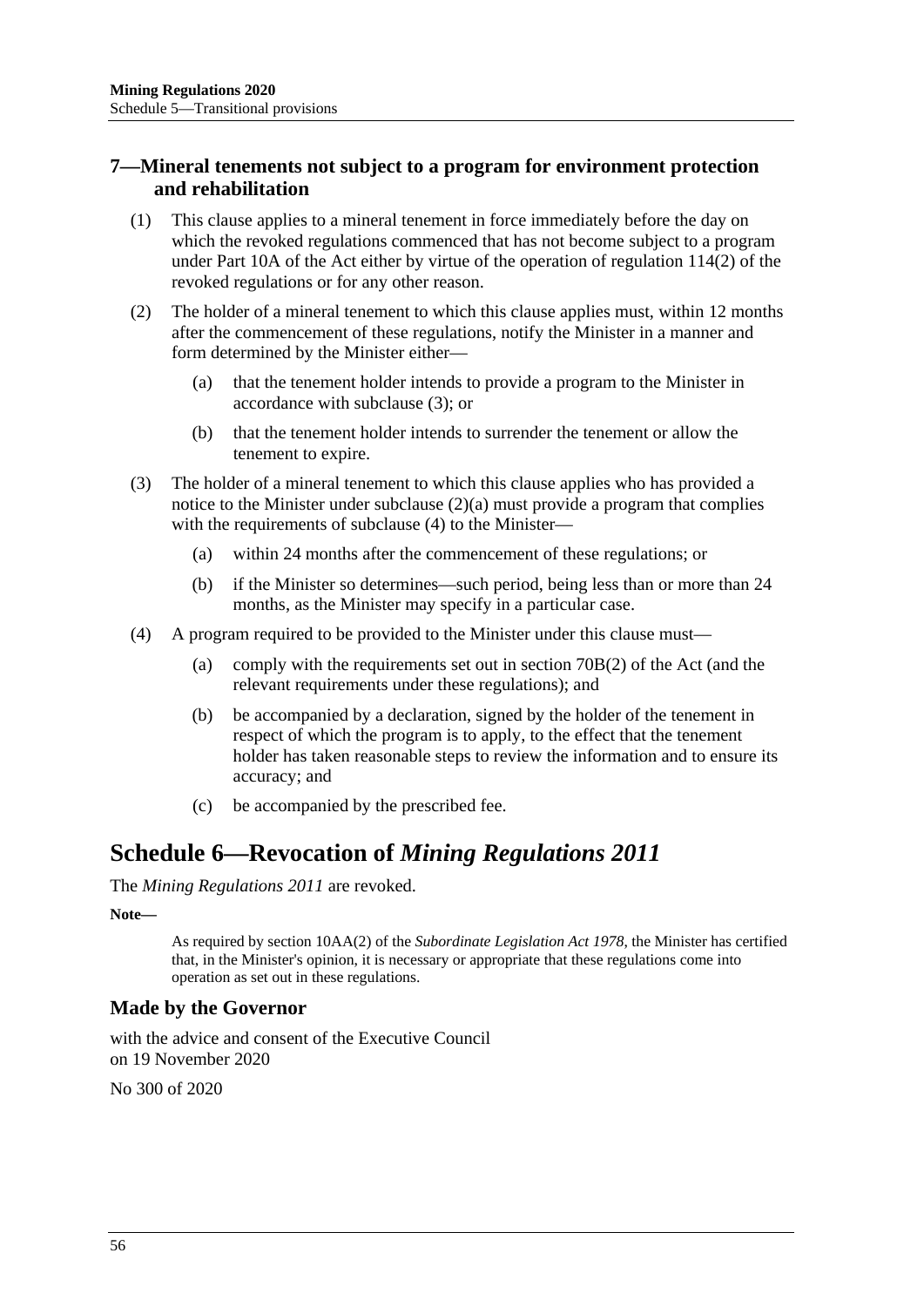### 7—Mineral tenements not subject to a program for environment protection and rehabilitation

(1) This clause applies to a mineral tenement in force immediately before the day on which the revoked regulations commenced that has not become subject to a program under Part 10A of the Act either by virtue of the operation of regulation 114(2) of the revoked regulations or for any other reason.

(2) The holder of a mineral tenement to which this clause applies must, within 12 months after the commencement of these regulations, notify the Minister in a manner and form determined by the Minister either—

(a) that the tenement holder intends to provide a program to the Minister in accordance with subclause (3); or

(b) that the tenement holder intends to surrender the tenement or allow the tenement to expire.

(3) The holder of a mineral tenement to which this clause applies who has provided a notice to the Minister under subclause (2)(a) must provide a program that complies with the requirements of subclause (4) to the Minister—

(a) within 24 months after the commencement of these regulations; or

(b) if the Minister so determines—such period, being less than or more than 24 months, as the Minister may specify in a particular case.

(4) A program required to be provided to the Minister under this clause must—

(a) comply with the requirements set out in section 70B(2) of the Act (and the relevant requirements under these regulations); and

(b) be accompanied by a declaration, signed by the holder of the tenement in respect of which the program is to apply, to the effect that the tenement holder has taken reasonable steps to review the information and to ensure its accuracy; and

(c) be accompanied by the prescribed fee.

# Schedule 6—Revocation of *Mining Regulations 2011*

The *Mining Regulations 2011* are revoked.

**Note—**

As required by section 10AA(2) of the *Subordinate Legislation Act 1978*, the Minister has certified that, in the Minister's opinion, it is necessary or appropriate that these regulations come into operation as set out in these regulations.

## Made by the Governor

with the advice and consent of the Executive Council
on 19 November 2020

No 300 of 2020